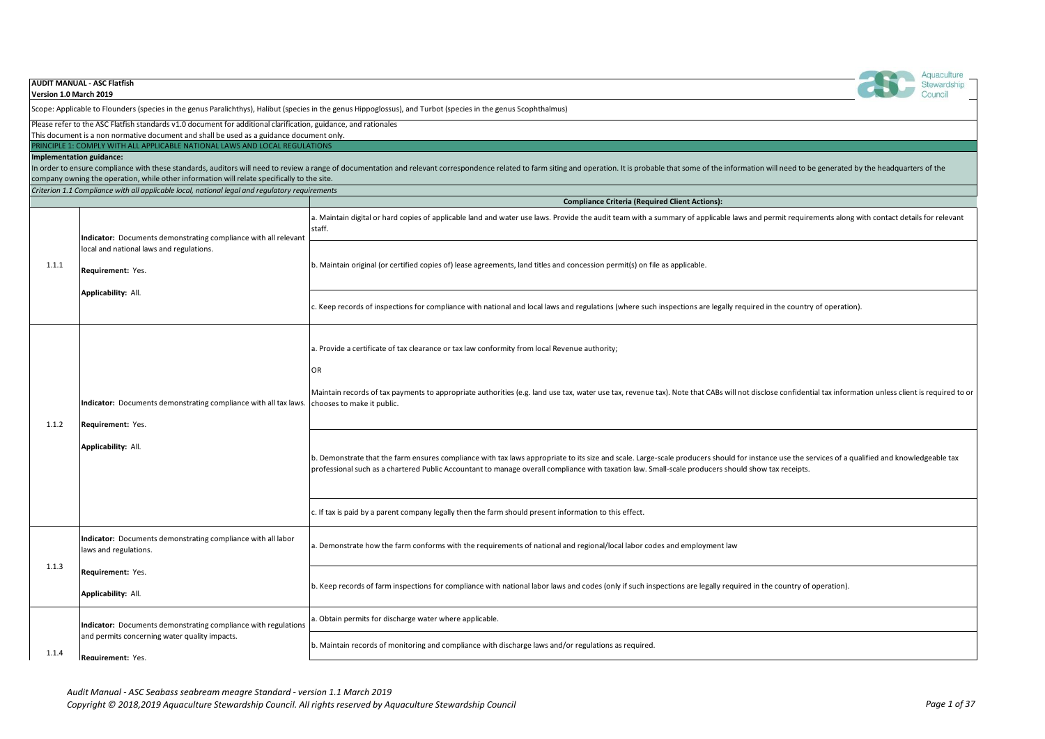**AUDIT MANUAL - ASC Flatfish**
**Version 1.0 March 2019**

Scope: Applicable to Flounders (species in the genus Paralichthys), Halibut (species in the genus Hippoglossus), and Turbot (species in the genus Scophthalmus)

Please refer to the ASC Flatfish standards v1.0 document for additional clarification, guidance, and rationales
This document is a non normative document and shall be used as a guidance document only.

## PRINCIPLE 1: COMPLY WITH ALL APPLICABLE NATIONAL LAWS AND LOCAL REGULATIONS

**Implementation guidance:**
In order to ensure compliance with these standards, auditors will need to review a range of documentation and relevant correspondence related to farm siting and operation. It is probable that some of the information will need to be generated by the headquarters of the company owning the operation, while other information will relate specifically to the site.

*Criterion 1.1 Compliance with all applicable local, national legal and regulatory requirements*

| | | **Compliance Criteria (Required Client Actions):** |
|---|---|---|
| 1.1.1 | **Indicator:** Documents demonstrating compliance with all relevant local and national laws and regulations.<br><br>**Requirement:** Yes.<br><br>**Applicability:** All. | a. Maintain digital or hard copies of applicable land and water use laws. Provide the audit team with a summary of applicable laws and permit requirements along with contact details for relevant staff. |
| | | b. Maintain original (or certified copies of) lease agreements, land titles and concession permit(s) on file as applicable. |
| | | c. Keep records of inspections for compliance with national and local laws and regulations (where such inspections are legally required in the country of operation). |
| 1.1.2 | **Indicator:** Documents demonstrating compliance with all tax laws.<br><br>**Requirement:** Yes.<br><br>**Applicability:** All. | a. Provide a certificate of tax clearance or tax law conformity from local Revenue authority;<br><br>OR<br><br>Maintain records of tax payments to appropriate authorities (e.g. land use tax, water use tax, revenue tax). Note that CABs will not disclose confidential tax information unless client is required to or chooses to make it public. |
| | | b. Demonstrate that the farm ensures compliance with tax laws appropriate to its size and scale. Large-scale producers should for instance use the services of a qualified and knowledgeable tax professional such as a chartered Public Accountant to manage overall compliance with taxation law. Small-scale producers should show tax receipts. |
| | | c. If tax is paid by a parent company legally then the farm should present information to this effect. |
| 1.1.3 | **Indicator:** Documents demonstrating compliance with all labor laws and regulations.<br><br>**Requirement:** Yes.<br><br>**Applicability:** All. | a. Demonstrate how the farm conforms with the requirements of national and regional/local labor codes and employment law |
| | | b. Keep records of farm inspections for compliance with national labor laws and codes (only if such inspections are legally required in the country of operation). |
| 1.1.4 | **Indicator:** Documents demonstrating compliance with regulations and permits concerning water quality impacts.<br><br>**Requirement:** Yes. | a. Obtain permits for discharge water where applicable. |
| | | b. Maintain records of monitoring and compliance with discharge laws and/or regulations as required. |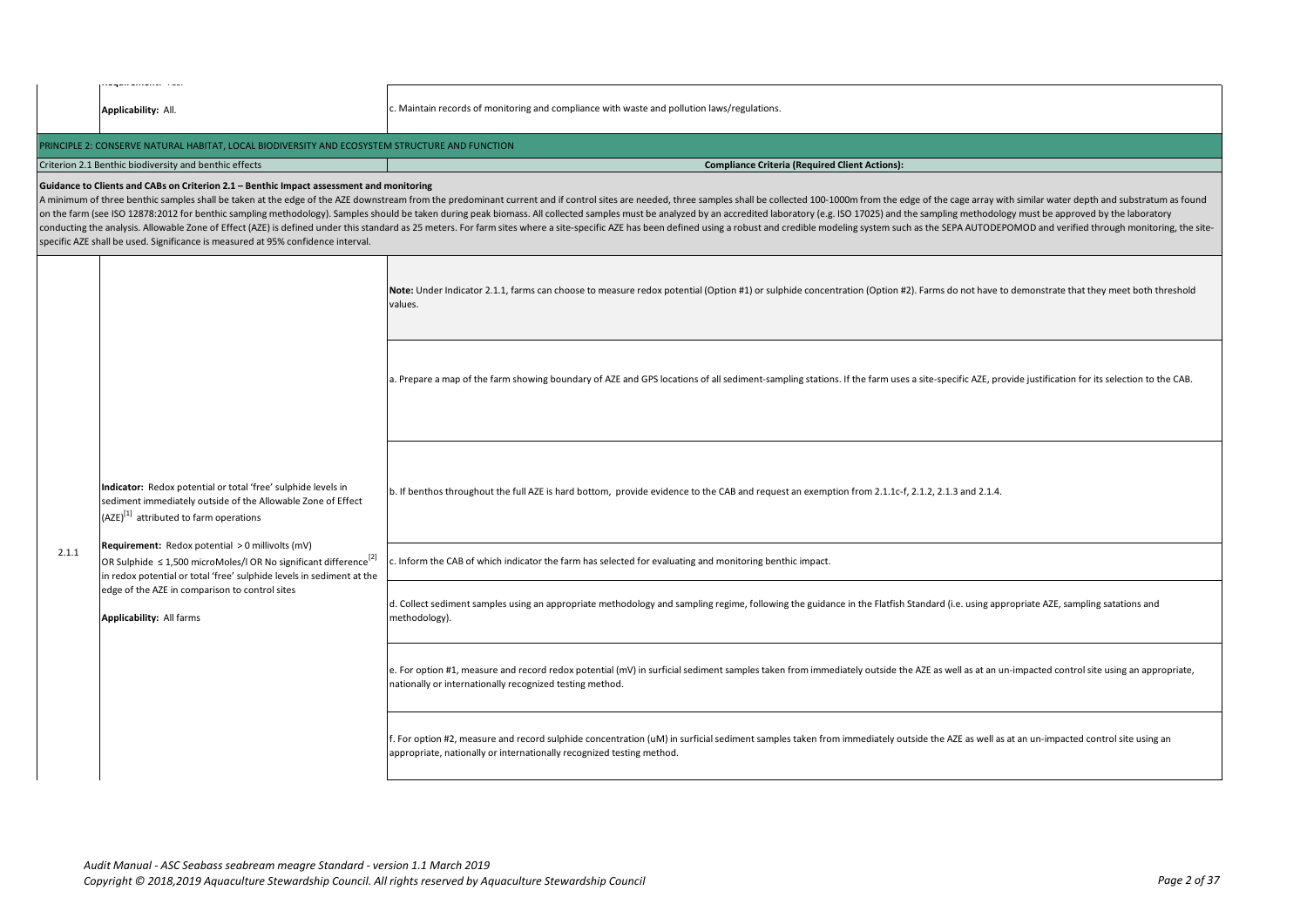| | | |
|---|---|---|
| | Requirement: Yes. <br> **Applicability:** All. | c. Maintain records of monitoring and compliance with waste and pollution laws/regulations. |

## PRINCIPLE 2: CONSERVE NATURAL HABITAT, LOCAL BIODIVERSITY AND ECOSYSTEM STRUCTURE AND FUNCTION

| Criterion 2.1 Benthic biodiversity and benthic effects | **Compliance Criteria (Required Client Actions):** |
|---|---|

**Guidance to Clients and CABs on Criterion 2.1 – Benthic Impact assessment and monitoring**

A minimum of three benthic samples shall be taken at the edge of the AZE downstream from the predominant current and if control sites are needed, three samples shall be collected 100-1000m from the edge of the cage array with similar water depth and substratum as found on the farm (see ISO 12878:2012 for benthic sampling methodology). Samples should be taken during peak biomass. All collected samples must be analyzed by an accredited laboratory (e.g. ISO 17025) and the sampling methodology must be approved by the laboratory conducting the analysis. Allowable Zone of Effect (AZE) is defined under this standard as 25 meters. For farm sites where a site-specific AZE has been defined using a robust and credible modeling system such as the SEPA AUTODEPOMOD and verified through monitoring, the site-specific AZE shall be used. Significance is measured at 95% confidence interval.

| | | |
|---|---|---|
| 2.1.1 | **Indicator:** Redox potential or total 'free' sulphide levels in sediment immediately outside of the Allowable Zone of Effect (AZE)[1] attributed to farm operations <br><br> **Requirement:** Redox potential > 0 millivolts (mV) OR Sulphide ≤ 1,500 microMoles/l OR No significant difference[2] in redox potential or total 'free' sulphide levels in sediment at the edge of the AZE in comparison to control sites <br><br> **Applicability:** All farms | **Note:** Under Indicator 2.1.1, farms can choose to measure redox potential (Option #1) or sulphide concentration (Option #2). Farms do not have to demonstrate that they meet both threshold values. |
| | | a. Prepare a map of the farm showing boundary of AZE and GPS locations of all sediment-sampling stations. If the farm uses a site-specific AZE, provide justification for its selection to the CAB. |
| | | b. If benthos throughout the full AZE is hard bottom, provide evidence to the CAB and request an exemption from 2.1.1c-f, 2.1.2, 2.1.3 and 2.1.4. |
| | | c. Inform the CAB of which indicator the farm has selected for evaluating and monitoring benthic impact. |
| | | d. Collect sediment samples using an appropriate methodology and sampling regime, following the guidance in the Flatfish Standard (i.e. using appropriate AZE, sampling satations and methodology). |
| | | e. For option #1, measure and record redox potential (mV) in surficial sediment samples taken from immediately outside the AZE as well as at an un-impacted control site using an appropriate, nationally or internationally recognized testing method. |
| | | f. For option #2, measure and record sulphide concentration (uM) in surficial sediment samples taken from immediately outside the AZE as well as at an un-impacted control site using an appropriate, nationally or internationally recognized testing method. |

*Audit Manual - ASC Seabass seabream meagre Standard - version 1.1 March 2019*
*Copyright © 2018,2019 Aquaculture Stewardship Council. All rights reserved by Aquaculture Stewardship Council*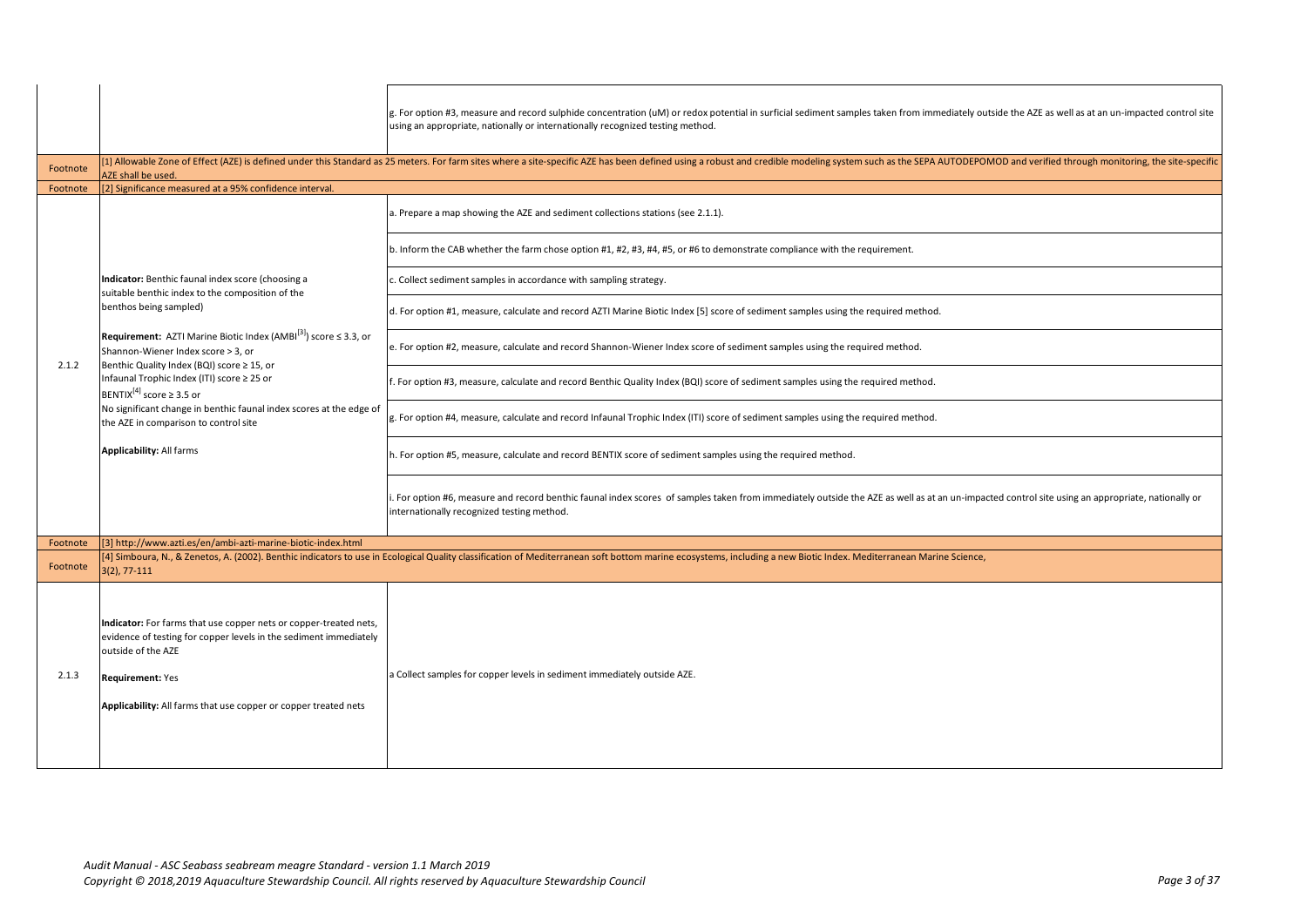| | | |
|---|---|---|
| | | g. For option #3, measure and record sulphide concentration (uM) or redox potential in surficial sediment samples taken from immediately outside the AZE as well as at an un-impacted control site using an appropriate, nationally or internationally recognized testing method. |
| Footnote | [1] Allowable Zone of Effect (AZE) is defined under this Standard as 25 meters. For farm sites where a site-specific AZE has been defined using a robust and credible modeling system such as the SEPA AUTODEPOMOD and verified through monitoring, the site-specific AZE shall be used. | |
| Footnote | [2] Significance measured at a 95% confidence interval. | |
| 2.1.2 | **Indicator:** Benthic faunal index score (choosing a suitable benthic index to the composition of the benthos being sampled)<br><br>**Requirement:** AZTI Marine Biotic Index (AMBI[3]) score ≤ 3.3, or Shannon-Wiener Index score > 3, or Benthic Quality Index (BQI) score ≥ 15, or Infaunal Trophic Index (ITI) score ≥ 25 or BENTIX[4] score ≥ 3.5 or No significant change in benthic faunal index scores at the edge of the AZE in comparison to control site<br><br>**Applicability:** All farms | a. Prepare a map showing the AZE and sediment collections stations (see 2.1.1).<br><br>b. Inform the CAB whether the farm chose option #1, #2, #3, #4, #5, or #6 to demonstrate compliance with the requirement.<br><br>c. Collect sediment samples in accordance with sampling strategy.<br><br>d. For option #1, measure, calculate and record AZTI Marine Biotic Index [5] score of sediment samples using the required method.<br><br>e. For option #2, measure, calculate and record Shannon-Wiener Index score of sediment samples using the required method.<br><br>f. For option #3, measure, calculate and record Benthic Quality Index (BQI) score of sediment samples using the required method.<br><br>g. For option #4, measure, calculate and record Infaunal Trophic Index (ITI) score of sediment samples using the required method.<br><br>h. For option #5, measure, calculate and record BENTIX score of sediment samples using the required method.<br><br>i. For option #6, measure and record benthic faunal index scores of samples taken from immediately outside the AZE as well as at an un-impacted control site using an appropriate, nationally or internationally recognized testing method. |
| Footnote | [3] http://www.azti.es/en/ambi-azti-marine-biotic-index.html | |
| Footnote | [4] Simboura, N., & Zenetos, A. (2002). Benthic indicators to use in Ecological Quality classification of Mediterranean soft bottom marine ecosystems, including a new Biotic Index. Mediterranean Marine Science, 3(2), 77-111 | |
| 2.1.3 | **Indicator:** For farms that use copper nets or copper-treated nets, evidence of testing for copper levels in the sediment immediately outside of the AZE<br><br>**Requirement:** Yes<br><br>**Applicability:** All farms that use copper or copper treated nets | a Collect samples for copper levels in sediment immediately outside AZE. |

*Audit Manual - ASC Seabass seabream meagre Standard - version 1.1 March 2019*
*Copyright © 2018,2019 Aquaculture Stewardship Council. All rights reserved by Aquaculture Stewardship Council*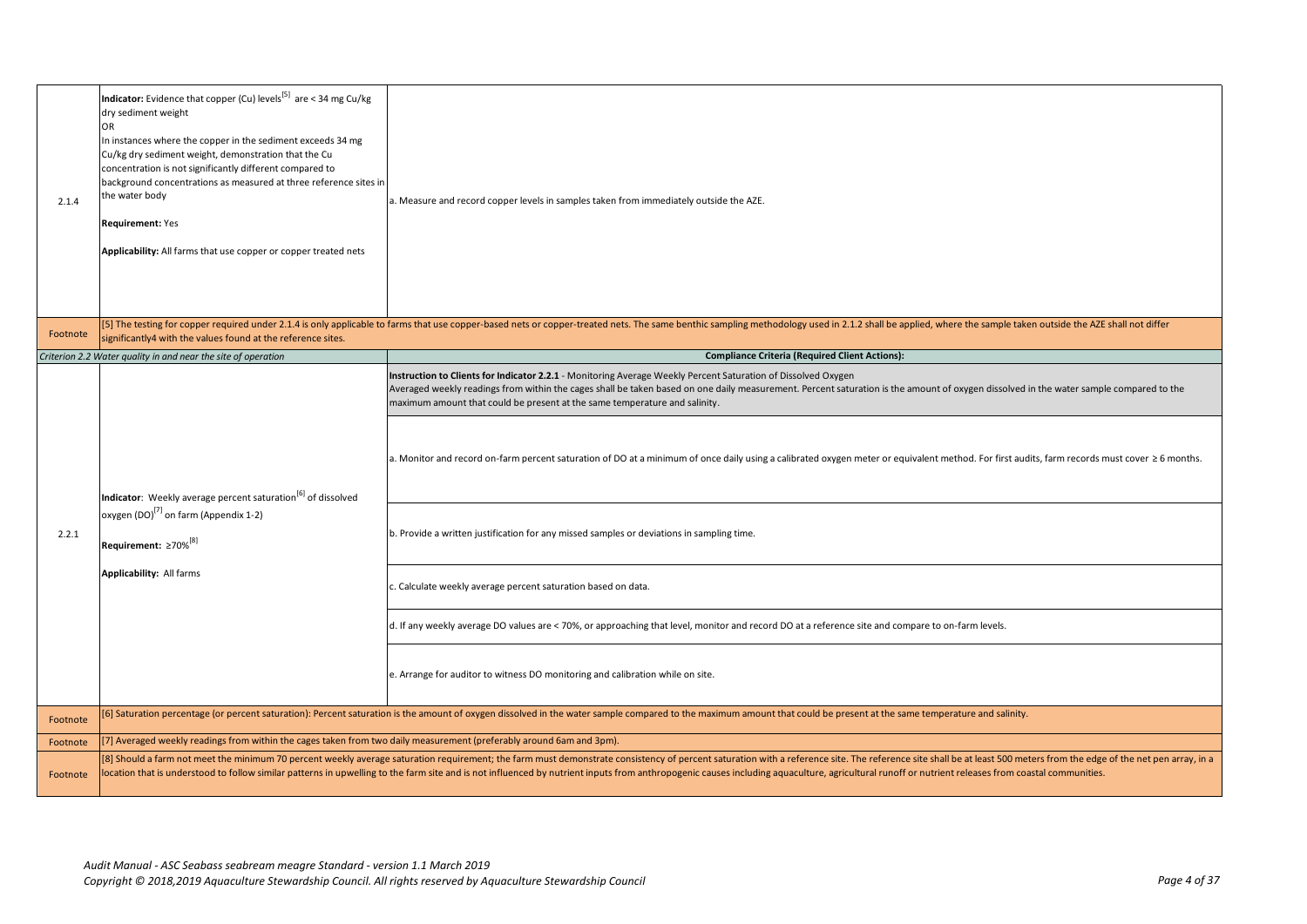| | | |
|---|---|---|
| 2.1.4 | **Indicator:** Evidence that copper (Cu) levels[5] are < 34 mg Cu/kg dry sediment weight<br>OR<br>In instances where the copper in the sediment exceeds 34 mg Cu/kg dry sediment weight, demonstration that the Cu concentration is not significantly different compared to background concentrations as measured at three reference sites in the water body<br><br>**Requirement:** Yes<br><br>**Applicability:** All farms that use copper or copper treated nets | a. Measure and record copper levels in samples taken from immediately outside the AZE. |
| Footnote | [5] The testing for copper required under 2.1.4 is only applicable to farms that use copper-based nets or copper-treated nets. The same benthic sampling methodology used in 2.1.2 shall be applied, where the sample taken outside the AZE shall not differ significantly4 with the values found at the reference sites. | |
| | *Criterion 2.2 Water quality in and near the site of operation* | **Compliance Criteria (Required Client Actions):** |
| 2.2.1 | **Indicator**: Weekly average percent saturation[6] of dissolved oxygen (DO)[7] on farm (Appendix 1-2)<br><br>**Requirement:** ≥70%[8]<br><br>**Applicability:** All farms | **Instruction to Clients for Indicator 2.2.1** - Monitoring Average Weekly Percent Saturation of Dissolved Oxygen<br>Averaged weekly readings from within the cages shall be taken based on one daily measurement. Percent saturation is the amount of oxygen dissolved in the water sample compared to the maximum amount that could be present at the same temperature and salinity. |
| | | a. Monitor and record on-farm percent saturation of DO at a minimum of once daily using a calibrated oxygen meter or equivalent method. For first audits, farm records must cover ≥ 6 months. |
| | | b. Provide a written justification for any missed samples or deviations in sampling time. |
| | | c. Calculate weekly average percent saturation based on data. |
| | | d. If any weekly average DO values are < 70%, or approaching that level, monitor and record DO at a reference site and compare to on-farm levels. |
| | | e. Arrange for auditor to witness DO monitoring and calibration while on site. |
| Footnote | [6] Saturation percentage (or percent saturation): Percent saturation is the amount of oxygen dissolved in the water sample compared to the maximum amount that could be present at the same temperature and salinity. | |
| Footnote | [7] Averaged weekly readings from within the cages taken from two daily measurement (preferably around 6am and 3pm). | |
| Footnote | [8] Should a farm not meet the minimum 70 percent weekly average saturation requirement; the farm must demonstrate consistency of percent saturation with a reference site. The reference site shall be at least 500 meters from the edge of the net pen array, in a location that is understood to follow similar patterns in upwelling to the farm site and is not influenced by nutrient inputs from anthropogenic causes including aquaculture, agricultural runoff or nutrient releases from coastal communities. | |

*Audit Manual - ASC Seabass seabream meagre Standard - version 1.1 March 2019*
*Copyright © 2018,2019 Aquaculture Stewardship Council. All rights reserved by Aquaculture Stewardship Council*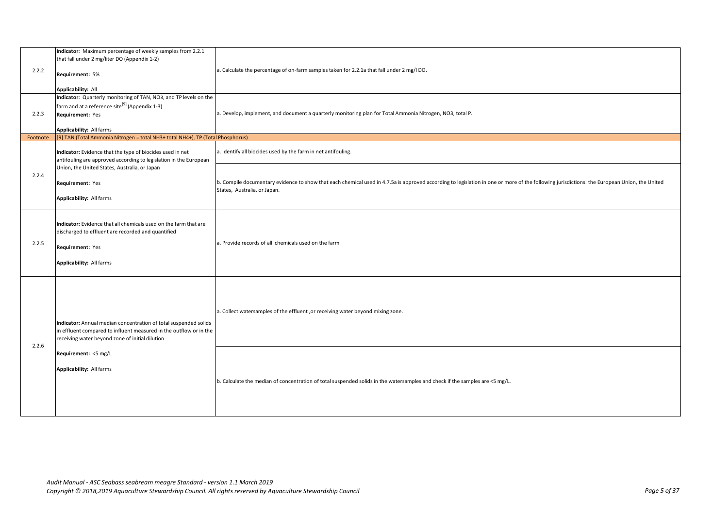| | | |
|---|---|---|
| 2.2.2 | **Indicator**: Maximum percentage of weekly samples from 2.2.1 that fall under 2 mg/liter DO (Appendix 1-2)<br><br>**Requirement:** 5%<br><br>**Applicability:** All | a. Calculate the percentage of on-farm samples taken for 2.2.1a that fall under 2 mg/l DO. |
| 2.2.3 | **Indicator**: Quarterly monitoring of TAN, NO3, and TP levels on the farm and at a reference site[9] (Appendix 1-3)<br>**Requirement:** Yes<br><br>**Applicability:** All farms | a. Develop, implement, and document a quarterly monitoring plan for Total Ammonia Nitrogen, NO3, total P. |
| Footnote | [9] TAN (Total Ammonia Nitrogen = total NH3+ total NH4+), TP (Total Phosphorus) | |
| 2.2.4 | **Indicator:** Evidence that the type of biocides used in net antifouling are approved according to legislation in the European Union, the United States, Australia, or Japan<br><br>**Requirement:** Yes<br><br>**Applicability:** All farms | a. Identify all biocides used by the farm in net antifouling. |
| | | b. Compile documentary evidence to show that each chemical used in 4.7.5a is approved according to legislation in one or more of the following jurisdictions: the European Union, the United States, Australia, or Japan. |
| 2.2.5 | **Indicator:** Evidence that all chemicals used on the farm that are discharged to effluent are recorded and quantified<br><br>**Requirement:** Yes<br><br>**Applicability:** All farms | a. Provide records of all chemicals used on the farm |
| 2.2.6 | **Indicator:** Annual median concentration of total suspended solids in effluent compared to influent measured in the outflow or in the receiving water beyond zone of initial dilution<br><br>**Requirement:** <5 mg/L<br><br>**Applicability:** All farms | a. Collect watersamples of the effluent ,or receiving water beyond mixing zone. |
| | | b. Calculate the median of concentration of total suspended solids in the watersamples and check if the samples are <5 mg/L. |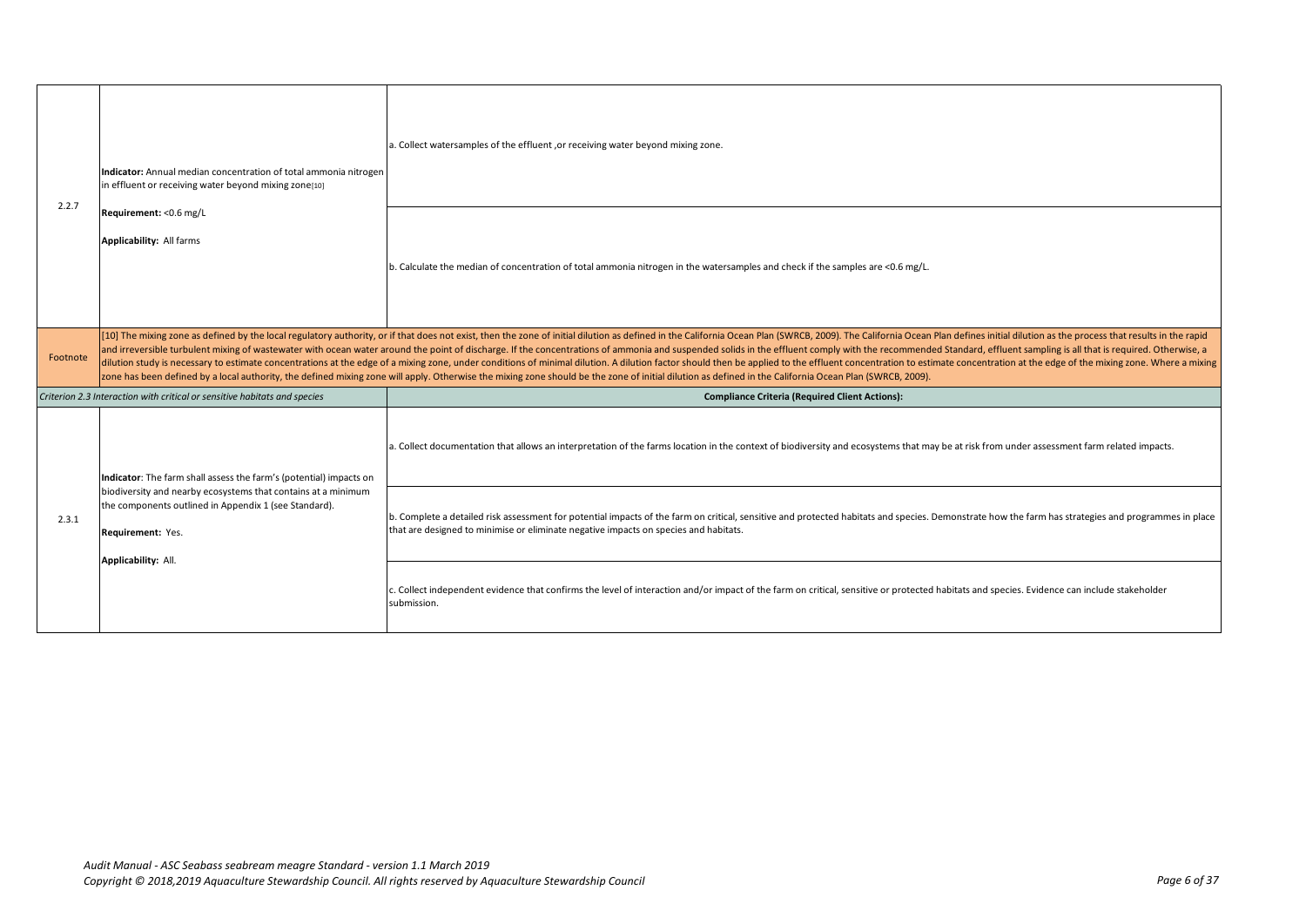| | | |
|---|---|---|
| 2.2.7 | **Indicator:** Annual median concentration of total ammonia nitrogen in effluent or receiving water beyond mixing zone[10]<br><br>**Requirement:** <0.6 mg/L<br><br>**Applicability:** All farms | a. Collect watersamples of the effluent ,or receiving water beyond mixing zone. |
| | | b. Calculate the median of concentration of total ammonia nitrogen in the watersamples and check if the samples are <0.6 mg/L. |
| Footnote | [10] The mixing zone as defined by the local regulatory authority, or if that does not exist, then the zone of initial dilution as defined in the California Ocean Plan (SWRCB, 2009). The California Ocean Plan defines initial dilution as the process that results in the rapid and irreversible turbulent mixing of wastewater with ocean water around the point of discharge. If the concentrations of ammonia and suspended solids in the effluent comply with the recommended Standard, effluent sampling is all that is required. Otherwise, a dilution study is necessary to estimate concentrations at the edge of a mixing zone, under conditions of minimal dilution. A dilution factor should then be applied to the effluent concentration to estimate concentration at the edge of the mixing zone. Where a mixing zone has been defined by a local authority, the defined mixing zone will apply. Otherwise the mixing zone should be the zone of initial dilution as defined in the California Ocean Plan (SWRCB, 2009). | |
| *Criterion 2.3 Interaction with critical or sensitive habitats and species* | | **Compliance Criteria (Required Client Actions):** |
| 2.3.1 | **Indicator**: The farm shall assess the farm's (potential) impacts on biodiversity and nearby ecosystems that contains at a minimum the components outlined in Appendix 1 (see Standard).<br><br>**Requirement:** Yes.<br><br>**Applicability:** All. | a. Collect documentation that allows an interpretation of the farms location in the context of biodiversity and ecosystems that may be at risk from under assessment farm related impacts. |
| | | b. Complete a detailed risk assessment for potential impacts of the farm on critical, sensitive and protected habitats and species. Demonstrate how the farm has strategies and programmes in place that are designed to minimise or eliminate negative impacts on species and habitats. |
| | | c. Collect independent evidence that confirms the level of interaction and/or impact of the farm on critical, sensitive or protected habitats and species. Evidence can include stakeholder submission. |

*Audit Manual - ASC Seabass seabream meagre Standard - version 1.1 March 2019*
*Copyright © 2018,2019 Aquaculture Stewardship Council. All rights reserved by Aquaculture Stewardship Council*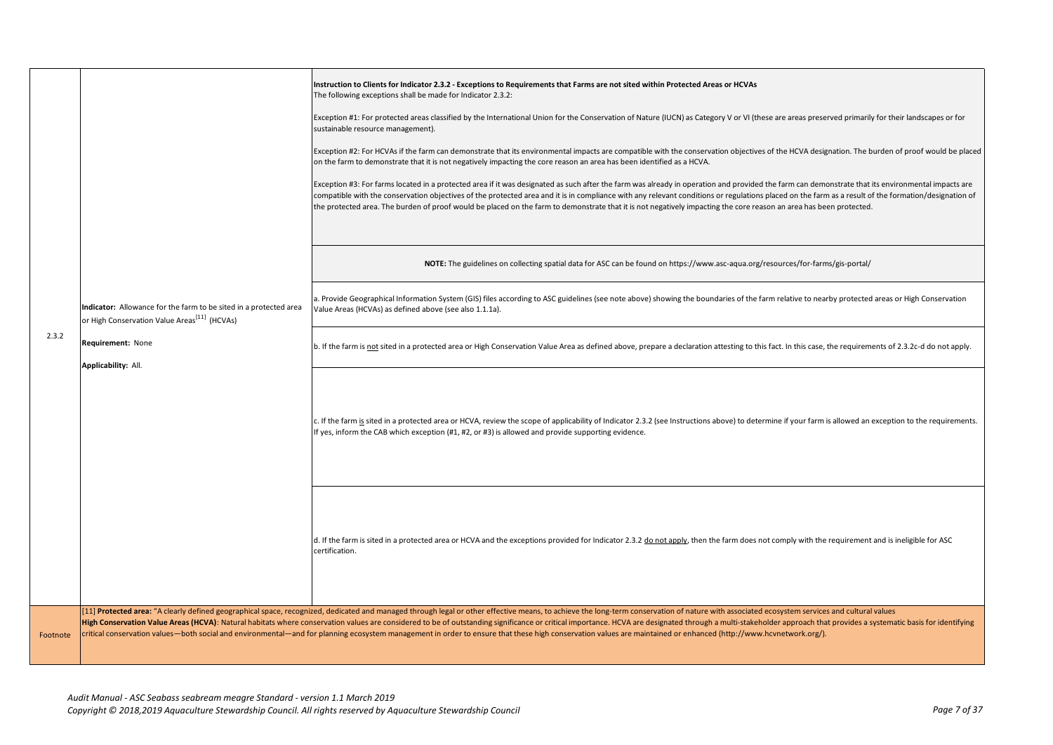| | | |
|---|---|---|
| 2.3.2 | **Indicator:** Allowance for the farm to be sited in a protected area or High Conservation Value Areas[11] (HCVAs)<br><br>**Requirement:** None<br><br>**Applicability:** All. | **Instruction to Clients for Indicator 2.3.2 - Exceptions to Requirements that Farms are not sited within Protected Areas or HCVAs**<br>The following exceptions shall be made for Indicator 2.3.2:<br><br>Exception #1: For protected areas classified by the International Union for the Conservation of Nature (IUCN) as Category V or VI (these are areas preserved primarily for their landscapes or for sustainable resource management).<br><br>Exception #2: For HCVAs if the farm can demonstrate that its environmental impacts are compatible with the conservation objectives of the HCVA designation. The burden of proof would be placed on the farm to demonstrate that it is not negatively impacting the core reason an area has been identified as a HCVA.<br><br>Exception #3: For farms located in a protected area if it was designated as such after the farm was already in operation and provided the farm can demonstrate that its environmental impacts are compatible with the conservation objectives of the protected area and it is in compliance with any relevant conditions or regulations placed on the farm as a result of the formation/designation of the protected area. The burden of proof would be placed on the farm to demonstrate that it is not negatively impacting the core reason an area has been protected. |
| | | **NOTE:** The guidelines on collecting spatial data for ASC can be found on https://www.asc-aqua.org/resources/for-farms/gis-portal/ |
| | | a. Provide Geographical Information System (GIS) files according to ASC guidelines (see note above) showing the boundaries of the farm relative to nearby protected areas or High Conservation Value Areas (HCVAs) as defined above (see also 1.1.1a). |
| | | b. If the farm is not sited in a protected area or High Conservation Value Area as defined above, prepare a declaration attesting to this fact. In this case, the requirements of 2.3.2c-d do not apply. |
| | | c. If the farm is sited in a protected area or HCVA, review the scope of applicability of Indicator 2.3.2 (see Instructions above) to determine if your farm is allowed an exception to the requirements. If yes, inform the CAB which exception (#1, #2, or #3) is allowed and provide supporting evidence. |
| | | d. If the farm is sited in a protected area or HCVA and the exceptions provided for Indicator 2.3.2 do not apply, then the farm does not comply with the requirement and is ineligible for ASC certification. |
| Footnote | [11] **Protected area:** "A clearly defined geographical space, recognized, dedicated and managed through legal or other effective means, to achieve the long-term conservation of nature with associated ecosystem services and cultural values<br>**High Conservation Value Areas (HCVA)**: Natural habitats where conservation values are considered to be of outstanding significance or critical importance. HCVA are designated through a multi-stakeholder approach that provides a systematic basis for identifying critical conservation values—both social and environmental—and for planning ecosystem management in order to ensure that these high conservation values are maintained or enhanced (http://www.hcvnetwork.org/). | |

*Audit Manual - ASC Seabass seabream meagre Standard - version 1.1 March 2019*
*Copyright © 2018,2019 Aquaculture Stewardship Council. All rights reserved by Aquaculture Stewardship Council*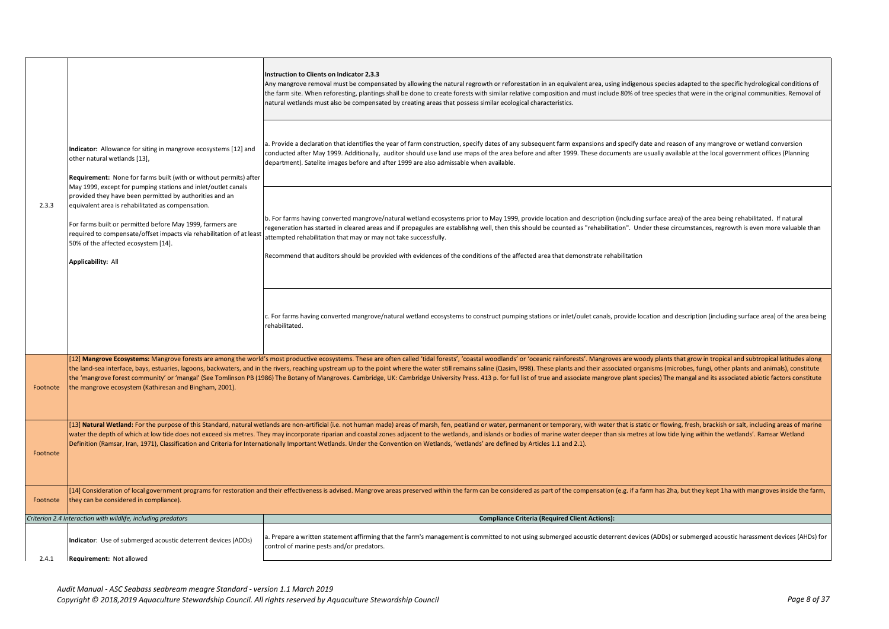| | | |
|---|---|---|
| 2.3.3 | **Indicator:** Allowance for siting in mangrove ecosystems [12] and other natural wetlands [13],<br><br>**Requirement:** None for farms built (with or without permits) after May 1999, except for pumping stations and inlet/outlet canals provided they have been permitted by authorities and an equivalent area is rehabilitated as compensation.<br><br>For farms built or permitted before May 1999, farmers are required to compensate/offset impacts via rehabilitation of at least 50% of the affected ecosystem [14].<br><br>**Applicability:** All | **Instruction to Clients on Indicator 2.3.3**<br>Any mangrove removal must be compensated by allowing the natural regrowth or reforestation in an equivalent area, using indigenous species adapted to the specific hydrological conditions of the farm site. When reforesting, plantings shall be done to create forests with similar relative composition and must include 80% of tree species that were in the original communities. Removal of natural wetlands must also be compensated by creating areas that possess similar ecological characteristics. |
| | | a. Provide a declaration that identifies the year of farm construction, specify dates of any subsequent farm expansions and specify date and reason of any mangrove or wetland conversion conducted after May 1999. Additionally, auditor should use land use maps of the area before and after 1999. These documents are usually available at the local government offices (Planning department). Satelite images before and after 1999 are also admissable when available. |
| | | b. For farms having converted mangrove/natural wetland ecosystems prior to May 1999, provide location and description (including surface area) of the area being rehabilitated. If natural regeneration has started in cleared areas and if propagules are establishng well, then this should be counted as "rehabilitation". Under these circumstances, regrowth is even more valuable than attempted rehabilitation that may or may not take successfully.<br><br>Recommend that auditors should be provided with evidences of the conditions of the affected area that demonstrate rehabilitation |
| | | c. For farms having converted mangrove/natural wetland ecosystems to construct pumping stations or inlet/oulet canals, provide location and description (including surface area) of the area being rehabilitated. |
| Footnote | [12] **Mangrove Ecosystems:** Mangrove forests are among the world's most productive ecosystems. These are often called 'tidal forests', 'coastal woodlands' or 'oceanic rainforests'. Mangroves are woody plants that grow in tropical and subtropical latitudes along the land-sea interface, bays, estuaries, lagoons, backwaters, and in the rivers, reaching upstream up to the point where the water still remains saline (Qasim, l998). These plants and their associated organisms (microbes, fungi, other plants and animals), constitute the 'mangrove forest community' or 'mangal' (See Tomlinson PB (1986) The Botany of Mangroves. Cambridge, UK: Cambridge University Press. 413 p. for full list of true and associate mangrove plant species) The mangal and its associated abiotic factors constitute the mangrove ecosystem (Kathiresan and Bingham, 2001). | |
| Footnote | [13] **Natural Wetland:** For the purpose of this Standard, natural wetlands are non-artificial (i.e. not human made) areas of marsh, fen, peatland or water, permanent or temporary, with water that is static or flowing, fresh, brackish or salt, including areas of marine water the depth of which at low tide does not exceed six metres. They may incorporate riparian and coastal zones adjacent to the wetlands, and islands or bodies of marine water deeper than six metres at low tide lying within the wetlands'. Ramsar Wetland Definition (Ramsar, Iran, 1971), Classification and Criteria for Internationally Important Wetlands. Under the Convention on Wetlands, 'wetlands' are defined by Articles 1.1 and 2.1). | |
| Footnote | [14] Consideration of local government programs for restoration and their effectiveness is advised. Mangrove areas preserved within the farm can be considered as part of the compensation (e.g. if a farm has 2ha, but they kept 1ha with mangroves inside the farm, they can be considered in compliance). | |
| | *Criterion 2.4 Interaction with wildlife, including predators* | **Compliance Criteria (Required Client Actions):** |
| 2.4.1 | **Indicator**: Use of submerged acoustic deterrent devices (ADDs)<br><br>**Requirement:** Not allowed | a. Prepare a written statement affirming that the farm's management is committed to not using submerged acoustic deterrent devices (ADDs) or submerged acoustic harassment devices (AHDs) for control of marine pests and/or predators. |

*Audit Manual - ASC Seabass seabream meagre Standard - version 1.1 March 2019*
*Copyright © 2018,2019 Aquaculture Stewardship Council. All rights reserved by Aquaculture Stewardship Council*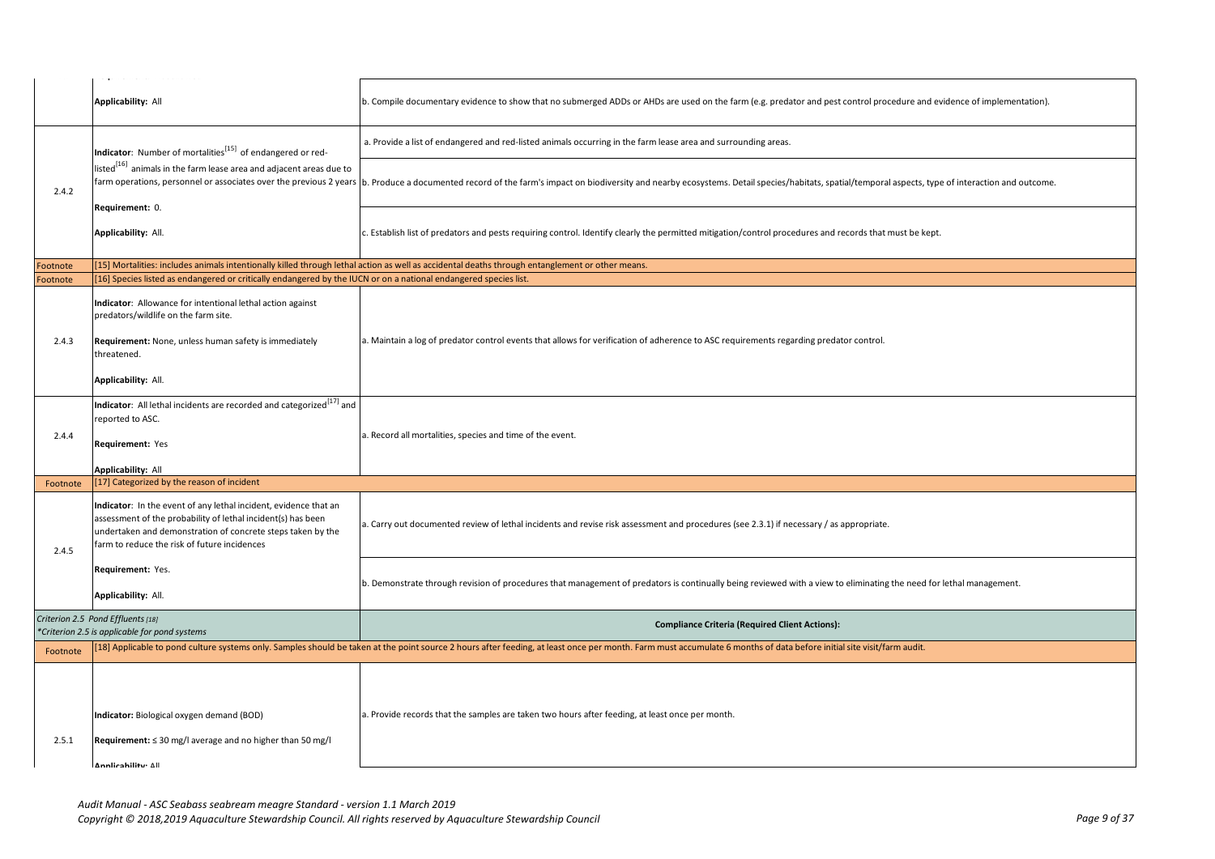| | | |
|---|---|---|
| | Applicability: All | b. Compile documentary evidence to show that no submerged ADDs or AHDs are used on the farm (e.g. predator and pest control procedure and evidence of implementation). |
| 2.4.2 | **Indicator**: Number of mortalities[15] of endangered or red-listed[16] animals in the farm lease area and adjacent areas due to farm operations, personnel or associates over the previous 2 years<br><br>**Requirement:** 0.<br><br>**Applicability:** All. | a. Provide a list of endangered and red-listed animals occurring in the farm lease area and surrounding areas. |
| | | b. Produce a documented record of the farm's impact on biodiversity and nearby ecosystems. Detail species/habitats, spatial/temporal aspects, type of interaction and outcome. |
| | | c. Establish list of predators and pests requiring control. Identify clearly the permitted mitigation/control procedures and records that must be kept. |
| Footnote | [15] Mortalities: includes animals intentionally killed through lethal action as well as accidental deaths through entanglement or other means. | |
| Footnote | [16] Species listed as endangered or critically endangered by the IUCN or on a national endangered species list. | |
| 2.4.3 | **Indicator**: Allowance for intentional lethal action against predators/wildlife on the farm site.<br><br>**Requirement:** None, unless human safety is immediately threatened.<br><br>**Applicability:** All. | a. Maintain a log of predator control events that allows for verification of adherence to ASC requirements regarding predator control. |
| 2.4.4 | **Indicator**: All lethal incidents are recorded and categorized[17] and reported to ASC.<br><br>**Requirement:** Yes<br><br>**Applicability:** All | a. Record all mortalities, species and time of the event. |
| Footnote | [17] Categorized by the reason of incident | |
| 2.4.5 | **Indicator**: In the event of any lethal incident, evidence that an assessment of the probability of lethal incident(s) has been undertaken and demonstration of concrete steps taken by the farm to reduce the risk of future incidences<br><br>**Requirement:** Yes.<br><br>**Applicability:** All. | a. Carry out documented review of lethal incidents and revise risk assessment and procedures (see 2.3.1) if necessary / as appropriate. |
| | | b. Demonstrate through revision of procedures that management of predators is continually being reviewed with a view to eliminating the need for lethal management. |
| *Criterion 2.5 Pond Effluents [18]*<br>*\*Criterion 2.5 is applicable for pond systems* | | **Compliance Criteria (Required Client Actions):** |
| Footnote | [18] Applicable to pond culture systems only. Samples should be taken at the point source 2 hours after feeding, at least once per month. Farm must accumulate 6 months of data before initial site visit/farm audit. | |
| 2.5.1 | **Indicator:** Biological oxygen demand (BOD)<br><br>**Requirement:** ≤ 30 mg/l average and no higher than 50 mg/l<br><br>**Applicability:** All | a. Provide records that the samples are taken two hours after feeding, at least once per month. |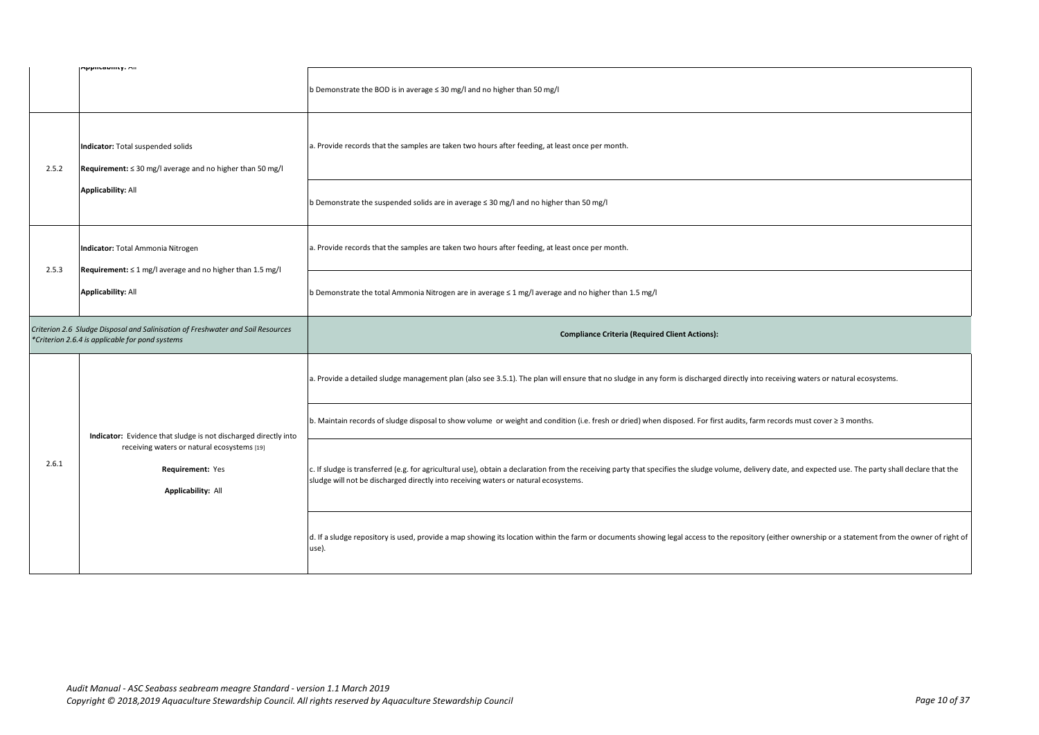| | | |
|---|---|---|
| | Applicability: All | b Demonstrate the BOD is in average ≤ 30 mg/l and no higher than 50 mg/l |
| 2.5.2 | **Indicator:** Total suspended solids<br><br>**Requirement:** ≤ 30 mg/l average and no higher than 50 mg/l<br><br>**Applicability:** All | a. Provide records that the samples are taken two hours after feeding, at least once per month. |
| | | b Demonstrate the suspended solids are in average ≤ 30 mg/l and no higher than 50 mg/l |
| 2.5.3 | **Indicator:** Total Ammonia Nitrogen<br><br>**Requirement:** ≤ 1 mg/l average and no higher than 1.5 mg/l<br><br>**Applicability:** All | a. Provide records that the samples are taken two hours after feeding, at least once per month. |
| | | b Demonstrate the total Ammonia Nitrogen are in average ≤ 1 mg/l average and no higher than 1.5 mg/l |
| *Criterion 2.6 Sludge Disposal and Salinisation of Freshwater and Soil Resources*<br>*\*Criterion 2.6.4 is applicable for pond systems* | | **Compliance Criteria (Required Client Actions):** |
| 2.6.1 | **Indicator:** Evidence that sludge is not discharged directly into receiving waters or natural ecosystems [19]<br><br>**Requirement:** Yes<br><br>**Applicability:** All | a. Provide a detailed sludge management plan (also see 3.5.1). The plan will ensure that no sludge in any form is discharged directly into receiving waters or natural ecosystems. |
| | | b. Maintain records of sludge disposal to show volume or weight and condition (i.e. fresh or dried) when disposed. For first audits, farm records must cover ≥ 3 months. |
| | | c. If sludge is transferred (e.g. for agricultural use), obtain a declaration from the receiving party that specifies the sludge volume, delivery date, and expected use. The party shall declare that the sludge will not be discharged directly into receiving waters or natural ecosystems. |
| | | d. If a sludge repository is used, provide a map showing its location within the farm or documents showing legal access to the repository (either ownership or a statement from the owner of right of use). |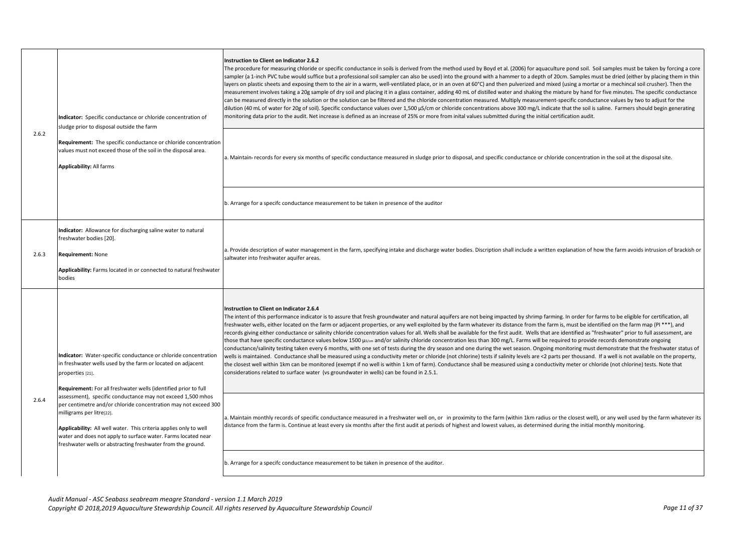| | | |
|---|---|---|
| 2.6.2 | **Indicator:** Specific conductance or chloride concentration of sludge prior to disposal outside the farm<br><br>**Requirement:** The specific conductance or chloride concentration values must not exceed those of the soil in the disposal area.<br><br>**Applicability:** All farms | **Instruction to Client on Indicator 2.6.2**<br>The procedure for measuring chloride or specific conductance in soils is derived from the method used by Boyd et al. (2006) for aquaculture pond soil. Soil samples must be taken by forcing a core sampler (a 1-inch PVC tube would suffice but a professional soil sampler can also be used) into the ground with a hammer to a depth of 20cm. Samples must be dried (either by placing them in thin layers on plastic sheets and exposing them to the air in a warm, well-ventilated place, or in an oven at 60°C) and then pulverized and mixed (using a mortar or a mechincal soil crusher). Then the measurement involves taking a 20g sample of dry soil and placing it in a glass container, adding 40 mL of distilled water and shaking the mixture by hand for five minutes. The specific conductance can be measured directly in the solution or the solution can be filtered and the chloride concentration measured. Multiply measurement-specific conductance values by two to adjust for the dilution (40 mL of water for 20g of soil). Specific conductance values over 1,500 µS/cm or chloride concentrations above 300 mg/L indicate that the soil is saline. Farmers should begin generating monitoring data prior to the audit. Net increase is defined as an increase of 25% or more from inital values submitted during the initial certification audit. |
| | | a. Maintain records for every six months of specific conductance measured in sludge prior to disposal, and specific conductance or chloride concentration in the soil at the disposal site. |
| | | b. Arrange for a specifc conductance measurement to be taken in presence of the auditor |
| 2.6.3 | **Indicator:** Allowance for discharging saline water to natural freshwater bodies [20].<br><br>**Requirement:** None<br><br>**Applicability:** Farms located in or connected to natural freshwater bodies | a. Provide description of water management in the farm, specifying intake and discharge water bodies. Discription shall include a written explanation of how the farm avoids intrusion of brackish or saltwater into freshwater aquifer areas. |
| 2.6.4 | **Indicator:** Water-specific conductance or chloride concentration in freshwater wells used by the farm or located on adjacent properties [21].<br><br>**Requirement:** For all freshwater wells (identified prior to full assessment), specific conductance may not exceed 1,500 mhos per centimetre and/or chloride concentration may not exceed 300 milligrams per litre[22].<br><br>**Applicability:** All well water. This criteria applies only to well water and does not apply to surface water. Farms located near freshwater wells or abstracting freshwater from the ground. | **Instruction to Client on Indicator 2.6.4**<br>The intent of this performance indicator is to assure that fresh groundwater and natural aquifers are not being impacted by shrimp farming. In order for farms to be eligible for certification, all freshwater wells, either located on the farm or adjacent properties, or any well exploited by the farm whatever its distance from the farm is, must be identified on the farm map (PI ***), and records giving either conductance or salinity chloride concentration values for all. Wells shall be available for the first audit. Wells that are identified as "freshwater" prior to full assessment, are those that have specific conductance values below 1500 µS/cm and/or salinity chloride concentration less than 300 mg/L. Farms will be required to provide records demonstrate ongoing conductance/salinity testing taken every 6 months, with one set of tests during the dry season and one during the wet season. Ongoing monitoring must demonstrate that the freshwater status of wells is maintained. Conductance shall be measured using a conductivity meter or chloride (not chlorine) tests if salinity levels are <2 parts per thousand. If a well is not available on the property, the closest well within 1km can be monitored (exempt if no well is within 1 km of farm). Conductance shall be measured using a conductivity meter or chloride (not chlorine) tests. Note that considerations related to surface water (vs groundwater in wells) can be found in 2.5.1. |
| | | a. Maintain monthly records of specific conductance measured in a freshwater well on, or in proximity to the farm (within 1km radius or the closest well), or any well used by the farm whatever its distance from the farm is. Continue at least every six months after the first audit at periods of highest and lowest values, as determined during the initial monthly monitoring. |
| | | b. Arrange for a specifc conductance measurement to be taken in presence of the auditor. |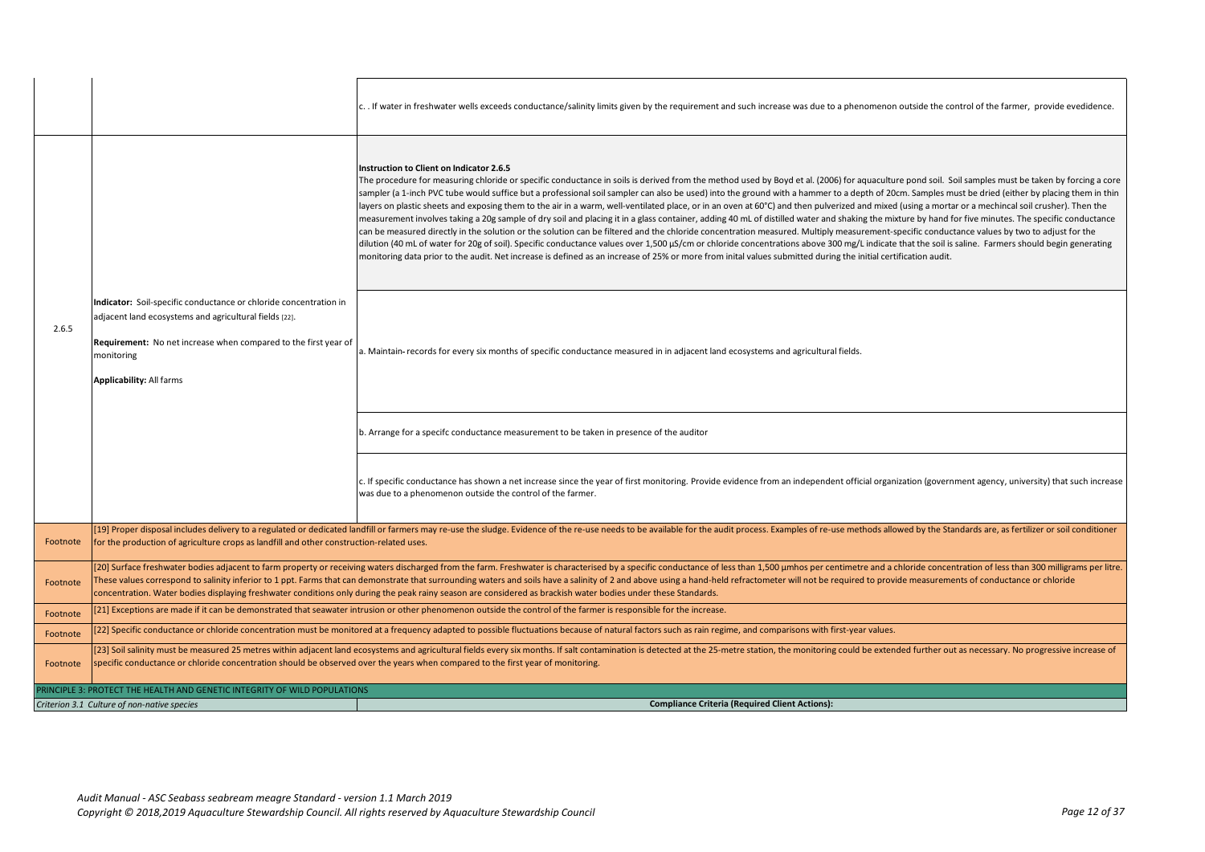| | | |
|---|---|---|
| | | c. . If water in freshwater wells exceeds conductance/salinity limits given by the requirement and such increase was due to a phenomenon outside the control of the farmer, provide evedidence. |
| 2.6.5 | **Indicator:** Soil-specific conductance or chloride concentration in adjacent land ecosystems and agricultural fields [22].<br><br>**Requirement:** No net increase when compared to the first year of monitoring<br><br>**Applicability:** All farms | **Instruction to Client on Indicator 2.6.5**<br>The procedure for measuring chloride or specific conductance in soils is derived from the method used by Boyd et al. (2006) for aquaculture pond soil. Soil samples must be taken by forcing a core sampler (a 1-inch PVC tube would suffice but a professional soil sampler can also be used) into the ground with a hammer to a depth of 20cm. Samples must be dried (either by placing them in thin layers on plastic sheets and exposing them to the air in a warm, well-ventilated place, or in an oven at 60°C) and then pulverized and mixed (using a mortar or a mechincal soil crusher). Then the measurement involves taking a 20g sample of dry soil and placing it in a glass container, adding 40 mL of distilled water and shaking the mixture by hand for five minutes. The specific conductance can be measured directly in the solution or the solution can be filtered and the chloride concentration measured. Multiply measurement-specific conductance values by two to adjust for the dilution (40 mL of water for 20g of soil). Specific conductance values over 1,500 µS/cm or chloride concentrations above 300 mg/L indicate that the soil is saline. Farmers should begin generating monitoring data prior to the audit. Net increase is defined as an increase of 25% or more from inital values submitted during the initial certification audit. |
| | | a. Maintain- records for every six months of specific conductance measured in in adjacent land ecosystems and agricultural fields. |
| | | b. Arrange for a specifc conductance measurement to be taken in presence of the auditor |
| | | c. If specific conductance has shown a net increase since the year of first monitoring. Provide evidence from an independent official organization (government agency, university) that such increase was due to a phenomenon outside the control of the farmer. |
| Footnote | [19] Proper disposal includes delivery to a regulated or dedicated landfill or farmers may re-use the sludge. Evidence of the re-use needs to be available for the audit process. Examples of re-use methods allowed by the Standards are, as fertilizer or soil conditioner for the production of agriculture crops as landfill and other construction-related uses. | |
| Footnote | [20] Surface freshwater bodies adjacent to farm property or receiving waters discharged from the farm. Freshwater is characterised by a specific conductance of less than 1,500 µmhos per centimetre and a chloride concentration of less than 300 milligrams per litre. These values correspond to salinity inferior to 1 ppt. Farms that can demonstrate that surrounding waters and soils have a salinity of 2 and above using a hand-held refractometer will not be required to provide measurements of conductance or chloride concentration. Water bodies displaying freshwater conditions only during the peak rainy season are considered as brackish water bodies under these Standards. | |
| Footnote | [21] Exceptions are made if it can be demonstrated that seawater intrusion or other phenomenon outside the control of the farmer is responsible for the increase. | |
| Footnote | [22] Specific conductance or chloride concentration must be monitored at a frequency adapted to possible fluctuations because of natural factors such as rain regime, and comparisons with first-year values. | |
| Footnote | [23] Soil salinity must be measured 25 metres within adjacent land ecosystems and agricultural fields every six months. If salt contamination is detected at the 25-metre station, the monitoring could be extended further out as necessary. No progressive increase of specific conductance or chloride concentration should be observed over the years when compared to the first year of monitoring. | |
| PRINCIPLE 3: PROTECT THE HEALTH AND GENETIC INTEGRITY OF WILD POPULATIONS | | |
| *Criterion 3.1 Culture of non-native species* | | **Compliance Criteria (Required Client Actions):** |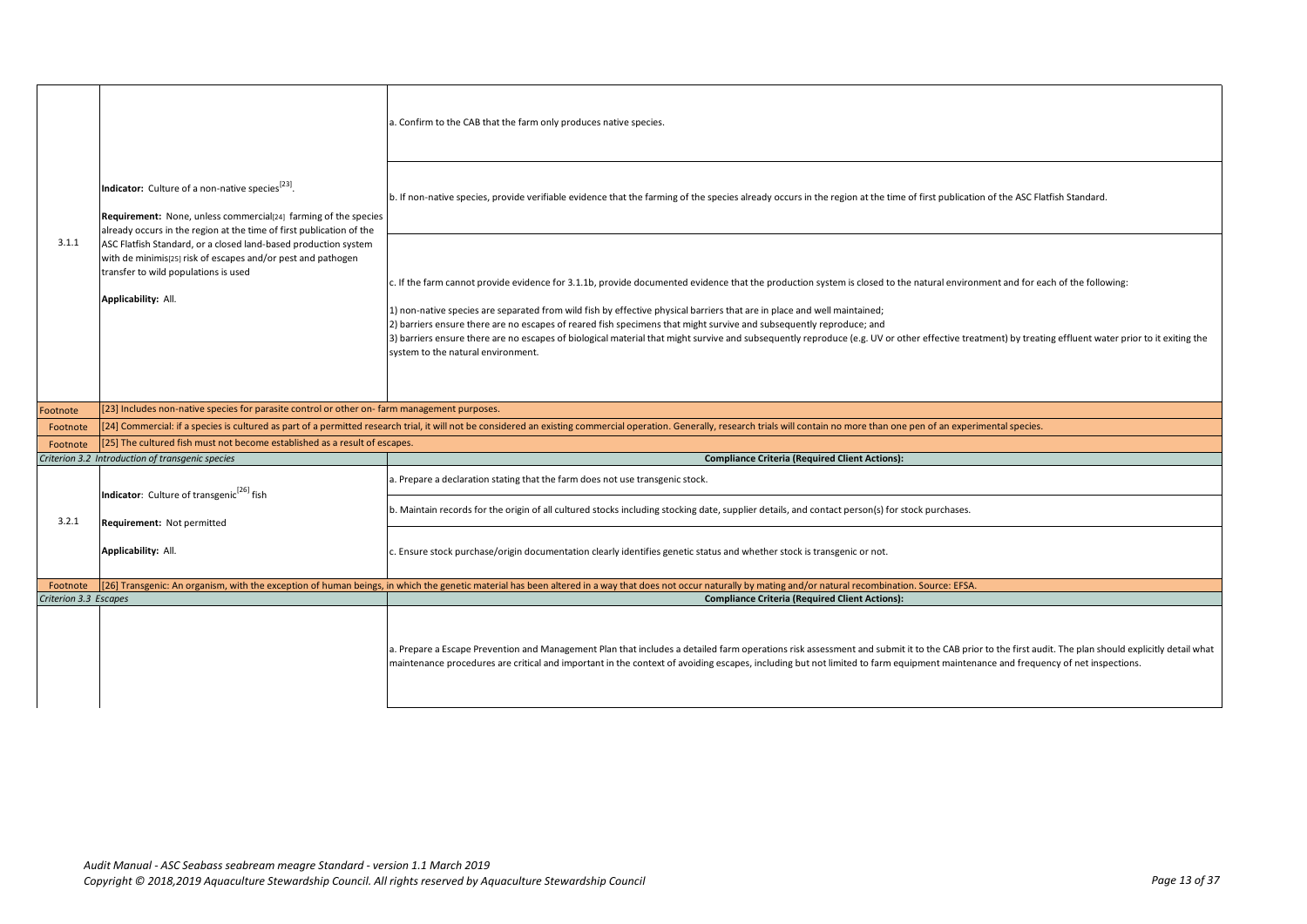| | | |
|---|---|---|
| 3.1.1 | **Indicator:** Culture of a non-native species[23].<br><br>**Requirement:** None, unless commercial[24] farming of the species already occurs in the region at the time of first publication of the ASC Flatfish Standard, or a closed land-based production system with de minimis[25] risk of escapes and/or pest and pathogen transfer to wild populations is used<br><br>**Applicability:** All. | a. Confirm to the CAB that the farm only produces native species. |
| | | b. If non-native species, provide verifiable evidence that the farming of the species already occurs in the region at the time of first publication of the ASC Flatfish Standard. |
| | | c. If the farm cannot provide evidence for 3.1.1b, provide documented evidence that the production system is closed to the natural environment and for each of the following:<br><br>1) non-native species are separated from wild fish by effective physical barriers that are in place and well maintained;<br>2) barriers ensure there are no escapes of reared fish specimens that might survive and subsequently reproduce; and<br>3) barriers ensure there are no escapes of biological material that might survive and subsequently reproduce (e.g. UV or other effective treatment) by treating effluent water prior to it exiting the system to the natural environment. |
| Footnote | [23] Includes non-native species for parasite control or other on- farm management purposes. | |
| Footnote | [24] Commercial: if a species is cultured as part of a permitted research trial, it will not be considered an existing commercial operation. Generally, research trials will contain no more than one pen of an experimental species. | |
| Footnote | [25] The cultured fish must not become established as a result of escapes. | |
| *Criterion 3.2 Introduction of transgenic species* | | **Compliance Criteria (Required Client Actions):** |
| 3.2.1 | **Indicator**: Culture of transgenic[26] fish<br><br>**Requirement:** Not permitted<br><br>**Applicability:** All. | a. Prepare a declaration stating that the farm does not use transgenic stock. |
| | | b. Maintain records for the origin of all cultured stocks including stocking date, supplier details, and contact person(s) for stock purchases. |
| | | c. Ensure stock purchase/origin documentation clearly identifies genetic status and whether stock is transgenic or not. |
| Footnote | [26] Transgenic: An organism, with the exception of human beings, in which the genetic material has been altered in a way that does not occur naturally by mating and/or natural recombination. Source: EFSA. | |
| *Criterion 3.3 Escapes* | | **Compliance Criteria (Required Client Actions):** |
| | | a. Prepare a Escape Prevention and Management Plan that includes a detailed farm operations risk assessment and submit it to the CAB prior to the first audit. The plan should explicitly detail what maintenance procedures are critical and important in the context of avoiding escapes, including but not limited to farm equipment maintenance and frequency of net inspections. |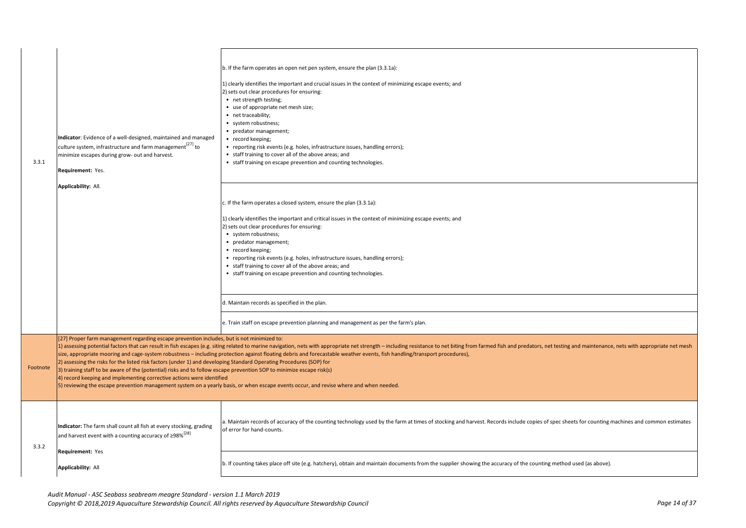| | | |
|---|---|---|
| 3.3.1 | **Indicator**: Evidence of a well-designed, maintained and managed culture system, infrastructure and farm management[27] to minimize escapes during grow- out and harvest.<br><br>**Requirement:** Yes.<br><br>**Applicability:** All. | b. If the farm operates an open net pen system, ensure the plan (3.3.1a):<br><br>1) clearly identifies the important and crucial issues in the context of minimizing escape events; and<br>2) sets out clear procedures for ensuring:<br>• net strength testing;<br>• use of appropriate net mesh size;<br>• net traceability;<br>• system robustness;<br>• predator management;<br>• record keeping;<br>• reporting risk events (e.g. holes, infrastructure issues, handling errors);<br>• staff training to cover all of the above areas; and<br>• staff training on escape prevention and counting technologies. |
| | | c. If the farm operates a closed system, ensure the plan (3.3.1a):<br><br>1) clearly identifies the important and critical issues in the context of minimizing escape events; and<br>2) sets out clear procedures for ensuring:<br>• system robustness;<br>• predator management;<br>• record keeping;<br>• reporting risk events (e.g. holes, infrastructure issues, handling errors);<br>• staff training to cover all of the above areas; and<br>• staff training on escape prevention and counting technologies. |
| | | d. Maintain records as specified in the plan. |
| | | e. Train staff on escape prevention planning and management as per the farm's plan. |
| Footnote | [27] Proper farm management regarding escape prevention includes, but is not minimized to:<br>1) assessing potential factors that can result in fish escapes (e.g. siting related to marine navigation, nets with appropriate net strength – including resistance to net biting from farmed fish and predators, net testing and maintenance, nets with appropriate net mesh size, appropriate mooring and cage-system robustness – including protection against floating debris and forecastable weather events, fish handling/transport procedures),<br>2) assessing the risks for the listed risk factors (under 1) and developing Standard Operating Procedures (SOP) for<br>3) training staff to be aware of the (potential) risks and to follow escape prevention SOP to minimize escape risk(s)<br>4) record keeping and implementing corrective actions were identified<br>5) reviewing the escape prevention management system on a yearly basis, or when escape events occur, and revise where and when needed. | |
| 3.3.2 | **Indicator:** The farm shall count all fish at every stocking, grading and harvest event with a counting accuracy of ≥98%[28]<br><br>**Requirement:** Yes<br><br>**Applicability:** All | a. Maintain records of accuracy of the counting technology used by the farm at times of stocking and harvest. Records include copies of spec sheets for counting machines and common estimates of error for hand-counts. |
| | | b. If counting takes place off site (e.g. hatchery), obtain and maintain documents from the supplier showing the accuracy of the counting method used (as above). |

*Audit Manual - ASC Seabass seabream meagre Standard - version 1.1 March 2019*
*Copyright © 2018,2019 Aquaculture Stewardship Council. All rights reserved by Aquaculture Stewardship Council*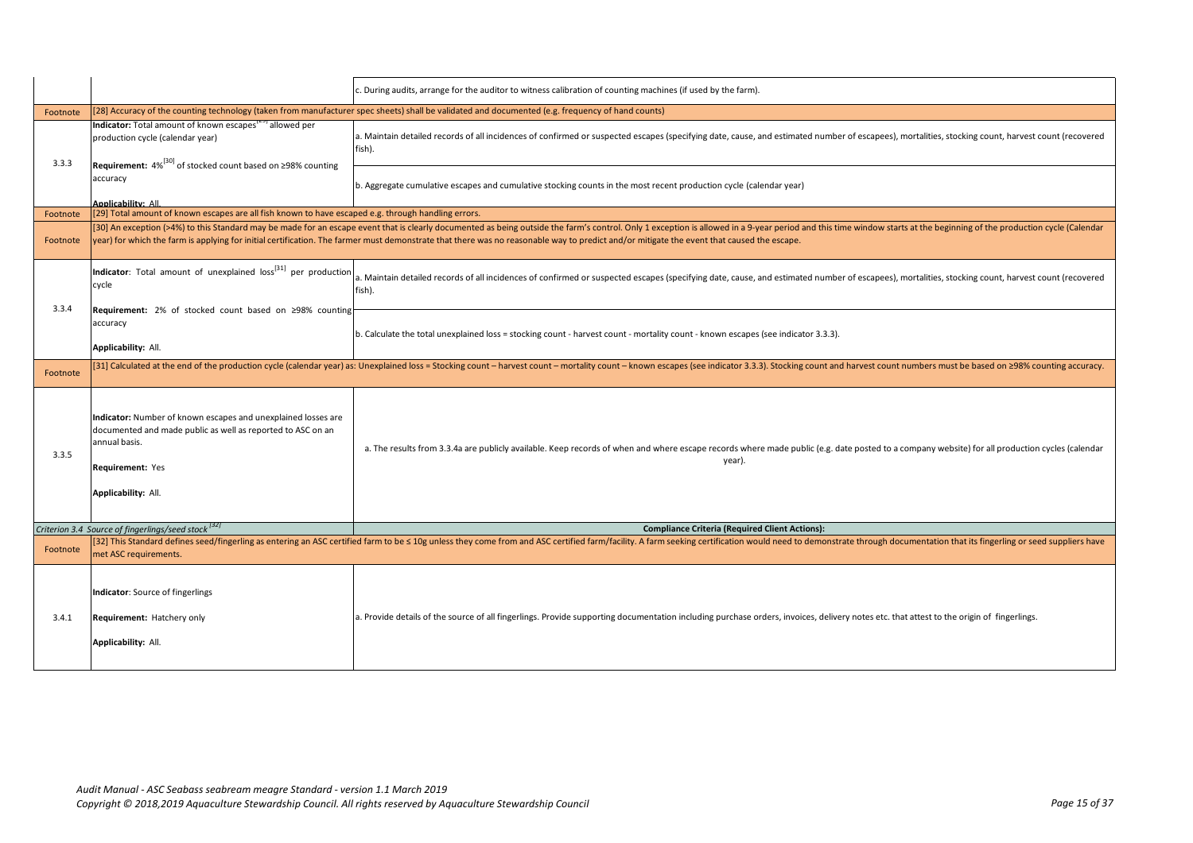| | | |
|---|---|---|
| | | c. During audits, arrange for the auditor to witness calibration of counting machines (if used by the farm). |
| Footnote | [28] Accuracy of the counting technology (taken from manufacturer spec sheets) shall be validated and documented (e.g. frequency of hand counts) | |
| 3.3.3 | **Indicator:** Total amount of known escapes[29] allowed per production cycle (calendar year)<br><br>**Requirement:** 4%[30] of stocked count based on ≥98% counting accuracy<br><br>**Applicability:** All. | a. Maintain detailed records of all incidences of confirmed or suspected escapes (specifying date, cause, and estimated number of escapees), mortalities, stocking count, harvest count (recovered fish).<br><br>b. Aggregate cumulative escapes and cumulative stocking counts in the most recent production cycle (calendar year) |
| Footnote | [29] Total amount of known escapes are all fish known to have escaped e.g. through handling errors. | |
| Footnote | [30] An exception (>4%) to this Standard may be made for an escape event that is clearly documented as being outside the farm's control. Only 1 exception is allowed in a 9-year period and this time window starts at the beginning of the production cycle (Calendar year) for which the farm is applying for initial certification. The farmer must demonstrate that there was no reasonable way to predict and/or mitigate the event that caused the escape. | |
| 3.3.4 | **Indicator**: Total amount of unexplained loss[31] per production cycle<br><br>**Requirement:** 2% of stocked count based on ≥98% counting accuracy<br><br>**Applicability:** All. | a. Maintain detailed records of all incidences of confirmed or suspected escapes (specifying date, cause, and estimated number of escapees), mortalities, stocking count, harvest count (recovered fish).<br><br>b. Calculate the total unexplained loss = stocking count - harvest count - mortality count - known escapes (see indicator 3.3.3). |
| Footnote | [31] Calculated at the end of the production cycle (calendar year) as: Unexplained loss = Stocking count – harvest count – mortality count – known escapes (see indicator 3.3.3). Stocking count and harvest count numbers must be based on ≥98% counting accuracy. | |
| 3.3.5 | **Indicator:** Number of known escapes and unexplained losses are documented and made public as well as reported to ASC on an annual basis.<br><br>**Requirement:** Yes<br><br>**Applicability:** All. | a. The results from 3.3.4a are publicly available. Keep records of when and where escape records where made public (e.g. date posted to a company website) for all production cycles (calendar year). |
| *Criterion 3.4 Source of fingerlings/seed stock*[32] | | **Compliance Criteria (Required Client Actions):** |
| Footnote | [32] This Standard defines seed/fingerling as entering an ASC certified farm to be ≤ 10g unless they come from and ASC certified farm/facility. A farm seeking certification would need to demonstrate through documentation that its fingerling or seed suppliers have met ASC requirements. | |
| 3.4.1 | **Indicator**: Source of fingerlings<br><br>**Requirement:** Hatchery only<br><br>**Applicability:** All. | a. Provide details of the source of all fingerlings. Provide supporting documentation including purchase orders, invoices, delivery notes etc. that attest to the origin of fingerlings. |

*Audit Manual - ASC Seabass seabream meagre Standard - version 1.1 March 2019*
*Copyright © 2018,2019 Aquaculture Stewardship Council. All rights reserved by Aquaculture Stewardship Council*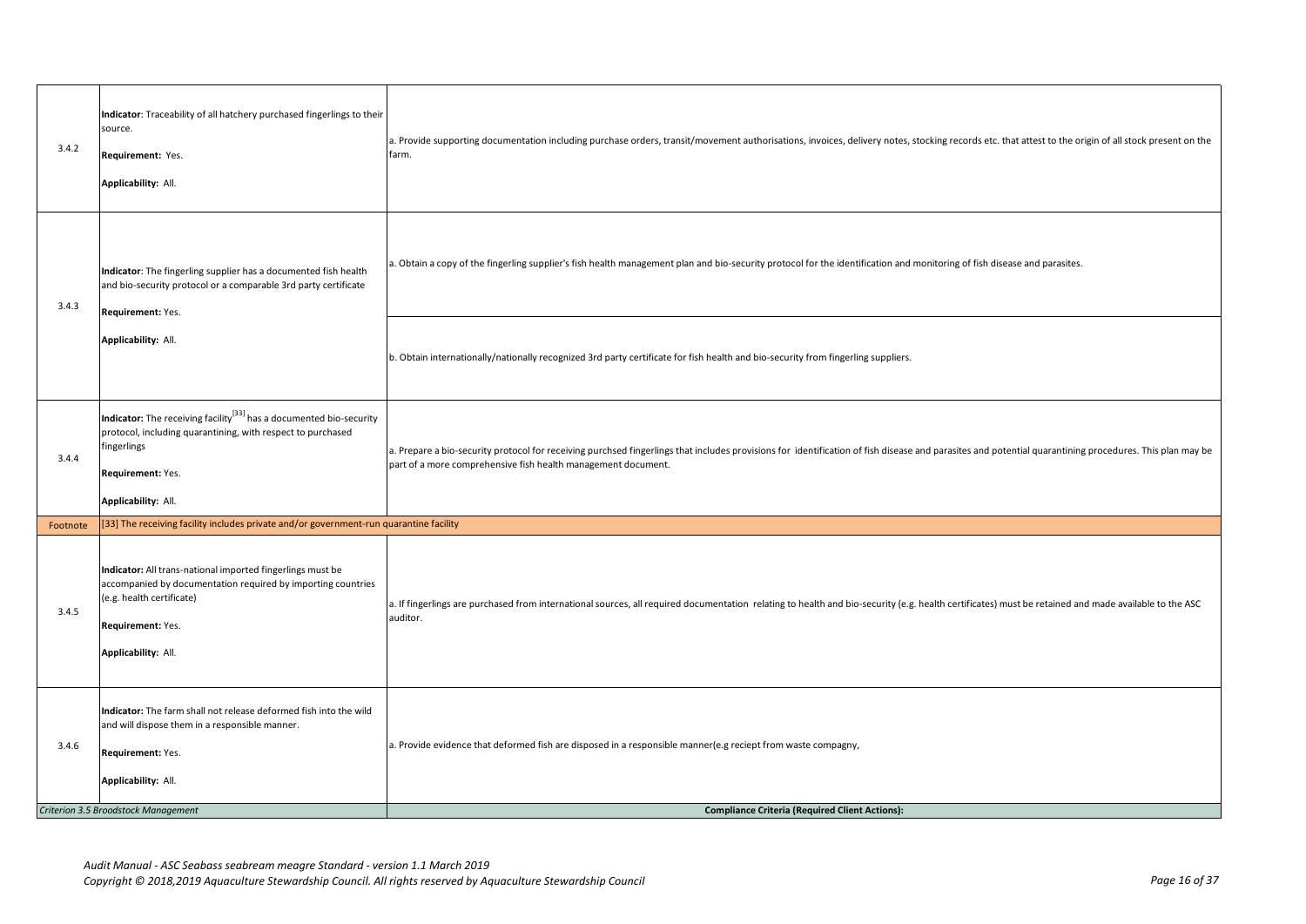| | | |
|---|---|---|
| 3.4.2 | **Indicator**: Traceability of all hatchery purchased fingerlings to their source.<br><br>**Requirement:** Yes.<br><br>**Applicability:** All. | a. Provide supporting documentation including purchase orders, transit/movement authorisations, invoices, delivery notes, stocking records etc. that attest to the origin of all stock present on the farm. |
| 3.4.3 | **Indicator**: The fingerling supplier has a documented fish health and bio-security protocol or a comparable 3rd party certificate<br><br>**Requirement:** Yes.<br><br>**Applicability:** All. | a. Obtain a copy of the fingerling supplier's fish health management plan and bio-security protocol for the identification and monitoring of fish disease and parasites. |
| | | b. Obtain internationally/nationally recognized 3rd party certificate for fish health and bio-security from fingerling suppliers. |
| 3.4.4 | **Indicator:** The receiving facility[33] has a documented bio-security protocol, including quarantining, with respect to purchased fingerlings<br><br>**Requirement:** Yes.<br><br>**Applicability:** All. | a. Prepare a bio-security protocol for receiving purchsed fingerlings that includes provisions for identification of fish disease and parasites and potential quarantining procedures. This plan may be part of a more comprehensive fish health management document. |
| Footnote | [33] The receiving facility includes private and/or government-run quarantine facility | |
| 3.4.5 | **Indicator:** All trans-national imported fingerlings must be accompanied by documentation required by importing countries (e.g. health certificate)<br><br>**Requirement:** Yes.<br><br>**Applicability:** All. | a. If fingerlings are purchased from international sources, all required documentation relating to health and bio-security (e.g. health certificates) must be retained and made available to the ASC auditor. |
| 3.4.6 | **Indicator:** The farm shall not release deformed fish into the wild and will dispose them in a responsible manner.<br><br>**Requirement:** Yes.<br><br>**Applicability:** All. | a. Provide evidence that deformed fish are disposed in a responsible manner(e.g reciept from waste compagny, |
| *Criterion 3.5 Broodstock Management* | | **Compliance Criteria (Required Client Actions):** |

*Audit Manual - ASC Seabass seabream meagre Standard - version 1.1 March 2019*
*Copyright © 2018,2019 Aquaculture Stewardship Council. All rights reserved by Aquaculture Stewardship Council*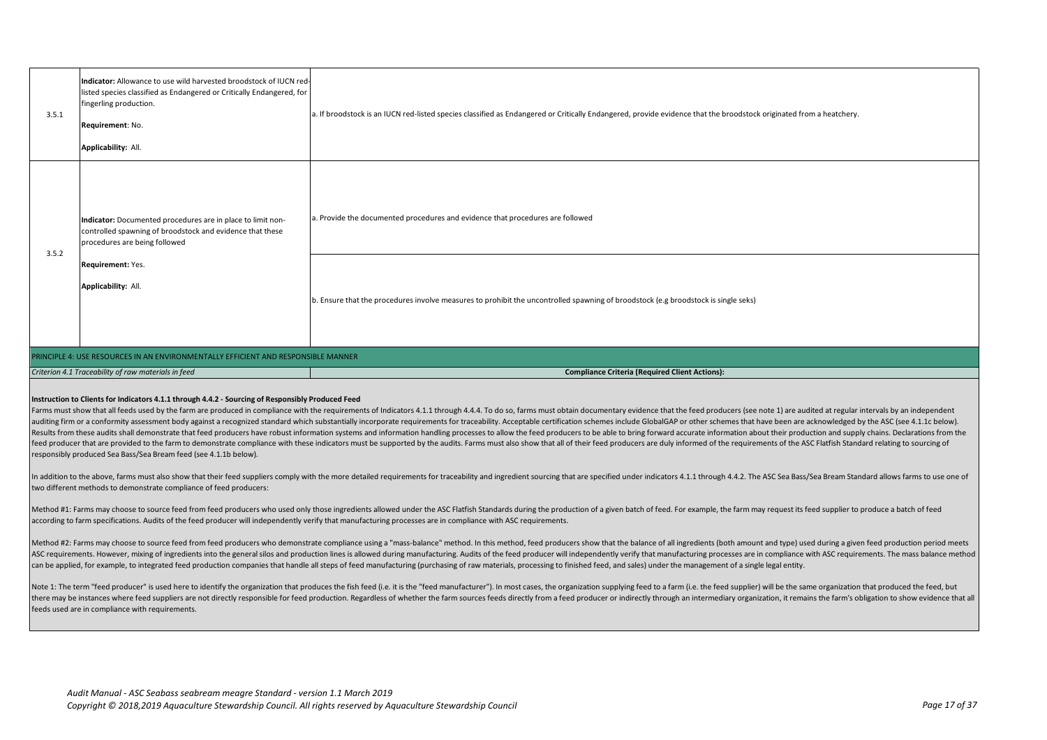| | | |
|---|---|---|
| 3.5.1 | **Indicator:** Allowance to use wild harvested broodstock of IUCN red-listed species classified as Endangered or Critically Endangered, for fingerling production.<br><br>**Requirement**: No.<br><br>**Applicability:** All. | a. If broodstock is an IUCN red-listed species classified as Endangered or Critically Endangered, provide evidence that the broodstock originated from a heatchery. |
| 3.5.2 | **Indicator:** Documented procedures are in place to limit non-controlled spawning of broodstock and evidence that these procedures are being followed<br><br>**Requirement:** Yes.<br><br>**Applicability:** All. | a. Provide the documented procedures and evidence that procedures are followed |
| | | b. Ensure that the procedures involve measures to prohibit the uncontrolled spawning of broodstock (e.g broodstock is single seks) |

## PRINCIPLE 4: USE RESOURCES IN AN ENVIRONMENTALLY EFFICIENT AND RESPONSIBLE MANNER

| *Criterion 4.1 Traceability of raw materials in feed* | **Compliance Criteria (Required Client Actions):** |
|---|---|

**Instruction to Clients for Indicators 4.1.1 through 4.4.2 - Sourcing of Responsibly Produced Feed**

Farms must show that all feeds used by the farm are produced in compliance with the requirements of Indicators 4.1.1 through 4.4.4. To do so, farms must obtain documentary evidence that the feed producers (see note 1) are audited at regular intervals by an independent auditing firm or a conformity assessment body against a recognized standard which substantially incorporate requirements for traceability. Acceptable certification schemes include GlobalGAP or other schemes that have been are acknowledged by the ASC (see 4.1.1c below). Results from these audits shall demonstrate that feed producers have robust information systems and information handling processes to allow the feed producers to be able to bring forward accurate information about their production and supply chains. Declarations from the feed producer that are provided to the farm to demonstrate compliance with these indicators must be supported by the audits. Farms must also show that all of their feed producers are duly informed of the requirements of the ASC Flatfish Standard relating to sourcing of responsibly produced Sea Bass/Sea Bream feed (see 4.1.1b below).

In addition to the above, farms must also show that their feed suppliers comply with the more detailed requirements for traceability and ingredient sourcing that are specified under indicators 4.1.1 through 4.4.2. The ASC Sea Bass/Sea Bream Standard allows farms to use one of two different methods to demonstrate compliance of feed producers:

Method #1: Farms may choose to source feed from feed producers who used only those ingredients allowed under the ASC Flatfish Standards during the production of a given batch of feed. For example, the farm may request its feed supplier to produce a batch of feed according to farm specifications. Audits of the feed producer will independently verify that manufacturing processes are in compliance with ASC requirements.

Method #2: Farms may choose to source feed from feed producers who demonstrate compliance using a "mass-balance" method. In this method, feed producers show that the balance of all ingredients (both amount and type) used during a given feed production period meets ASC requirements. However, mixing of ingredients into the general silos and production lines is allowed during manufacturing. Audits of the feed producer will independently verify that manufacturing processes are in compliance with ASC requirements. The mass balance method can be applied, for example, to integrated feed production companies that handle all steps of feed manufacturing (purchasing of raw materials, processing to finished feed, and sales) under the management of a single legal entity.

Note 1: The term "feed producer" is used here to identify the organization that produces the fish feed (i.e. it is the "feed manufacturer"). In most cases, the organization supplying feed to a farm (i.e. the feed supplier) will be the same organization that produced the feed, but there may be instances where feed suppliers are not directly responsible for feed production. Regardless of whether the farm sources feeds directly from a feed producer or indirectly through an intermediary organization, it remains the farm's obligation to show evidence that all feeds used are in compliance with requirements.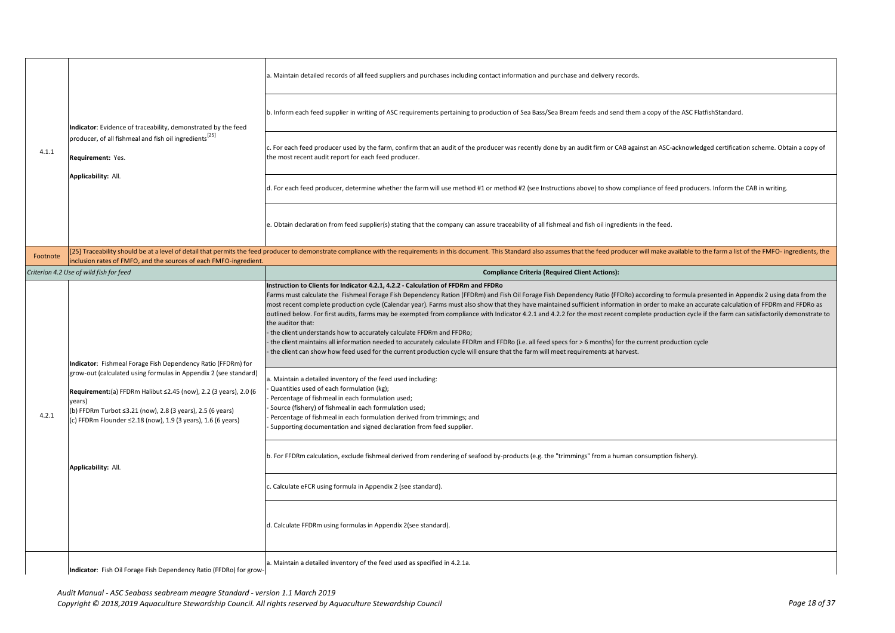| | | |
|---|---|---|
| 4.1.1 | **Indicator**: Evidence of traceability, demonstrated by the feed producer, of all fishmeal and fish oil ingredients[25]<br><br>**Requirement:** Yes.<br><br>**Applicability:** All. | a. Maintain detailed records of all feed suppliers and purchases including contact information and purchase and delivery records. |
| | | b. Inform each feed supplier in writing of ASC requirements pertaining to production of Sea Bass/Sea Bream feeds and send them a copy of the ASC FlatfishStandard. |
| | | c. For each feed producer used by the farm, confirm that an audit of the producer was recently done by an audit firm or CAB against an ASC-acknowledged certification scheme. Obtain a copy of the most recent audit report for each feed producer. |
| | | d. For each feed producer, determine whether the farm will use method #1 or method #2 (see Instructions above) to show compliance of feed producers. Inform the CAB in writing. |
| | | e. Obtain declaration from feed supplier(s) stating that the company can assure traceability of all fishmeal and fish oil ingredients in the feed. |
| Footnote | [25] Traceability should be at a level of detail that permits the feed producer to demonstrate compliance with the requirements in this document. This Standard also assumes that the feed producer will make available to the farm a list of the FMFO- ingredients, the inclusion rates of FMFO, and the sources of each FMFO-ingredient. | |
| *Criterion 4.2 Use of wild fish for feed* | | **Compliance Criteria (Required Client Actions):** |
| 4.2.1 | **Indicator**: Fishmeal Forage Fish Dependency Ratio (FFDRm) for grow-out (calculated using formulas in Appendix 2 (see standard)<br><br>**Requirement:**(a) FFDRm Halibut ≤2.45 (now), 2.2 (3 years), 2.0 (6 years)<br>(b) FFDRm Turbot ≤3.21 (now), 2.8 (3 years), 2.5 (6 years)<br>(c) FFDRm Flounder ≤2.18 (now), 1.9 (3 years), 1.6 (6 years)<br><br>**Applicability:** All. | **Instruction to Clients for Indicator 4.2.1, 4.2.2 - Calculation of FFDRm and FFDRo**<br>Farms must calculate the Fishmeal Forage Fish Dependency Ration (FFDRm) and Fish Oil Forage Fish Dependency Ratio (FFDRo) according to formula presented in Appendix 2 using data from the most recent complete production cycle (Calendar year). Farms must also show that they have maintained sufficient information in order to make an accurate calculation of FFDRm and FFDRo as outlined below. For first audits, farms may be exempted from compliance with Indicator 4.2.1 and 4.2.2 for the most recent complete production cycle if the farm can satisfactorily demonstrate to the auditor that:<br>- the client understands how to accurately calculate FFDRm and FFDRo;<br>- the client maintains all information needed to accurately calculate FFDRm and FFDRo (i.e. all feed specs for > 6 months) for the current production cycle<br>- the client can show how feed used for the current production cycle will ensure that the farm will meet requirements at harvest. |
| | | a. Maintain a detailed inventory of the feed used including:<br>- Quantities used of each formulation (kg);<br>- Percentage of fishmeal in each formulation used;<br>- Source (fishery) of fishmeal in each formulation used;<br>- Percentage of fishmeal in each formulation derived from trimmings; and<br>- Supporting documentation and signed declaration from feed supplier. |
| | | b. For FFDRm calculation, exclude fishmeal derived from rendering of seafood by-products (e.g. the "trimmings" from a human consumption fishery). |
| | | c. Calculate eFCR using formula in Appendix 2 (see standard). |
| | | d. Calculate FFDRm using formulas in Appendix 2(see standard). |
| | **Indicator**: Fish Oil Forage Fish Dependency Ratio (FFDRo) for grow- | a. Maintain a detailed inventory of the feed used as specified in 4.2.1a. |

*Audit Manual - ASC Seabass seabream meagre Standard - version 1.1 March 2019*
*Copyright © 2018,2019 Aquaculture Stewardship Council. All rights reserved by Aquaculture Stewardship Council*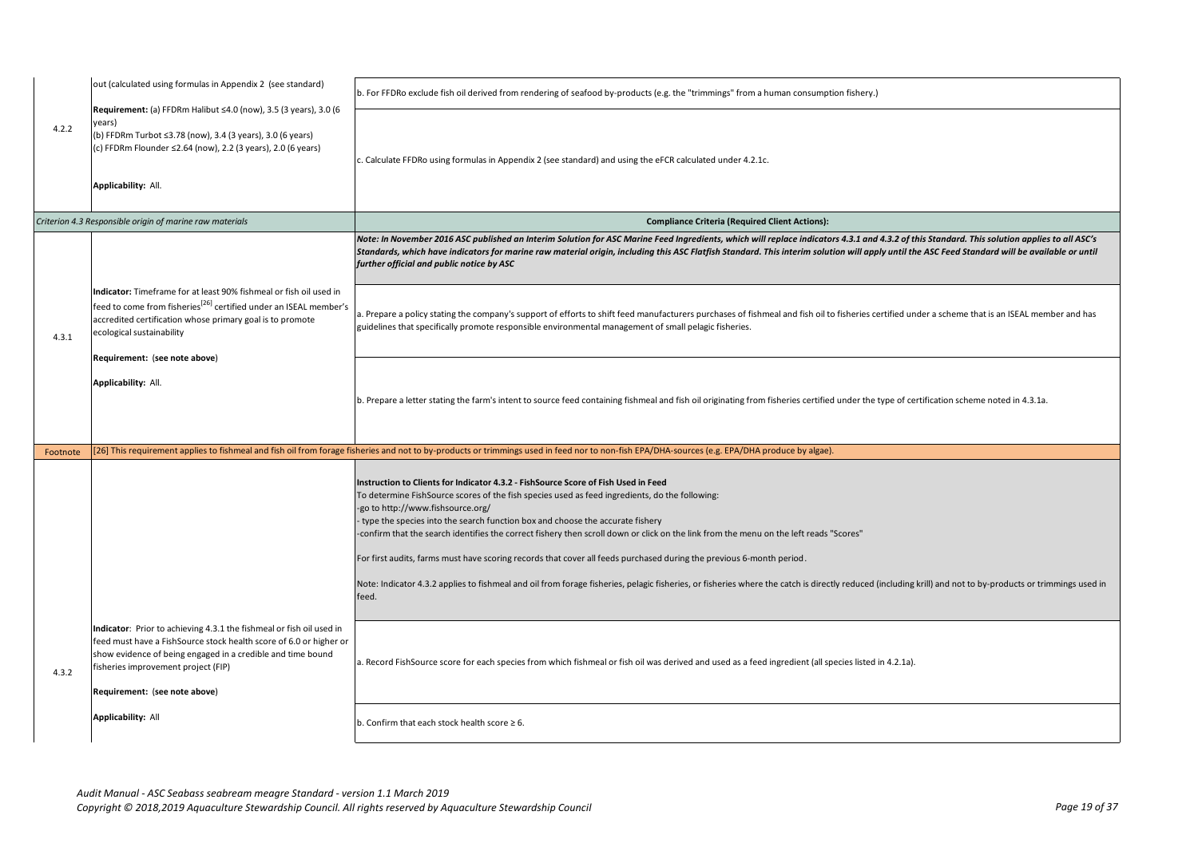| | | |
|---|---|---|
| 4.2.2 | out (calculated using formulas in Appendix 2 (see standard)<br><br>**Requirement:** (a) FFDRm Halibut ≤4.0 (now), 3.5 (3 years), 3.0 (6 years)<br>(b) FFDRm Turbot ≤3.78 (now), 3.4 (3 years), 3.0 (6 years)<br>(c) FFDRm Flounder ≤2.64 (now), 2.2 (3 years), 2.0 (6 years)<br><br>**Applicability:** All. | b. For FFDRo exclude fish oil derived from rendering of seafood by-products (e.g. the "trimmings" from a human consumption fishery.) |
| | | c. Calculate FFDRo using formulas in Appendix 2 (see standard) and using the eFCR calculated under 4.2.1c. |
| *Criterion 4.3 Responsible origin of marine raw materials* | | **Compliance Criteria (Required Client Actions):** |
| 4.3.1 | **Indicator:** Timeframe for at least 90% fishmeal or fish oil used in feed to come from fisheries[26] certified under an ISEAL member's accredited certification whose primary goal is to promote ecological sustainability<br><br>**Requirement:** (**see note above**)<br><br>**Applicability:** All. | ***Note: In November 2016 ASC published an Interim Solution for ASC Marine Feed Ingredients, which will replace indicators 4.3.1 and 4.3.2 of this Standard. This solution applies to all ASC's Standards, which have indicators for marine raw material origin, including this ASC Flatfish Standard. This interim solution will apply until the ASC Feed Standard will be available or until further official and public notice by ASC*** |
| | | a. Prepare a policy stating the company's support of efforts to shift feed manufacturers purchases of fishmeal and fish oil to fisheries certified under a scheme that is an ISEAL member and has guidelines that specifically promote responsible environmental management of small pelagic fisheries. |
| | | b. Prepare a letter stating the farm's intent to source feed containing fishmeal and fish oil originating from fisheries certified under the type of certification scheme noted in 4.3.1a. |
| Footnote | [26] This requirement applies to fishmeal and fish oil from forage fisheries and not to by-products or trimmings used in feed nor to non-fish EPA/DHA-sources (e.g. EPA/DHA produce by algae). | |
| 4.3.2 | **Indicator**: Prior to achieving 4.3.1 the fishmeal or fish oil used in feed must have a FishSource stock health score of 6.0 or higher or show evidence of being engaged in a credible and time bound fisheries improvement project (FIP)<br><br>**Requirement:** (**see note above**)<br><br>**Applicability:** All | **Instruction to Clients for Indicator 4.3.2 - FishSource Score of Fish Used in Feed**<br>To determine FishSource scores of the fish species used as feed ingredients, do the following:<br>-go to http://www.fishsource.org/<br>- type the species into the search function box and choose the accurate fishery<br>-confirm that the search identifies the correct fishery then scroll down or click on the link from the menu on the left reads "Scores"<br><br>For first audits, farms must have scoring records that cover all feeds purchased during the previous 6-month period.<br><br>Note: Indicator 4.3.2 applies to fishmeal and oil from forage fisheries, pelagic fisheries, or fisheries where the catch is directly reduced (including krill) and not to by-products or trimmings used in feed. |
| | | a. Record FishSource score for each species from which fishmeal or fish oil was derived and used as a feed ingredient (all species listed in 4.2.1a). |
| | | b. Confirm that each stock health score ≥ 6. |

*Audit Manual - ASC Seabass seabream meagre Standard - version 1.1 March 2019*
*Copyright © 2018,2019 Aquaculture Stewardship Council. All rights reserved by Aquaculture Stewardship Council*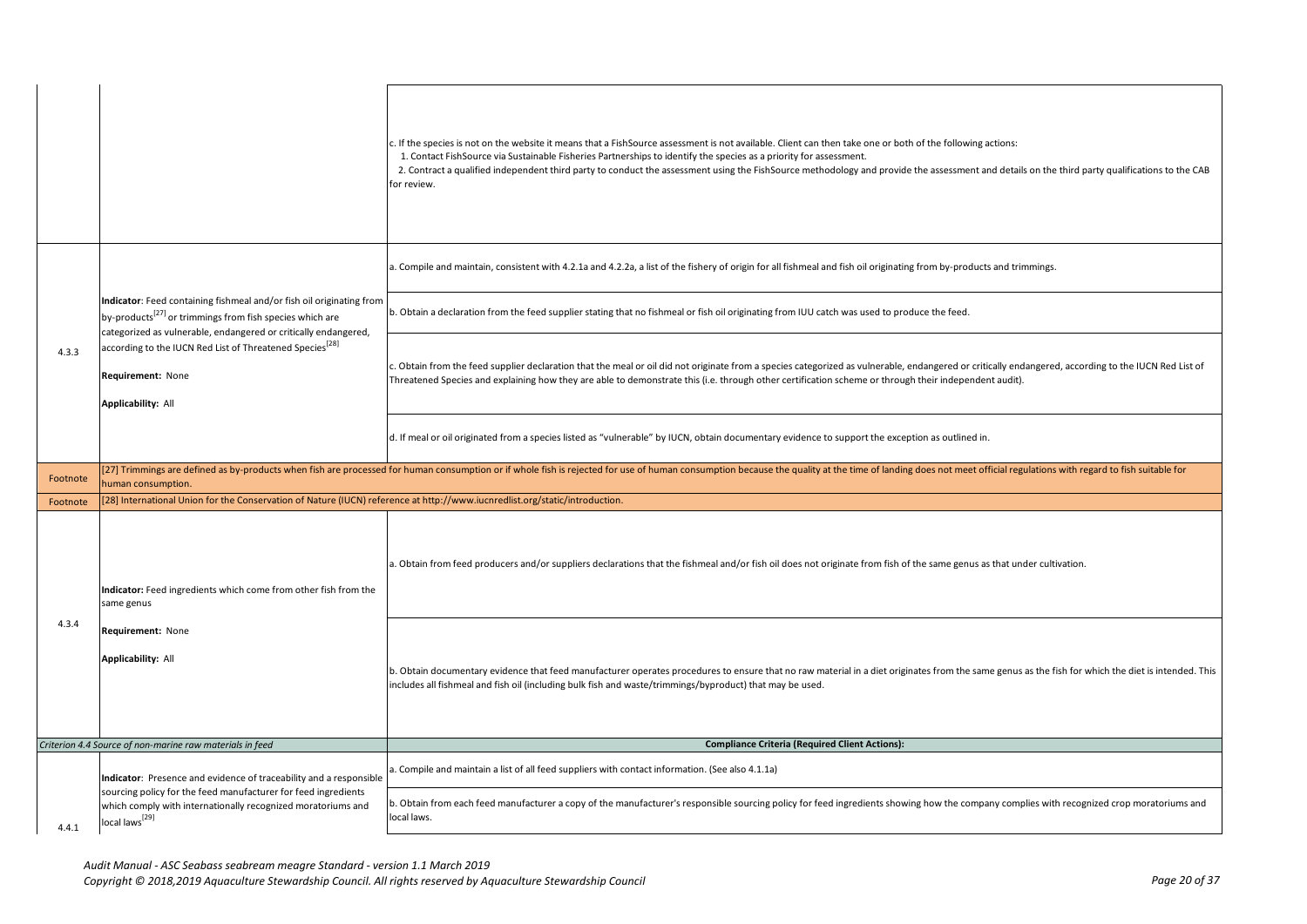| | | |
|---|---|---|
| | | c. If the species is not on the website it means that a FishSource assessment is not available. Client can then take one or both of the following actions:<br>1. Contact FishSource via Sustainable Fisheries Partnerships to identify the species as a priority for assessment.<br>2. Contract a qualified independent third party to conduct the assessment using the FishSource methodology and provide the assessment and details on the third party qualifications to the CAB for review. |
| 4.3.3 | **Indicator**: Feed containing fishmeal and/or fish oil originating from by-products[27] or trimmings from fish species which are categorized as vulnerable, endangered or critically endangered, according to the IUCN Red List of Threatened Species[28]<br><br>**Requirement:** None<br><br>**Applicability:** All | a. Compile and maintain, consistent with 4.2.1a and 4.2.2a, a list of the fishery of origin for all fishmeal and fish oil originating from by-products and trimmings. |
| | | b. Obtain a declaration from the feed supplier stating that no fishmeal or fish oil originating from IUU catch was used to produce the feed. |
| | | c. Obtain from the feed supplier declaration that the meal or oil did not originate from a species categorized as vulnerable, endangered or critically endangered, according to the IUCN Red List of Threatened Species and explaining how they are able to demonstrate this (i.e. through other certification scheme or through their independent audit). |
| | | d. If meal or oil originated from a species listed as "vulnerable" by IUCN, obtain documentary evidence to support the exception as outlined in. |
| Footnote | [27] Trimmings are defined as by-products when fish are processed for human consumption or if whole fish is rejected for use of human consumption because the quality at the time of landing does not meet official regulations with regard to fish suitable for human consumption. | |
| Footnote | [28] International Union for the Conservation of Nature (IUCN) reference at http://www.iucnredlist.org/static/introduction. | |
| 4.3.4 | **Indicator:** Feed ingredients which come from other fish from the same genus<br><br>**Requirement:** None<br><br>**Applicability:** All | a. Obtain from feed producers and/or suppliers declarations that the fishmeal and/or fish oil does not originate from fish of the same genus as that under cultivation. |
| | | b. Obtain documentary evidence that feed manufacturer operates procedures to ensure that no raw material in a diet originates from the same genus as the fish for which the diet is intended. This includes all fishmeal and fish oil (including bulk fish and waste/trimmings/byproduct) that may be used. |
| *Criterion 4.4 Source of non-marine raw materials in feed* | | **Compliance Criteria (Required Client Actions):** |
| 4.4.1 | **Indicator**: Presence and evidence of traceability and a responsible sourcing policy for the feed manufacturer for feed ingredients which comply with internationally recognized moratoriums and local laws[29] | a. Compile and maintain a list of all feed suppliers with contact information. (See also 4.1.1a) |
| | | b. Obtain from each feed manufacturer a copy of the manufacturer's responsible sourcing policy for feed ingredients showing how the company complies with recognized crop moratoriums and local laws. |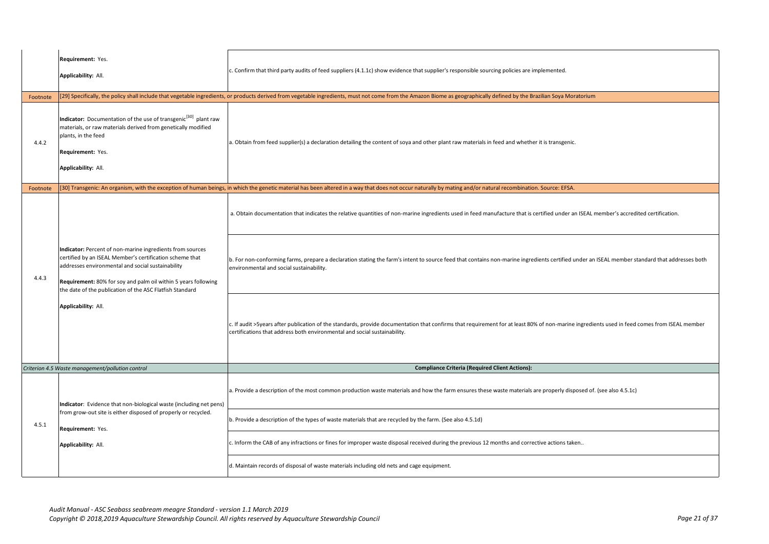| | | |
|---|---|---|
| | **Requirement:** Yes.<br><br>**Applicability:** All. | c. Confirm that third party audits of feed suppliers (4.1.1c) show evidence that supplier's responsible sourcing policies are implemented. |
| Footnote | [29] Specifically, the policy shall include that vegetable ingredients, or products derived from vegetable ingredients, must not come from the Amazon Biome as geographically defined by the Brazilian Soya Moratorium | |
| 4.4.2 | **Indicator:** Documentation of the use of transgenic[30] plant raw materials, or raw materials derived from genetically modified plants, in the feed<br><br>**Requirement:** Yes.<br><br>**Applicability:** All. | a. Obtain from feed supplier(s) a declaration detailing the content of soya and other plant raw materials in feed and whether it is transgenic. |
| Footnote | [30] Transgenic: An organism, with the exception of human beings, in which the genetic material has been altered in a way that does not occur naturally by mating and/or natural recombination. Source: EFSA. | |
| 4.4.3 | **Indicator:** Percent of non-marine ingredients from sources certified by an ISEAL Member's certification scheme that addresses environmental and social sustainability<br><br>**Requirement:** 80% for soy and palm oil within 5 years following the date of the publication of the ASC Flatfish Standard<br><br>**Applicability:** All. | a. Obtain documentation that indicates the relative quantities of non-marine ingredients used in feed manufacture that is certified under an ISEAL member's accredited certification. |
| | | b. For non-conforming farms, prepare a declaration stating the farm's intent to source feed that contains non-marine ingredients certified under an ISEAL member standard that addresses both environmental and social sustainability. |
| | | c. If audit >5years after publication of the standards, provide documentation that confirms that requirement for at least 80% of non-marine ingredients used in feed comes from ISEAL member certifications that address both environmental and social sustainability. |
| | *Criterion 4.5 Waste management/pollution control* | **Compliance Criteria (Required Client Actions):** |
| 4.5.1 | **Indicator**: Evidence that non-biological waste (including net pens) from grow-out site is either disposed of properly or recycled.<br><br>**Requirement:** Yes.<br><br>**Applicability:** All. | a. Provide a description of the most common production waste materials and how the farm ensures these waste materials are properly disposed of. (see also 4.5.1c) |
| | | b. Provide a description of the types of waste materials that are recycled by the farm. (See also 4.5.1d) |
| | | c. Inform the CAB of any infractions or fines for improper waste disposal received during the previous 12 months and corrective actions taken.. |
| | | d. Maintain records of disposal of waste materials including old nets and cage equipment. |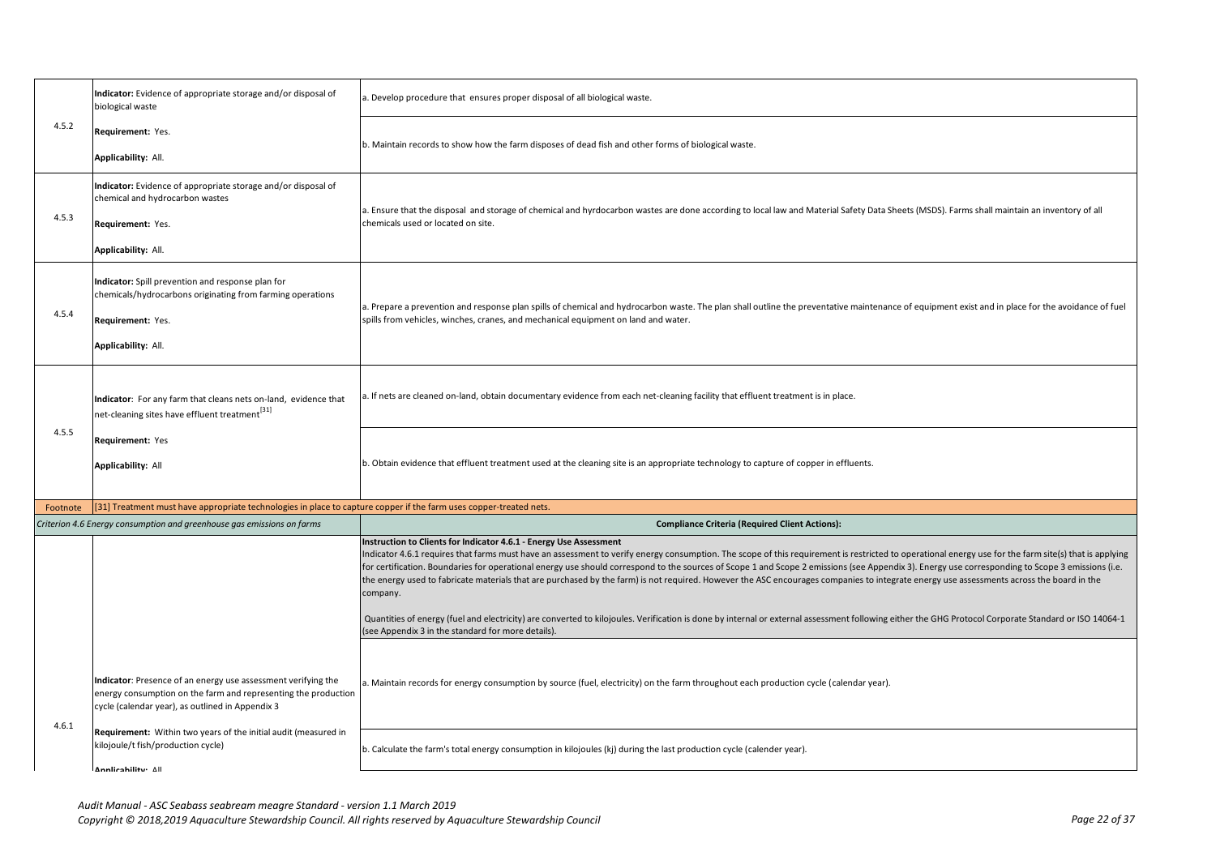| | | |
|---|---|---|
| 4.5.2 | **Indicator:** Evidence of appropriate storage and/or disposal of biological waste<br><br>**Requirement:** Yes.<br><br>**Applicability:** All. | a. Develop procedure that ensures proper disposal of all biological waste. |
| | | b. Maintain records to show how the farm disposes of dead fish and other forms of biological waste. |
| 4.5.3 | **Indicator:** Evidence of appropriate storage and/or disposal of chemical and hydrocarbon wastes<br><br>**Requirement:** Yes.<br><br>**Applicability:** All. | a. Ensure that the disposal and storage of chemical and hyrdocarbon wastes are done according to local law and Material Safety Data Sheets (MSDS). Farms shall maintain an inventory of all chemicals used or located on site. |
| 4.5.4 | **Indicator:** Spill prevention and response plan for chemicals/hydrocarbons originating from farming operations<br><br>**Requirement:** Yes.<br><br>**Applicability:** All. | a. Prepare a prevention and response plan spills of chemical and hydrocarbon waste. The plan shall outline the preventative maintenance of equipment exist and in place for the avoidance of fuel spills from vehicles, winches, cranes, and mechanical equipment on land and water. |
| 4.5.5 | **Indicator**: For any farm that cleans nets on-land, evidence that net-cleaning sites have effluent treatment[31]<br><br>**Requirement:** Yes<br><br>**Applicability:** All | a. If nets are cleaned on-land, obtain documentary evidence from each net-cleaning facility that effluent treatment is in place. |
| | | b. Obtain evidence that effluent treatment used at the cleaning site is an appropriate technology to capture of copper in effluents. |
| Footnote | [31] Treatment must have appropriate technologies in place to capture copper if the farm uses copper-treated nets. | |
| *Criterion 4.6 Energy consumption and greenhouse gas emissions on farms* | | **Compliance Criteria (Required Client Actions):** |
| 4.6.1 | **Indicator**: Presence of an energy use assessment verifying the energy consumption on the farm and representing the production cycle (calendar year), as outlined in Appendix 3<br><br>**Requirement:** Within two years of the initial audit (measured in kilojoule/t fish/production cycle)<br><br>**Applicability:** All | **Instruction to Clients for Indicator 4.6.1 - Energy Use Assessment**<br>Indicator 4.6.1 requires that farms must have an assessment to verify energy consumption. The scope of this requirement is restricted to operational energy use for the farm site(s) that is applying for certification. Boundaries for operational energy use should correspond to the sources of Scope 1 and Scope 2 emissions (see Appendix 3). Energy use corresponding to Scope 3 emissions (i.e. the energy used to fabricate materials that are purchased by the farm) is not required. However the ASC encourages companies to integrate energy use assessments across the board in the company.<br><br>Quantities of energy (fuel and electricity) are converted to kilojoules. Verification is done by internal or external assessment following either the GHG Protocol Corporate Standard or ISO 14064-1 (see Appendix 3 in the standard for more details). |
| | | a. Maintain records for energy consumption by source (fuel, electricity) on the farm throughout each production cycle (calendar year). |
| | | b. Calculate the farm's total energy consumption in kilojoules (kj) during the last production cycle (calender year). |

*Audit Manual - ASC Seabass seabream meagre Standard - version 1.1 March 2019*
*Copyright © 2018,2019 Aquaculture Stewardship Council. All rights reserved by Aquaculture Stewardship Council*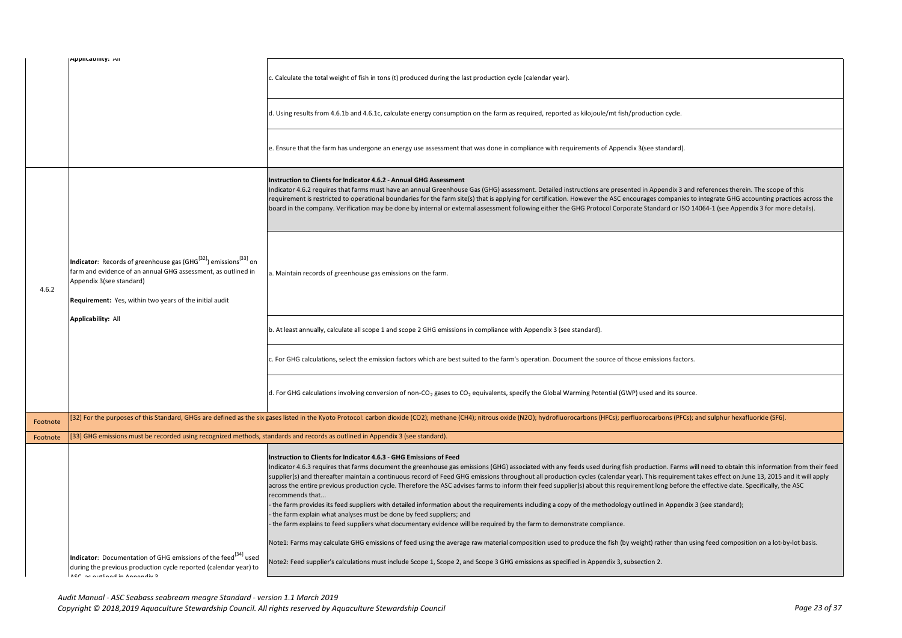| | | |
|---|---|---|
| | Applicability: All | c. Calculate the total weight of fish in tons (t) produced during the last production cycle (calendar year). |
| | | d. Using results from 4.6.1b and 4.6.1c, calculate energy consumption on the farm as required, reported as kilojoule/mt fish/production cycle. |
| | | e. Ensure that the farm has undergone an energy use assessment that was done in compliance with requirements of Appendix 3(see standard). |
| 4.6.2 | **Indicator**: Records of greenhouse gas (GHG[32]) emissions[33] on farm and evidence of an annual GHG assessment, as outlined in Appendix 3(see standard)<br><br>**Requirement:** Yes, within two years of the initial audit<br><br>**Applicability:** All | **Instruction to Clients for Indicator 4.6.2 - Annual GHG Assessment**<br>Indicator 4.6.2 requires that farms must have an annual Greenhouse Gas (GHG) assessment. Detailed instructions are presented in Appendix 3 and references therein. The scope of this requirement is restricted to operational boundaries for the farm site(s) that is applying for certification. However the ASC encourages companies to integrate GHG accounting practices across the board in the company. Verification may be done by internal or external assessment following either the GHG Protocol Corporate Standard or ISO 14064-1 (see Appendix 3 for more details). |
| | | a. Maintain records of greenhouse gas emissions on the farm. |
| | | b. At least annually, calculate all scope 1 and scope 2 GHG emissions in compliance with Appendix 3 (see standard). |
| | | c. For GHG calculations, select the emission factors which are best suited to the farm's operation. Document the source of those emissions factors. |
| | | d. For GHG calculations involving conversion of non-$CO_2$ gases to $CO_2$ equivalents, specify the Global Warming Potential (GWP) used and its source. |
| Footnote | [32] For the purposes of this Standard, GHGs are defined as the six gases listed in the Kyoto Protocol: carbon dioxide (CO2); methane (CH4); nitrous oxide (N2O); hydrofluorocarbons (HFCs); perfluorocarbons (PFCs); and sulphur hexafluoride (SF6). | |
| Footnote | [33] GHG emissions must be recorded using recognized methods, standards and records as outlined in Appendix 3 (see standard). | |
| | **Indicator**: Documentation of GHG emissions of the feed[34] used during the previous production cycle reported (calendar year) to ASC, as outlined in Appendix 3 | **Instruction to Clients for Indicator 4.6.3 - GHG Emissions of Feed**<br>Indicator 4.6.3 requires that farms document the greenhouse gas emissions (GHG) associated with any feeds used during fish production. Farms will need to obtain this information from their feed supplier(s) and thereafter maintain a continuous record of Feed GHG emissions throughout all production cycles (calendar year). This requirement takes effect on June 13, 2015 and it will apply across the entire previous production cycle. Therefore the ASC advises farms to inform their feed supplier(s) about this requirement long before the effective date. Specifically, the ASC recommends that...<br>- the farm provides its feed suppliers with detailed information about the requirements including a copy of the methodology outlined in Appendix 3 (see standard);<br>- the farm explain what analyses must be done by feed suppliers; and<br>- the farm explains to feed suppliers what documentary evidence will be required by the farm to demonstrate compliance.<br><br>Note1: Farms may calculate GHG emissions of feed using the average raw material composition used to produce the fish (by weight) rather than using feed composition on a lot-by-lot basis.<br><br>Note2: Feed supplier's calculations must include Scope 1, Scope 2, and Scope 3 GHG emissions as specified in Appendix 3, subsection 2. |

*Audit Manual - ASC Seabass seabream meagre Standard - version 1.1 March 2019*
*Copyright © 2018,2019 Aquaculture Stewardship Council. All rights reserved by Aquaculture Stewardship Council*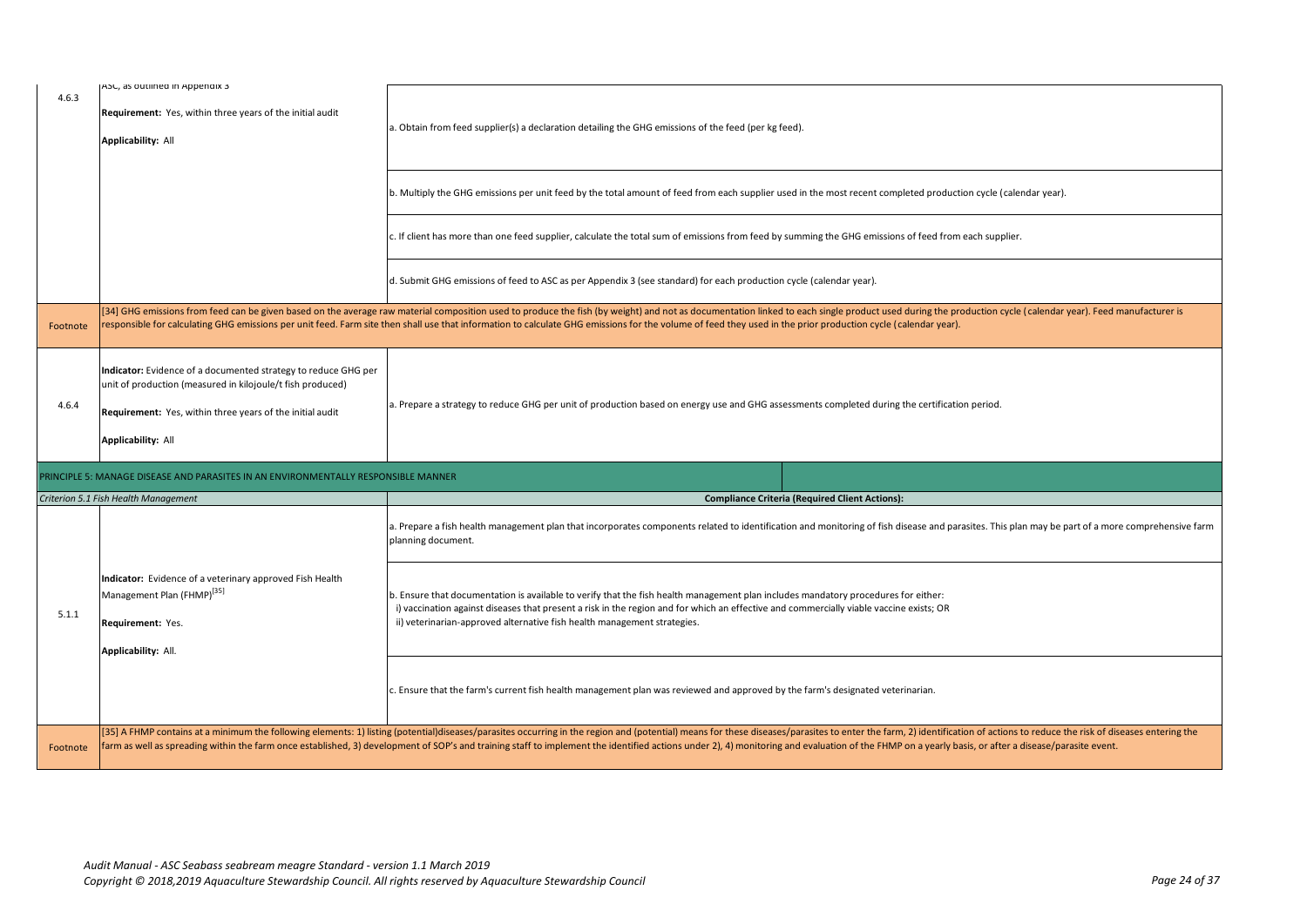| | | |
|---|---|---|
| 4.6.3 | ASC, as outlined in Appendix 3<br><br>**Requirement:** Yes, within three years of the initial audit<br><br>**Applicability:** All | a. Obtain from feed supplier(s) a declaration detailing the GHG emissions of the feed (per kg feed). |
| | | b. Multiply the GHG emissions per unit feed by the total amount of feed from each supplier used in the most recent completed production cycle (calendar year). |
| | | c. If client has more than one feed supplier, calculate the total sum of emissions from feed by summing the GHG emissions of feed from each supplier. |
| | | d. Submit GHG emissions of feed to ASC as per Appendix 3 (see standard) for each production cycle (calendar year). |
| Footnote | [34] GHG emissions from feed can be given based on the average raw material composition used to produce the fish (by weight) and not as documentation linked to each single product used during the production cycle (calendar year). Feed manufacturer is responsible for calculating GHG emissions per unit feed. Farm site then shall use that information to calculate GHG emissions for the volume of feed they used in the prior production cycle (calendar year). | |
| 4.6.4 | **Indicator:** Evidence of a documented strategy to reduce GHG per unit of production (measured in kilojoule/t fish produced)<br><br>**Requirement:** Yes, within three years of the initial audit<br><br>**Applicability:** All | a. Prepare a strategy to reduce GHG per unit of production based on energy use and GHG assessments completed during the certification period. |
| PRINCIPLE 5: MANAGE DISEASE AND PARASITES IN AN ENVIRONMENTALLY RESPONSIBLE MANNER | | |
| *Criterion 5.1 Fish Health Management* | | **Compliance Criteria (Required Client Actions):** |
| 5.1.1 | **Indicator:** Evidence of a veterinary approved Fish Health Management Plan (FHMP)[35]<br><br>**Requirement:** Yes.<br><br>**Applicability:** All. | a. Prepare a fish health management plan that incorporates components related to identification and monitoring of fish disease and parasites. This plan may be part of a more comprehensive farm planning document. |
| | | b. Ensure that documentation is available to verify that the fish health management plan includes mandatory procedures for either:<br>i) vaccination against diseases that present a risk in the region and for which an effective and commercially viable vaccine exists; OR<br>ii) veterinarian-approved alternative fish health management strategies. |
| | | c. Ensure that the farm's current fish health management plan was reviewed and approved by the farm's designated veterinarian. |
| Footnote | [35] A FHMP contains at a minimum the following elements: 1) listing (potential)diseases/parasites occurring in the region and (potential) means for these diseases/parasites to enter the farm, 2) identification of actions to reduce the risk of diseases entering the farm as well as spreading within the farm once established, 3) development of SOP's and training staff to implement the identified actions under 2), 4) monitoring and evaluation of the FHMP on a yearly basis, or after a disease/parasite event. | |

*Audit Manual - ASC Seabass seabream meagre Standard - version 1.1 March 2019*
*Copyright © 2018,2019 Aquaculture Stewardship Council. All rights reserved by Aquaculture Stewardship Council*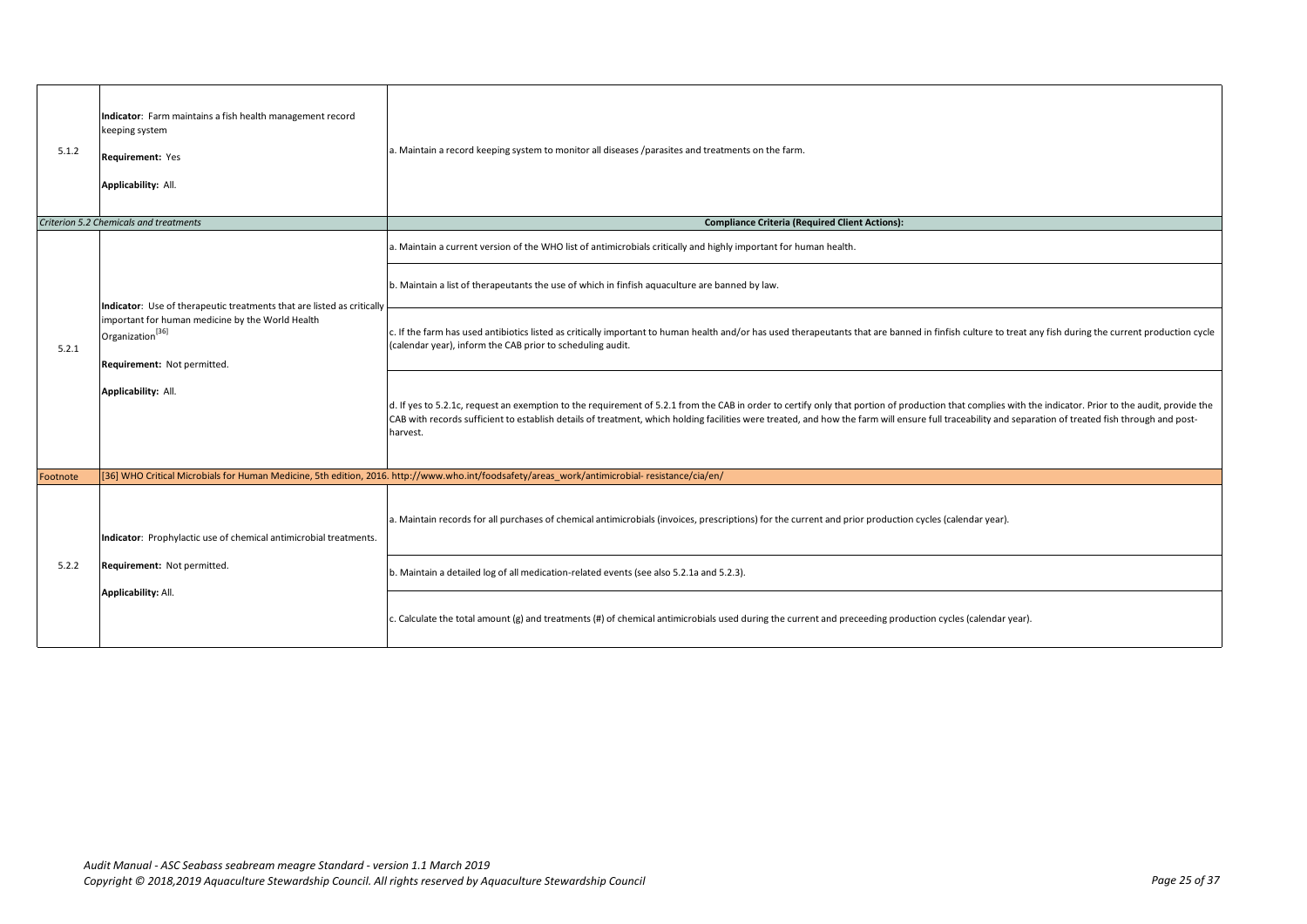| | | |
|---|---|---|
| 5.1.2 | **Indicator**: Farm maintains a fish health management record keeping system<br><br>**Requirement:** Yes<br><br>**Applicability:** All. | a. Maintain a record keeping system to monitor all diseases /parasites and treatments on the farm. |
| | *Criterion 5.2 Chemicals and treatments* | **Compliance Criteria (Required Client Actions):** |
| 5.2.1 | **Indicator**: Use of therapeutic treatments that are listed as critically important for human medicine by the World Health Organization[36]<br><br>**Requirement:** Not permitted.<br><br>**Applicability:** All. | a. Maintain a current version of the WHO list of antimicrobials critically and highly important for human health. |
| | | b. Maintain a list of therapeutants the use of which in finfish aquaculture are banned by law. |
| | | c. If the farm has used antibiotics listed as critically important to human health and/or has used therapeutants that are banned in finfish culture to treat any fish during the current production cycle (calendar year), inform the CAB prior to scheduling audit. |
| | | d. If yes to 5.2.1c, request an exemption to the requirement of 5.2.1 from the CAB in order to certify only that portion of production that complies with the indicator. Prior to the audit, provide the CAB with records sufficient to establish details of treatment, which holding facilities were treated, and how the farm will ensure full traceability and separation of treated fish through and post-harvest. |
| Footnote | [36] WHO Critical Microbials for Human Medicine, 5th edition, 2016. http://www.who.int/foodsafety/areas_work/antimicrobial- resistance/cia/en/ | |
| 5.2.2 | **Indicator**: Prophylactic use of chemical antimicrobial treatments.<br><br>**Requirement:** Not permitted.<br><br>**Applicability:** All. | a. Maintain records for all purchases of chemical antimicrobials (invoices, prescriptions) for the current and prior production cycles (calendar year). |
| | | b. Maintain a detailed log of all medication-related events (see also 5.2.1a and 5.2.3). |
| | | c. Calculate the total amount (g) and treatments (#) of chemical antimicrobials used during the current and preceeding production cycles (calendar year). |

*Audit Manual - ASC Seabass seabream meagre Standard - version 1.1 March 2019*
*Copyright © 2018,2019 Aquaculture Stewardship Council. All rights reserved by Aquaculture Stewardship Council*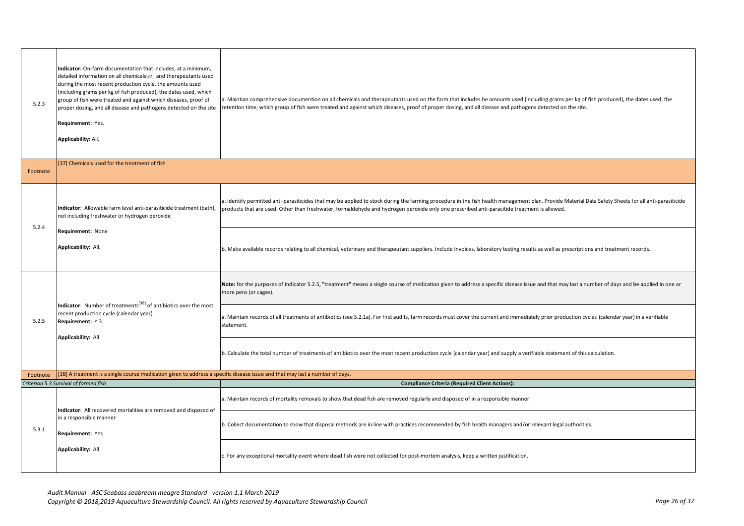| | | |
|---|---|---|
| 5.2.3 | **Indicator:** On-farm documentation that includes, at a minimum, detailed information on all chemicals[37] and therapeutants used during the most recent production cycle, the amounts used (including grams per kg of fish produced), the dates used, which group of fish were treated and against which diseases, proof of proper dosing, and all disease and pathogens detected on the site<br><br>**Requirement:** Yes.<br><br>**Applicability:** All. | a. Maintian comprehensive documention on all chemicals and therapeutants used on the farm that includes he amounts used (including grams per kg of fish produced), the dates used, the retention time, which group of fish were treated and against which diseases, proof of proper dosing, and all disease and pathogens detected on the site. |
| Footnote | [37] Chemicals used for the treatment of fish | |
| 5.2.4 | **Indicator**: Allowable farm level anti-parasiticide treatment (bath), not including freshwater or hydrogen peroxide<br><br>**Requirement:** None<br><br>**Applicability:** All. | a. Identify permitted anti-parasiticides that may be applied to stock during the farming procedure in the fish health management plan. Provide Material Data Safety Sheets for all anti-parasiticide products that are used. Other than freshwater, formaldehyde and hydrogen peroxide only one prescribed anti-paracitide treatment is allowed. |
| | | b. Make available records relating to all chemical, veterinary and therapeutant suppliers. Include Invoices, laboratory testing results as well as prescriptions and treatment records. |
| 5.2.5 | **Indicator**: Number of treatments[38] of antibiotics over the most recent production cycle (calendar year)<br>**Requirement:** ≤ 3<br><br>**Applicability:** All | **Note:** for the purposes of Indicator 5.2.5, "treatment" means a single course of medication given to address a specific disease issue and that may last a number of days and be applied in one or more pens (or cages). |
| | | a. Maintain records of all treatments of antibiotics (see 5.2.1a). For first audits, farm records must cover the current and immediately prior production cycles (calendar year) in a verifiable statement. |
| | | b. Calculate the total number of treatments of antibiotics over the most recent production cycle (calendar year) and supply a verifiable statement of this calculation. |
| Footnote | [38] A treatment is a single course medication given to address a specific disease issue and that may last a number of days. | |
| *Criterion 5.3 Survival of farmed fish* | | **Compliance Criteria (Required Client Actions):** |
| 5.3.1 | **Indicator**: All recovered mortalities are removed and disposed of in a responsible manner<br><br>**Requirement:** Yes<br><br>**Applicability:** All | a. Maintain records of mortality removals to show that dead fish are removed regularly and disposed of in a responsible manner. |
| | | b. Collect documentation to show that disposal methods are in line with practices recommended by fish health managers and/or relevant legal authorities. |
| | | c. For any exceptional mortality event where dead fish were not collected for post-mortem analysis, keep a written justification. |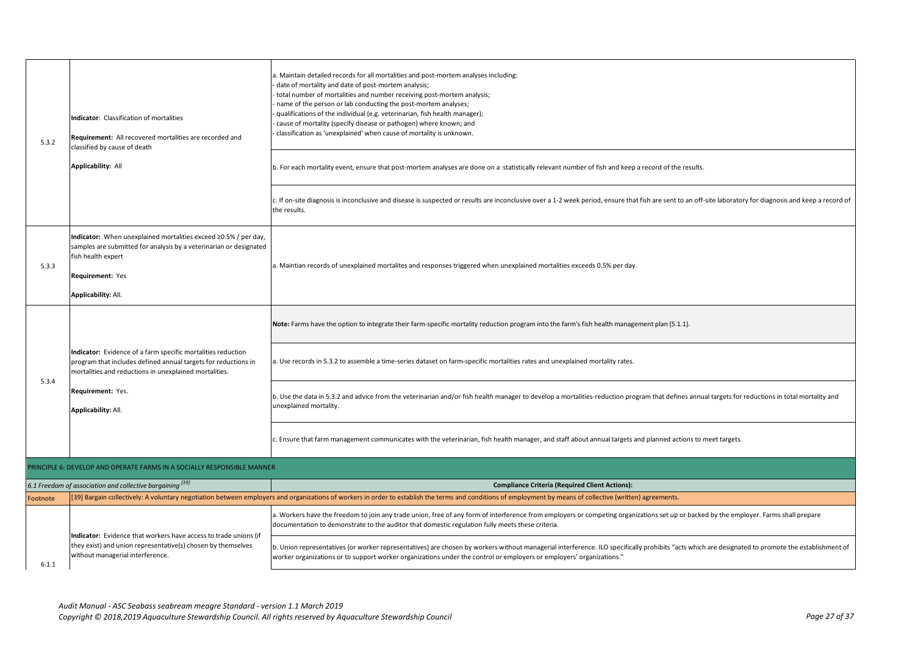| | | |
|---|---|---|
| 5.3.2 | **Indicator**: Classification of mortalities<br><br>**Requirement:** All recovered mortalities are recorded and classified by cause of death<br><br>**Applicability:** All | a. Maintain detailed records for all mortalities and post-mortem analyses including:<br>- date of mortality and date of post-mortem analysis;<br>- total number of mortalities and number receiving post-mortem analysis;<br>- name of the person or lab conducting the post-mortem analyses;<br>- qualifications of the individual (e.g. veterinarian, fish health manager);<br>- cause of mortality (specify disease or pathogen) where known; and<br>- classification as 'unexplained' when cause of mortality is unknown. |
| | | b. For each mortality event, ensure that post-mortem analyses are done on a statistically relevant number of fish and keep a record of the results. |
| | | c. If on-site diagnosis is inconclusive and disease is suspected or results are inconclusive over a 1-2 week period, ensure that fish are sent to an off-site laboratory for diagnosis and keep a record of the results. |
| 5.3.3 | **Indicator:** When unexplained mortalities exceed ≥0.5% / per day, samples are submitted for analysis by a veterinarian or designated fish health expert<br><br>**Requirement:** Yes<br><br>**Applicability:** All. | a. Maintian records of unexplained mortalites and responses triggered when unexplained mortalities exceeds 0.5% per day. |
| 5.3.4 | **Indicator:** Evidence of a farm specific mortalities reduction program that includes defined annual targets for reductions in mortalities and reductions in unexplained mortalities.<br><br>**Requirement:** Yes.<br><br>**Applicability:** All. | **Note:** Farms have the option to integrate their farm-specific mortality reduction program into the farm's fish health management plan (5.1.1). |
| | | a. Use records in 5.3.2 to assemble a time-series dataset on farm-specific mortalities rates and unexplained mortality rates. |
| | | b. Use the data in 5.3.2 and advice from the veterinarian and/or fish health manager to develop a mortalities-reduction program that defines annual targets for reductions in total mortality and unexplained mortality. |
| | | c. Ensure that farm management communicates with the veterinarian, fish health manager, and staff about annual targets and planned actions to meet targets. |
| PRINCIPLE 6: DEVELOP AND OPERATE FARMS IN A SOCIALLY RESPONSIBLE MANNER | | |
| *6.1 Freedom of association and collective bargaining [39]* | | **Compliance Criteria (Required Client Actions):** |
| Footnote | [39] Bargain collectively: A voluntary negotiation between employers and organizations of workers in order to establish the terms and conditions of employment by means of collective (written) agreements. | |
| 6.1.1 | **Indicator:** Evidence that workers have access to trade unions (if they exist) and union representative(s) chosen by themselves without managerial interference. | a. Workers have the freedom to join any trade union, free of any form of interference from employers or competing organizations set up or backed by the employer. Farms shall prepare documentation to demonstrate to the auditor that domestic regulation fully meets these criteria. |
| | | b. Union representatives (or worker representatives) are chosen by workers without managerial interference. ILO specifically prohibits "acts which are designated to promote the establishment of worker organizations or to support worker organizations under the control or employers or employers' organizations." |

*Audit Manual - ASC Seabass seabream meagre Standard - version 1.1 March 2019*
*Copyright © 2018,2019 Aquaculture Stewardship Council. All rights reserved by Aquaculture Stewardship Council*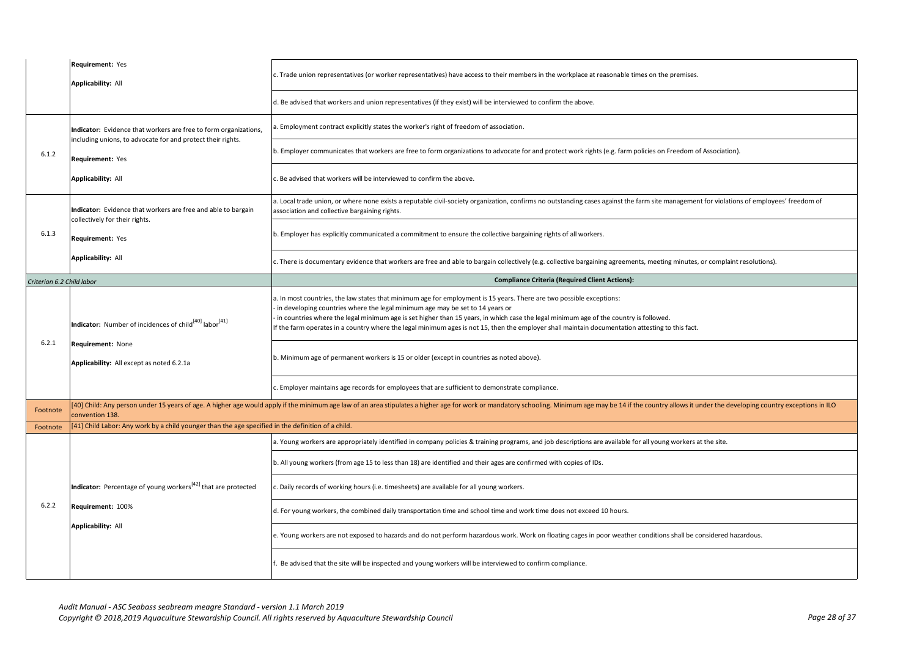| | | |
|---|---|---|
| | **Requirement:** Yes<br><br>**Applicability:** All | c. Trade union representatives (or worker representatives) have access to their members in the workplace at reasonable times on the premises. |
| | | d. Be advised that workers and union representatives (if they exist) will be interviewed to confirm the above. |
| 6.1.2 | **Indicator:** Evidence that workers are free to form organizations, including unions, to advocate for and protect their rights.<br><br>**Requirement:** Yes<br><br>**Applicability:** All | a. Employment contract explicitly states the worker's right of freedom of association. |
| | | b. Employer communicates that workers are free to form organizations to advocate for and protect work rights (e.g. farm policies on Freedom of Association). |
| | | c. Be advised that workers will be interviewed to confirm the above. |
| 6.1.3 | **Indicator:** Evidence that workers are free and able to bargain collectively for their rights.<br><br>**Requirement:** Yes<br><br>**Applicability:** All | a. Local trade union, or where none exists a reputable civil-society organization, confirms no outstanding cases against the farm site management for violations of employees' freedom of association and collective bargaining rights. |
| | | b. Employer has explicitly communicated a commitment to ensure the collective bargaining rights of all workers. |
| | | c. There is documentary evidence that workers are free and able to bargain collectively (e.g. collective bargaining agreements, meeting minutes, or complaint resolutions). |
| *Criterion 6.2 Child labor* | | **Compliance Criteria (Required Client Actions):** |
| 6.2.1 | **Indicator:** Number of incidences of child[40] labor[41]<br><br>**Requirement:** None<br><br>**Applicability:** All except as noted 6.2.1a | a. In most countries, the law states that minimum age for employment is 15 years. There are two possible exceptions:<br>- in developing countries where the legal minimum age may be set to 14 years or<br>- in countries where the legal minimum age is set higher than 15 years, in which case the legal minimum age of the country is followed.<br>If the farm operates in a country where the legal minimum ages is not 15, then the employer shall maintain documentation attesting to this fact. |
| | | b. Minimum age of permanent workers is 15 or older (except in countries as noted above). |
| | | c. Employer maintains age records for employees that are sufficient to demonstrate compliance. |
| Footnote | [40] Child: Any person under 15 years of age. A higher age would apply if the minimum age law of an area stipulates a higher age for work or mandatory schooling. Minimum age may be 14 if the country allows it under the developing country exceptions in ILO convention 138. | |
| Footnote | [41] Child Labor: Any work by a child younger than the age specified in the definition of a child. | |
| 6.2.2 | **Indicator:** Percentage of young workers[42] that are protected<br><br>**Requirement:** 100%<br><br>**Applicability:** All | a. Young workers are appropriately identified in company policies & training programs, and job descriptions are available for all young workers at the site. |
| | | b. All young workers (from age 15 to less than 18) are identified and their ages are confirmed with copies of IDs. |
| | | c. Daily records of working hours (i.e. timesheets) are available for all young workers. |
| | | d. For young workers, the combined daily transportation time and school time and work time does not exceed 10 hours. |
| | | e. Young workers are not exposed to hazards and do not perform hazardous work. Work on floating cages in poor weather conditions shall be considered hazardous. |
| | | f. Be advised that the site will be inspected and young workers will be interviewed to confirm compliance. |

*Audit Manual - ASC Seabass seabream meagre Standard - version 1.1 March 2019*
*Copyright © 2018,2019 Aquaculture Stewardship Council. All rights reserved by Aquaculture Stewardship Council*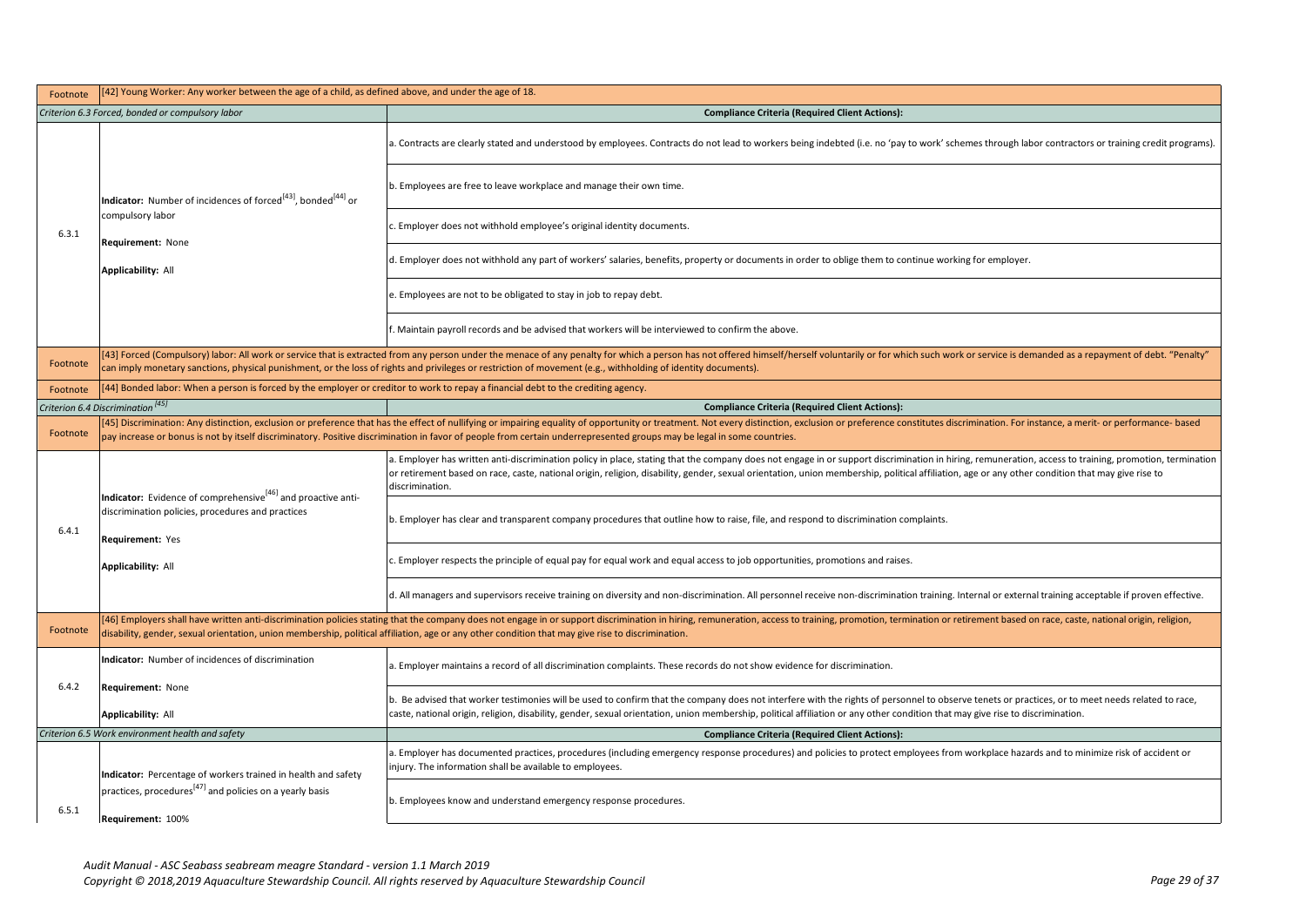| | | |
|---|---|---|
| Footnote | [42] Young Worker: Any worker between the age of a child, as defined above, and under the age of 18. | |
| *Criterion 6.3 Forced, bonded or compulsory labor* | | **Compliance Criteria (Required Client Actions):** |
| 6.3.1 | **Indicator:** Number of incidences of forced[43], bonded[44] or compulsory labor<br><br>**Requirement:** None<br><br>**Applicability:** All | a. Contracts are clearly stated and understood by employees. Contracts do not lead to workers being indebted (i.e. no 'pay to work' schemes through labor contractors or training credit programs). |
| | | b. Employees are free to leave workplace and manage their own time. |
| | | c. Employer does not withhold employee's original identity documents. |
| | | d. Employer does not withhold any part of workers' salaries, benefits, property or documents in order to oblige them to continue working for employer. |
| | | e. Employees are not to be obligated to stay in job to repay debt. |
| | | f. Maintain payroll records and be advised that workers will be interviewed to confirm the above. |
| Footnote | [43] Forced (Compulsory) labor: All work or service that is extracted from any person under the menace of any penalty for which a person has not offered himself/herself voluntarily or for which such work or service is demanded as a repayment of debt. "Penalty" can imply monetary sanctions, physical punishment, or the loss of rights and privileges or restriction of movement (e.g., withholding of identity documents). | |
| Footnote | [44] Bonded labor: When a person is forced by the employer or creditor to work to repay a financial debt to the crediting agency. | |
| *Criterion 6.4 Discrimination [45]* | | **Compliance Criteria (Required Client Actions):** |
| Footnote | [45] Discrimination: Any distinction, exclusion or preference that has the effect of nullifying or impairing equality of opportunity or treatment. Not every distinction, exclusion or preference constitutes discrimination. For instance, a merit- or performance- based pay increase or bonus is not by itself discriminatory. Positive discrimination in favor of people from certain underrepresented groups may be legal in some countries. | |
| 6.4.1 | **Indicator:** Evidence of comprehensive[46] and proactive anti-discrimination policies, procedures and practices<br><br>**Requirement:** Yes<br><br>**Applicability:** All | a. Employer has written anti-discrimination policy in place, stating that the company does not engage in or support discrimination in hiring, remuneration, access to training, promotion, termination or retirement based on race, caste, national origin, religion, disability, gender, sexual orientation, union membership, political affiliation, age or any other condition that may give rise to discrimination. |
| | | b. Employer has clear and transparent company procedures that outline how to raise, file, and respond to discrimination complaints. |
| | | c. Employer respects the principle of equal pay for equal work and equal access to job opportunities, promotions and raises. |
| | | d. All managers and supervisors receive training on diversity and non-discrimination. All personnel receive non-discrimination training. Internal or external training acceptable if proven effective. |
| Footnote | [46] Employers shall have written anti-discrimination policies stating that the company does not engage in or support discrimination in hiring, remuneration, access to training, promotion, termination or retirement based on race, caste, national origin, religion, disability, gender, sexual orientation, union membership, political affiliation, age or any other condition that may give rise to discrimination. | |
| 6.4.2 | **Indicator:** Number of incidences of discrimination<br><br>**Requirement:** None<br><br>**Applicability:** All | a. Employer maintains a record of all discrimination complaints. These records do not show evidence for discrimination. |
| | | b. Be advised that worker testimonies will be used to confirm that the company does not interfere with the rights of personnel to observe tenets or practices, or to meet needs related to race, caste, national origin, religion, disability, gender, sexual orientation, union membership, political affiliation or any other condition that may give rise to discrimination. |
| *Criterion 6.5 Work environment health and safety* | | **Compliance Criteria (Required Client Actions):** |
| 6.5.1 | **Indicator:** Percentage of workers trained in health and safety practices, procedures[47] and policies on a yearly basis<br><br>**Requirement:** 100% | a. Employer has documented practices, procedures (including emergency response procedures) and policies to protect employees from workplace hazards and to minimize risk of accident or injury. The information shall be available to employees. |
| | | b. Employees know and understand emergency response procedures. |

*Audit Manual - ASC Seabass seabream meagre Standard - version 1.1 March 2019*
*Copyright © 2018,2019 Aquaculture Stewardship Council. All rights reserved by Aquaculture Stewardship Council*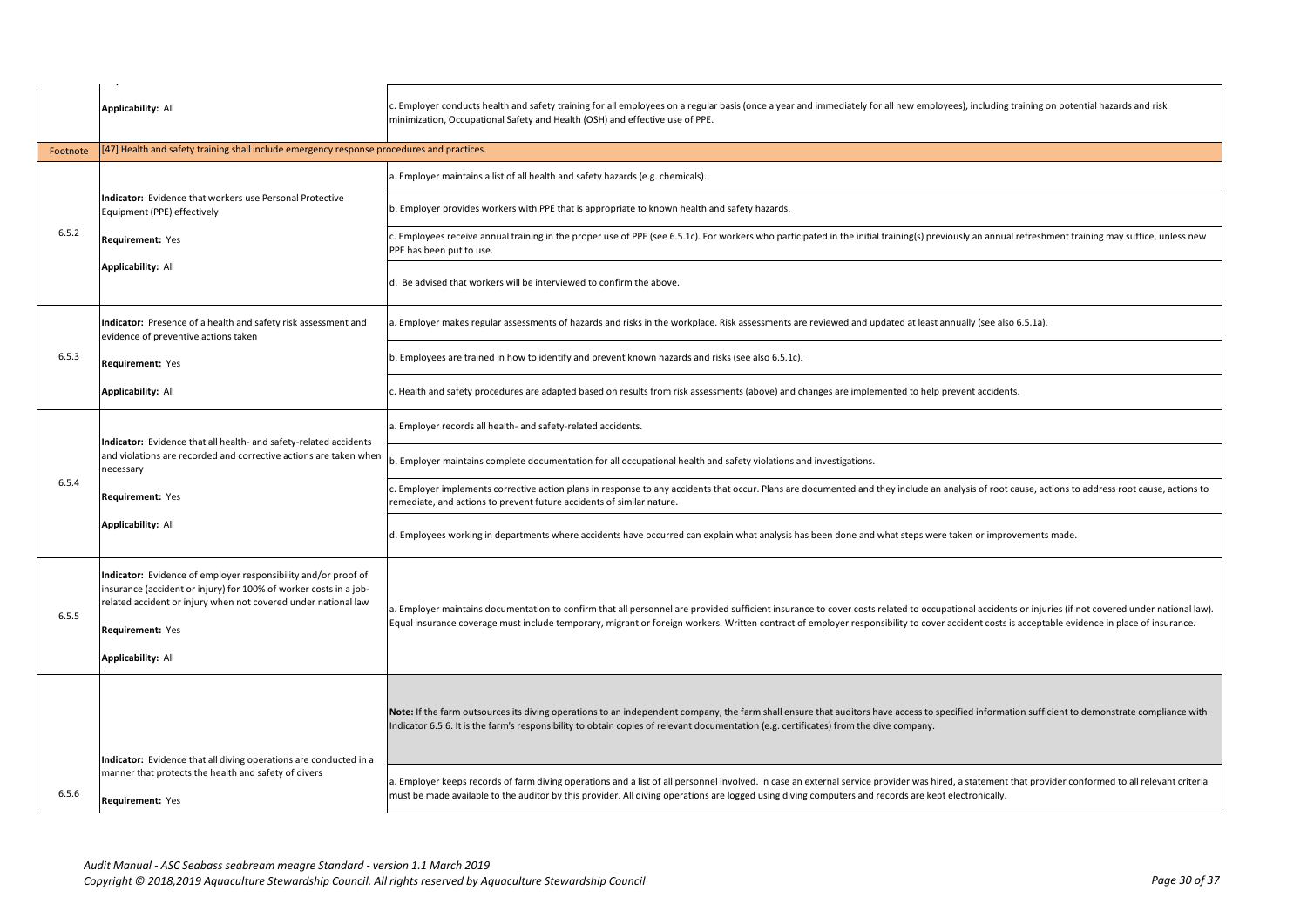| | | |
|---|---|---|
| | **Applicability:** All | c. Employer conducts health and safety training for all employees on a regular basis (once a year and immediately for all new employees), including training on potential hazards and risk minimization, Occupational Safety and Health (OSH) and effective use of PPE. |
| Footnote | [47] Health and safety training shall include emergency response procedures and practices. | |
| 6.5.2 | **Indicator:** Evidence that workers use Personal Protective Equipment (PPE) effectively<br><br>**Requirement:** Yes<br><br>**Applicability:** All | a. Employer maintains a list of all health and safety hazards (e.g. chemicals). |
| | | b. Employer provides workers with PPE that is appropriate to known health and safety hazards. |
| | | c. Employees receive annual training in the proper use of PPE (see 6.5.1c). For workers who participated in the initial training(s) previously an annual refreshment training may suffice, unless new PPE has been put to use. |
| | | d. Be advised that workers will be interviewed to confirm the above. |
| 6.5.3 | **Indicator:** Presence of a health and safety risk assessment and evidence of preventive actions taken<br><br>**Requirement:** Yes<br><br>**Applicability:** All | a. Employer makes regular assessments of hazards and risks in the workplace. Risk assessments are reviewed and updated at least annually (see also 6.5.1a). |
| | | b. Employees are trained in how to identify and prevent known hazards and risks (see also 6.5.1c). |
| | | c. Health and safety procedures are adapted based on results from risk assessments (above) and changes are implemented to help prevent accidents. |
| 6.5.4 | **Indicator:** Evidence that all health- and safety-related accidents and violations are recorded and corrective actions are taken when necessary<br><br>**Requirement:** Yes<br><br>**Applicability:** All | a. Employer records all health- and safety-related accidents. |
| | | b. Employer maintains complete documentation for all occupational health and safety violations and investigations. |
| | | c. Employer implements corrective action plans in response to any accidents that occur. Plans are documented and they include an analysis of root cause, actions to address root cause, actions to remediate, and actions to prevent future accidents of similar nature. |
| | | d. Employees working in departments where accidents have occurred can explain what analysis has been done and what steps were taken or improvements made. |
| 6.5.5 | **Indicator:** Evidence of employer responsibility and/or proof of insurance (accident or injury) for 100% of worker costs in a job-related accident or injury when not covered under national law<br><br>**Requirement:** Yes<br><br>**Applicability:** All | a. Employer maintains documentation to confirm that all personnel are provided sufficient insurance to cover costs related to occupational accidents or injuries (if not covered under national law). Equal insurance coverage must include temporary, migrant or foreign workers. Written contract of employer responsibility to cover accident costs is acceptable evidence in place of insurance. |
| 6.5.6 | **Indicator:** Evidence that all diving operations are conducted in a manner that protects the health and safety of divers<br><br>**Requirement:** Yes | **Note:** If the farm outsources its diving operations to an independent company, the farm shall ensure that auditors have access to specified information sufficient to demonstrate compliance with Indicator 6.5.6. It is the farm's responsibility to obtain copies of relevant documentation (e.g. certificates) from the dive company. |
| | | a. Employer keeps records of farm diving operations and a list of all personnel involved. In case an external service provider was hired, a statement that provider conformed to all relevant criteria must be made available to the auditor by this provider. All diving operations are logged using diving computers and records are kept electronically. |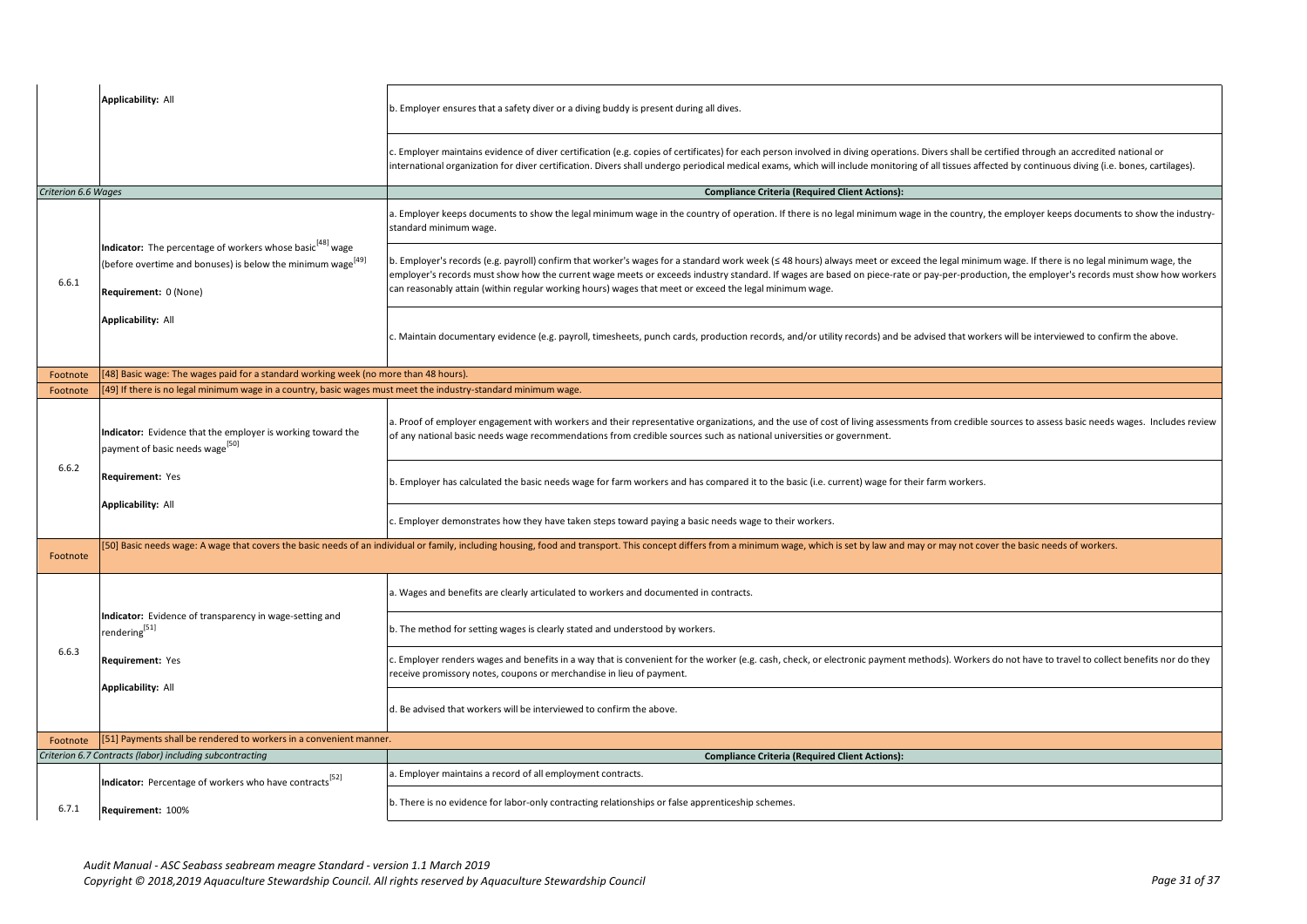| | | |
|---|---|---|
| | **Applicability:** All | b. Employer ensures that a safety diver or a diving buddy is present during all dives. |
| | | c. Employer maintains evidence of diver certification (e.g. copies of certificates) for each person involved in diving operations. Divers shall be certified through an accredited national or international organization for diver certification. Divers shall undergo periodical medical exams, which will include monitoring of all tissues affected by continuous diving (i.e. bones, cartilages). |
| *Criterion 6.6 Wages* | | **Compliance Criteria (Required Client Actions):** |
| 6.6.1 | **Indicator:** The percentage of workers whose basic[48] wage (before overtime and bonuses) is below the minimum wage[49]<br><br>**Requirement:** 0 (None)<br><br>**Applicability:** All | a. Employer keeps documents to show the legal minimum wage in the country of operation. If there is no legal minimum wage in the country, the employer keeps documents to show the industry-standard minimum wage. |
| | | b. Employer's records (e.g. payroll) confirm that worker's wages for a standard work week (≤ 48 hours) always meet or exceed the legal minimum wage. If there is no legal minimum wage, the employer's records must show how the current wage meets or exceeds industry standard. If wages are based on piece-rate or pay-per-production, the employer's records must show how workers can reasonably attain (within regular working hours) wages that meet or exceed the legal minimum wage. |
| | | c. Maintain documentary evidence (e.g. payroll, timesheets, punch cards, production records, and/or utility records) and be advised that workers will be interviewed to confirm the above. |
| Footnote | [48] Basic wage: The wages paid for a standard working week (no more than 48 hours). | |
| Footnote | [49] If there is no legal minimum wage in a country, basic wages must meet the industry-standard minimum wage. | |
| 6.6.2 | **Indicator:** Evidence that the employer is working toward the payment of basic needs wage[50]<br><br>**Requirement:** Yes<br><br>**Applicability:** All | a. Proof of employer engagement with workers and their representative organizations, and the use of cost of living assessments from credible sources to assess basic needs wages. Includes review of any national basic needs wage recommendations from credible sources such as national universities or government. |
| | | b. Employer has calculated the basic needs wage for farm workers and has compared it to the basic (i.e. current) wage for their farm workers. |
| | | c. Employer demonstrates how they have taken steps toward paying a basic needs wage to their workers. |
| Footnote | [50] Basic needs wage: A wage that covers the basic needs of an individual or family, including housing, food and transport. This concept differs from a minimum wage, which is set by law and may or may not cover the basic needs of workers. | |
| 6.6.3 | **Indicator:** Evidence of transparency in wage-setting and rendering[51]<br><br>**Requirement:** Yes<br><br>**Applicability:** All | a. Wages and benefits are clearly articulated to workers and documented in contracts. |
| | | b. The method for setting wages is clearly stated and understood by workers. |
| | | c. Employer renders wages and benefits in a way that is convenient for the worker (e.g. cash, check, or electronic payment methods). Workers do not have to travel to collect benefits nor do they receive promissory notes, coupons or merchandise in lieu of payment. |
| | | d. Be advised that workers will be interviewed to confirm the above. |
| Footnote | [51] Payments shall be rendered to workers in a convenient manner. | |
| *Criterion 6.7 Contracts (labor) including subcontracting* | | **Compliance Criteria (Required Client Actions):** |
| 6.7.1 | **Indicator:** Percentage of workers who have contracts[52]<br><br>**Requirement:** 100% | a. Employer maintains a record of all employment contracts. |
| | | b. There is no evidence for labor-only contracting relationships or false apprenticeship schemes. |

*Audit Manual - ASC Seabass seabream meagre Standard - version 1.1 March 2019*
*Copyright © 2018,2019 Aquaculture Stewardship Council. All rights reserved by Aquaculture Stewardship Council*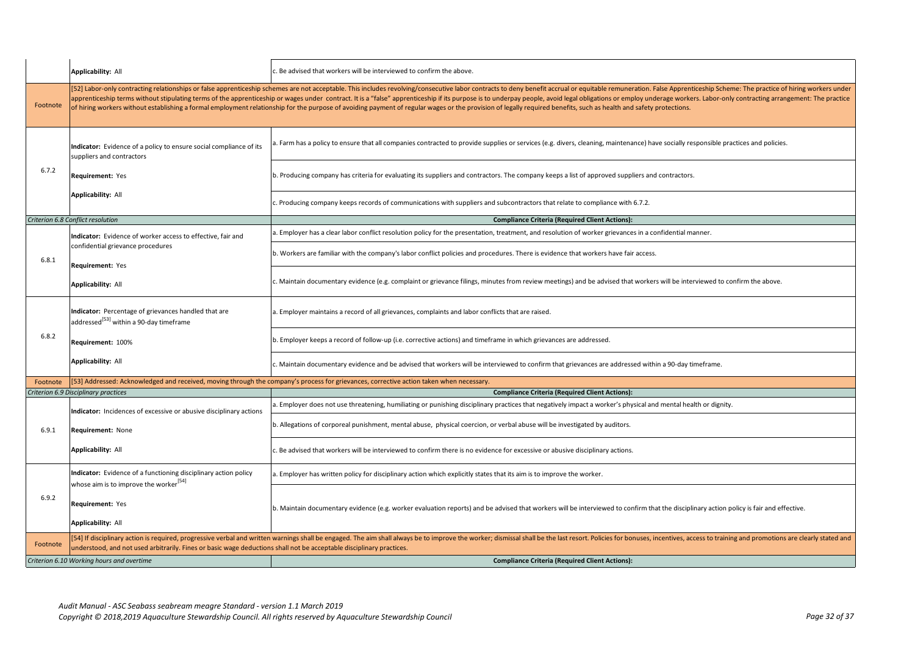| | | |
|---|---|---|
| | **Applicability:** All | c. Be advised that workers will be interviewed to confirm the above. |
| Footnote | [52] Labor-only contracting relationships or false apprenticeship schemes are not acceptable. This includes revolving/consecutive labor contracts to deny benefit accrual or equitable remuneration. False Apprenticeship Scheme: The practice of hiring workers under apprenticeship terms without stipulating terms of the apprenticeship or wages under contract. It is a "false" apprenticeship if its purpose is to underpay people, avoid legal obligations or employ underage workers. Labor-only contracting arrangement: The practice of hiring workers without establishing a formal employment relationship for the purpose of avoiding payment of regular wages or the provision of legally required benefits, such as health and safety protections. | |
| 6.7.2 | **Indicator:** Evidence of a policy to ensure social compliance of its suppliers and contractors<br><br>**Requirement:** Yes<br><br>**Applicability:** All | a. Farm has a policy to ensure that all companies contracted to provide supplies or services (e.g. divers, cleaning, maintenance) have socially responsible practices and policies. |
| | | b. Producing company has criteria for evaluating its suppliers and contractors. The company keeps a list of approved suppliers and contractors. |
| | | c. Producing company keeps records of communications with suppliers and subcontractors that relate to compliance with 6.7.2. |
| *Criterion 6.8 Conflict resolution* | | **Compliance Criteria (Required Client Actions):** |
| 6.8.1 | **Indicator:** Evidence of worker access to effective, fair and confidential grievance procedures<br><br>**Requirement:** Yes<br><br>**Applicability:** All | a. Employer has a clear labor conflict resolution policy for the presentation, treatment, and resolution of worker grievances in a confidential manner. |
| | | b. Workers are familiar with the company's labor conflict policies and procedures. There is evidence that workers have fair access. |
| | | c. Maintain documentary evidence (e.g. complaint or grievance filings, minutes from review meetings) and be advised that workers will be interviewed to confirm the above. |
| 6.8.2 | **Indicator:** Percentage of grievances handled that are addressed[53] within a 90-day timeframe<br><br>**Requirement:** 100%<br><br>**Applicability:** All | a. Employer maintains a record of all grievances, complaints and labor conflicts that are raised. |
| | | b. Employer keeps a record of follow-up (i.e. corrective actions) and timeframe in which grievances are addressed. |
| | | c. Maintain documentary evidence and be advised that workers will be interviewed to confirm that grievances are addressed within a 90-day timeframe. |
| Footnote | [53] Addressed: Acknowledged and received, moving through the company's process for grievances, corrective action taken when necessary. | |
| *Criterion 6.9 Disciplinary practices* | | **Compliance Criteria (Required Client Actions):** |
| 6.9.1 | **Indicator:** Incidences of excessive or abusive disciplinary actions<br><br>**Requirement:** None<br><br>**Applicability:** All | a. Employer does not use threatening, humiliating or punishing disciplinary practices that negatively impact a worker's physical and mental health or dignity. |
| | | b. Allegations of corporeal punishment, mental abuse, physical coercion, or verbal abuse will be investigated by auditors. |
| | | c. Be advised that workers will be interviewed to confirm there is no evidence for excessive or abusive disciplinary actions. |
| 6.9.2 | **Indicator:** Evidence of a functioning disciplinary action policy whose aim is to improve the worker[54]<br><br>**Requirement:** Yes<br><br>**Applicability:** All | a. Employer has written policy for disciplinary action which explicitly states that its aim is to improve the worker. |
| | | b. Maintain documentary evidence (e.g. worker evaluation reports) and be advised that workers will be interviewed to confirm that the disciplinary action policy is fair and effective. |
| Footnote | [54] If disciplinary action is required, progressive verbal and written warnings shall be engaged. The aim shall always be to improve the worker; dismissal shall be the last resort. Policies for bonuses, incentives, access to training and promotions are clearly stated and understood, and not used arbitrarily. Fines or basic wage deductions shall not be acceptable disciplinary practices. | |
| *Criterion 6.10 Working hours and overtime* | | **Compliance Criteria (Required Client Actions):** |

*Audit Manual - ASC Seabass seabream meagre Standard - version 1.1 March 2019*
*Copyright © 2018,2019 Aquaculture Stewardship Council. All rights reserved by Aquaculture Stewardship Council*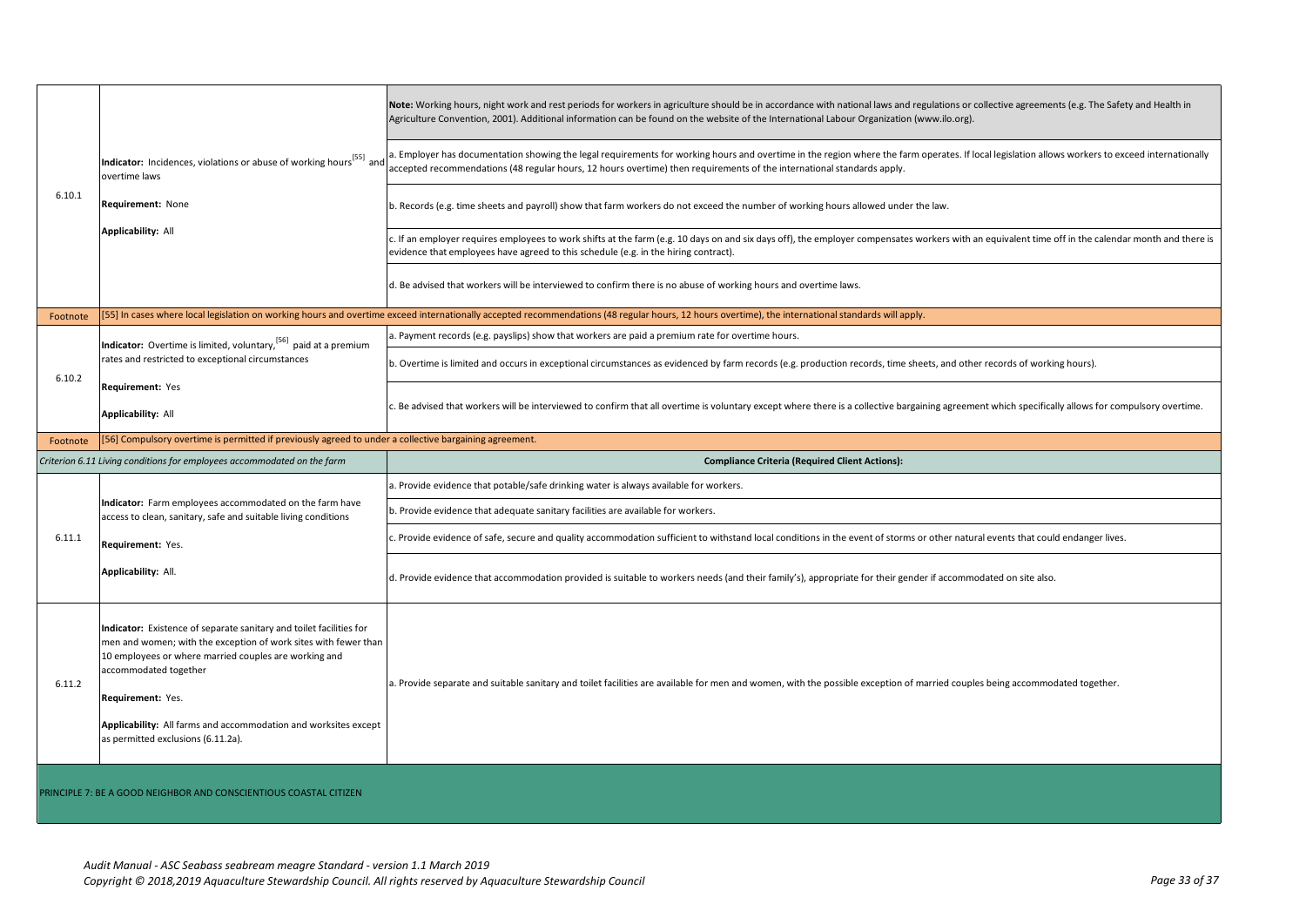| | | |
|---|---|---|
| 6.10.1 | **Indicator:** Incidences, violations or abuse of working hours[55] and overtime laws<br><br>**Requirement:** None<br><br>**Applicability:** All | **Note:** Working hours, night work and rest periods for workers in agriculture should be in accordance with national laws and regulations or collective agreements (e.g. The Safety and Health in Agriculture Convention, 2001). Additional information can be found on the website of the International Labour Organization (www.ilo.org). |
| | | a. Employer has documentation showing the legal requirements for working hours and overtime in the region where the farm operates. If local legislation allows workers to exceed internationally accepted recommendations (48 regular hours, 12 hours overtime) then requirements of the international standards apply. |
| | | b. Records (e.g. time sheets and payroll) show that farm workers do not exceed the number of working hours allowed under the law. |
| | | c. If an employer requires employees to work shifts at the farm (e.g. 10 days on and six days off), the employer compensates workers with an equivalent time off in the calendar month and there is evidence that employees have agreed to this schedule (e.g. in the hiring contract). |
| | | d. Be advised that workers will be interviewed to confirm there is no abuse of working hours and overtime laws. |
| Footnote | [55] In cases where local legislation on working hours and overtime exceed internationally accepted recommendations (48 regular hours, 12 hours overtime), the international standards will apply. | |
| 6.10.2 | **Indicator:** Overtime is limited, voluntary,[56] paid at a premium rates and restricted to exceptional circumstances<br><br>**Requirement:** Yes<br><br>**Applicability:** All | a. Payment records (e.g. payslips) show that workers are paid a premium rate for overtime hours. |
| | | b. Overtime is limited and occurs in exceptional circumstances as evidenced by farm records (e.g. production records, time sheets, and other records of working hours). |
| | | c. Be advised that workers will be interviewed to confirm that all overtime is voluntary except where there is a collective bargaining agreement which specifically allows for compulsory overtime. |
| Footnote | [56] Compulsory overtime is permitted if previously agreed to under a collective bargaining agreement. | |
| *Criterion 6.11 Living conditions for employees accommodated on the farm* | | **Compliance Criteria (Required Client Actions):** |
| 6.11.1 | **Indicator:** Farm employees accommodated on the farm have access to clean, sanitary, safe and suitable living conditions<br><br>**Requirement:** Yes.<br><br>**Applicability:** All. | a. Provide evidence that potable/safe drinking water is always available for workers. |
| | | b. Provide evidence that adequate sanitary facilities are available for workers. |
| | | c. Provide evidence of safe, secure and quality accommodation sufficient to withstand local conditions in the event of storms or other natural events that could endanger lives. |
| | | d. Provide evidence that accommodation provided is suitable to workers needs (and their family's), appropriate for their gender if accommodated on site also. |
| 6.11.2 | **Indicator:** Existence of separate sanitary and toilet facilities for men and women; with the exception of work sites with fewer than 10 employees or where married couples are working and accommodated together<br><br>**Requirement:** Yes.<br><br>**Applicability:** All farms and accommodation and worksites except as permitted exclusions (6.11.2a). | a. Provide separate and suitable sanitary and toilet facilities are available for men and women, with the possible exception of married couples being accommodated together. |

PRINCIPLE 7: BE A GOOD NEIGHBOR AND CONSCIENTIOUS COASTAL CITIZEN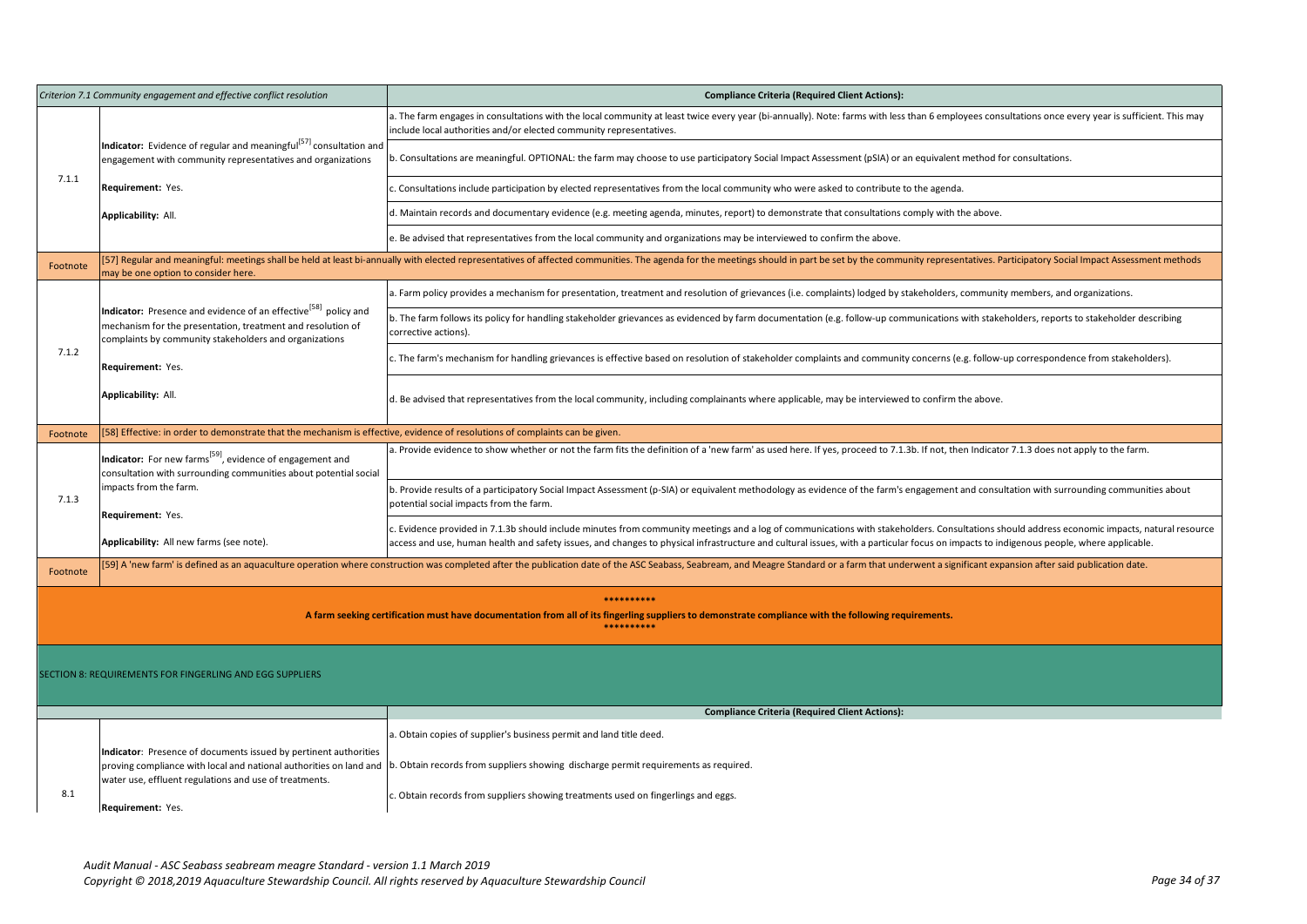| *Criterion 7.1 Community engagement and effective conflict resolution* | | **Compliance Criteria (Required Client Actions):** |
|---|---|---|
| 7.1.1 | **Indicator:** Evidence of regular and meaningful[57] consultation and engagement with community representatives and organizations<br><br>**Requirement:** Yes.<br><br>**Applicability:** All. | a. The farm engages in consultations with the local community at least twice every year (bi-annually). Note: farms with less than 6 employees consultations once every year is sufficient. This may include local authorities and/or elected community representatives. |
| | | b. Consultations are meaningful. OPTIONAL: the farm may choose to use participatory Social Impact Assessment (pSIA) or an equivalent method for consultations. |
| | | c. Consultations include participation by elected representatives from the local community who were asked to contribute to the agenda. |
| | | d. Maintain records and documentary evidence (e.g. meeting agenda, minutes, report) to demonstrate that consultations comply with the above. |
| | | e. Be advised that representatives from the local community and organizations may be interviewed to confirm the above. |
| Footnote | [57] Regular and meaningful: meetings shall be held at least bi-annually with elected representatives of affected communities. The agenda for the meetings should in part be set by the community representatives. Participatory Social Impact Assessment methods may be one option to consider here. | |
| 7.1.2 | **Indicator:** Presence and evidence of an effective[58] policy and mechanism for the presentation, treatment and resolution of complaints by community stakeholders and organizations<br><br>**Requirement:** Yes.<br><br>**Applicability:** All. | a. Farm policy provides a mechanism for presentation, treatment and resolution of grievances (i.e. complaints) lodged by stakeholders, community members, and organizations. |
| | | b. The farm follows its policy for handling stakeholder grievances as evidenced by farm documentation (e.g. follow-up communications with stakeholders, reports to stakeholder describing corrective actions). |
| | | c. The farm's mechanism for handling grievances is effective based on resolution of stakeholder complaints and community concerns (e.g. follow-up correspondence from stakeholders). |
| | | d. Be advised that representatives from the local community, including complainants where applicable, may be interviewed to confirm the above. |
| Footnote | [58] Effective: in order to demonstrate that the mechanism is effective, evidence of resolutions of complaints can be given. | |
| 7.1.3 | **Indicator:** For new farms[59], evidence of engagement and consultation with surrounding communities about potential social impacts from the farm.<br><br>**Requirement:** Yes.<br><br>**Applicability:** All new farms (see note). | a. Provide evidence to show whether or not the farm fits the definition of a 'new farm' as used here. If yes, proceed to 7.1.3b. If not, then Indicator 7.1.3 does not apply to the farm. |
| | | b. Provide results of a participatory Social Impact Assessment (p-SIA) or equivalent methodology as evidence of the farm's engagement and consultation with surrounding communities about potential social impacts from the farm. |
| | | c. Evidence provided in 7.1.3b should include minutes from community meetings and a log of communications with stakeholders. Consultations should address economic impacts, natural resource access and use, human health and safety issues, and changes to physical infrastructure and cultural issues, with a particular focus on impacts to indigenous people, where applicable. |
| Footnote | [59] A 'new farm' is defined as an aquaculture operation where construction was completed after the publication date of the ASC Seabass, Seabream, and Meagre Standard or a farm that underwent a significant expansion after said publication date. | |

\*\*\*\*\*\*\*\*\*\*

**A farm seeking certification must have documentation from all of its fingerling suppliers to demonstrate compliance with the following requirements.**

\*\*\*\*\*\*\*\*\*\*

## SECTION 8: REQUIREMENTS FOR FINGERLING AND EGG SUPPLIERS

| | | **Compliance Criteria (Required Client Actions):** |
|---|---|---|
| 8.1 | **Indicator**: Presence of documents issued by pertinent authorities proving compliance with local and national authorities on land and water use, effluent regulations and use of treatments.<br><br>**Requirement:** Yes. | a. Obtain copies of supplier's business permit and land title deed. |
| | | b. Obtain records from suppliers showing discharge permit requirements as required. |
| | | c. Obtain records from suppliers showing treatments used on fingerlings and eggs. |

*Audit Manual - ASC Seabass seabream meagre Standard - version 1.1 March 2019*
*Copyright © 2018,2019 Aquaculture Stewardship Council. All rights reserved by Aquaculture Stewardship Council*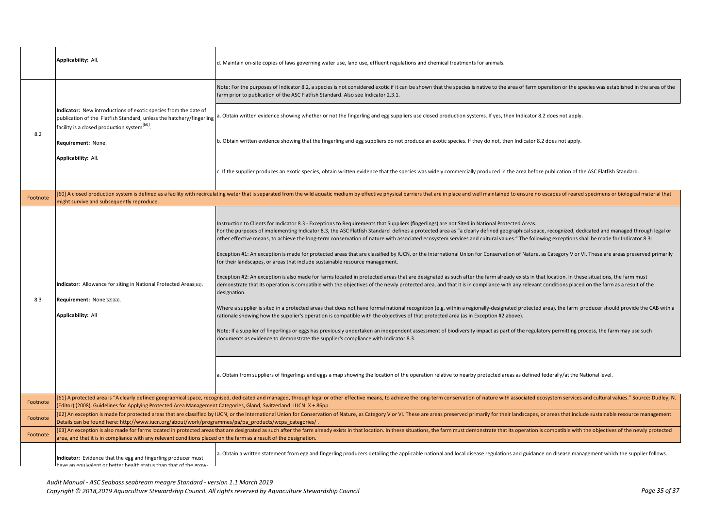| | | |
|---|---|---|
| | **Applicability:** All. | d. Maintain on-site copies of laws governing water use, land use, effluent regulations and chemical treatments for animals. |
| 8.2 | **Indicator:** New introductions of exotic species from the date of publication of the Flatfish Standard, unless the hatchery/fingerling facility is a closed production system[60].<br><br>**Requirement:** None.<br><br>**Applicability:** All. | Note: For the purposes of Indicator 8.2, a species is not considered exotic if it can be shown that the species is native to the area of farm operation or the species was established in the area of the farm prior to publication of the ASC Flatfish Standard. Also see Indicator 2.3.1. |
| | | a. Obtain written evidence showing whether or not the fingerling and egg suppliers use closed production systems. If yes, then Indicator 8.2 does not apply. |
| | | b. Obtain written evidence showing that the fingerling and egg suppliers do not produce an exotic species. If they do not, then Indicator 8.2 does not apply. |
| | | c. If the supplier produces an exotic species, obtain written evidence that the species was widely commercially produced in the area before publication of the ASC Flatfish Standard. |
| Footnote | [60] A closed production system is defined as a facility with recirculating water that is separated from the wild aquatic medium by effective physical barriers that are in place and well maintained to ensure no escapes of reared specimens or biological material that might survive and subsequently reproduce. | |
| 8.3 | **Indicator**: Allowance for siting in National Protected Areas[61].<br><br>**Requirement:** None[62][63].<br><br>**Applicability:** All | Instruction to Clients for Indicator 8.3 - Exceptions to Requirements that Suppliers (fingerlings) are not Sited in National Protected Areas.<br>For the purposes of implementing Indicator 8.3, the ASC Flatfish Standard defines a protected area as "a clearly defined geographical space, recognized, dedicated and managed through legal or other effective means, to achieve the long-term conservation of nature with associated ecosystem services and cultural values." The following exceptions shall be made for Indicator 8.3:<br><br>Exception #1: An exception is made for protected areas that are classified by IUCN, or the International Union for Conservation of Nature, as Category V or VI. These are areas preserved primarily for their landscapes, or areas that include sustainable resource management.<br><br>Exception #2: An exception is also made for farms located in protected areas that are designated as such after the farm already exists in that location. In these situations, the farm must demonstrate that its operation is compatible with the objectives of the newly protected area, and that it is in compliance with any relevant conditions placed on the farm as a result of the designation.<br><br>Where a supplier is sited in a protected areas that does not have formal national recognition (e.g. within a regionally-designated protected area), the farm producer should provide the CAB with a rationale showing how the supplier's operation is compatible with the objectives of that protected area (as in Exception #2 above).<br><br>Note: If a supplier of fingerlings or eggs has previously undertaken an independent assessment of biodiversity impact as part of the regulatory permitting process, the farm may use such documents as evidence to demonstrate the supplier's compliance with Indicator 8.3. |
| | | a. Obtain from suppliers of fingerlings and eggs a map showing the location of the operation relative to nearby protected areas as defined federally/at the National level. |
| Footnote | [61] A protected area is "A clearly defined geographical space, recognised, dedicated and managed, through legal or other effective means, to achieve the long-term conservation of nature with associated ecosystem services and cultural values." Source: Dudley, N. (Editor) (2008), Guidelines for Applying Protected Area Management Categories, Gland, Switzerland: IUCN. X + 86pp. | |
| Footnote | [62] An exception is made for protected areas that are classified by IUCN, or the International Union for Conservation of Nature, as Category V or VI. These are areas preserved primarily for their landscapes, or areas that include sustainable resource management. Details can be found here: http://www.iucn.org/about/work/programmes/pa/pa_products/wcpa_categories/ . | |
| Footnote | [63] An exception is also made for farms located in protected areas that are designated as such after the farm already exists in that location. In these situations, the farm must demonstrate that its operation is compatible with the objectives of the newly protected area, and that it is in compliance with any relevant conditions placed on the farm as a result of the designation. | |
| | **Indicator**: Evidence that the egg and fingerling producer must have an equivalent or better health status than that of the grow- | a. Obtain a written statement from egg and fingerling producers detailing the applicable national and local disease regulations and guidance on disease management which the supplier follows. |

*Audit Manual - ASC Seabass seabream meagre Standard - version 1.1 March 2019*
*Copyright © 2018,2019 Aquaculture Stewardship Council. All rights reserved by Aquaculture Stewardship Council*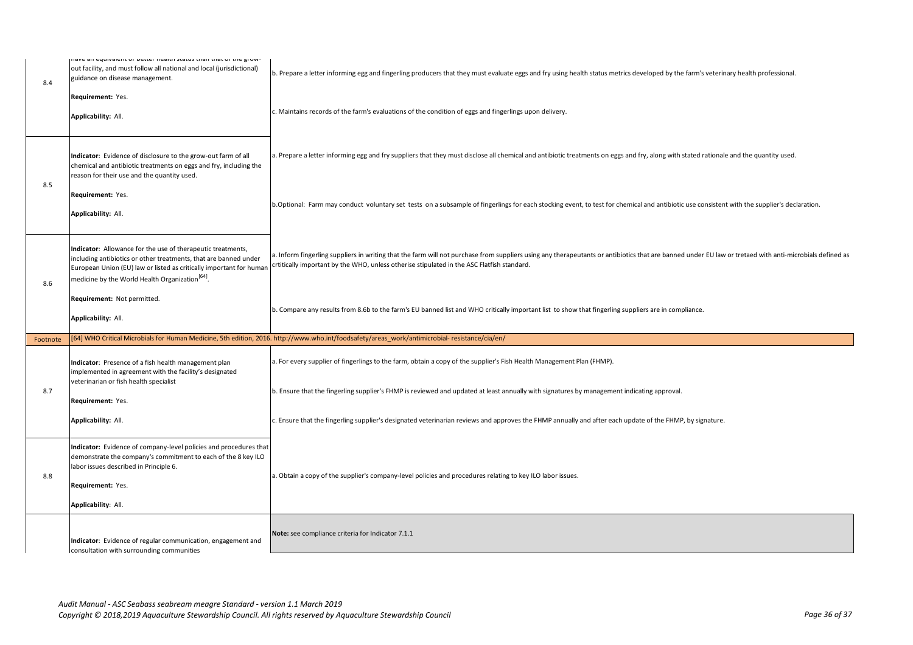| | | |
|---|---|---|
| 8.4 | have an equivalent or better health status than that of the grow-out facility, and must follow all national and local (jurisdictional) guidance on disease management.<br><br>**Requirement:** Yes.<br><br>**Applicability:** All. | b. Prepare a letter informing egg and fingerling producers that they must evaluate eggs and fry using health status metrics developed by the farm's veterinary health professional.<br><br>c. Maintains records of the farm's evaluations of the condition of eggs and fingerlings upon delivery. |
| 8.5 | **Indicator**: Evidence of disclosure to the grow-out farm of all chemical and antibiotic treatments on eggs and fry, including the reason for their use and the quantity used.<br><br>**Requirement:** Yes.<br><br>**Applicability:** All. | a. Prepare a letter informing egg and fry suppliers that they must disclose all chemical and antibiotic treatments on eggs and fry, along with stated rationale and the quantity used.<br><br>b.Optional: Farm may conduct voluntary set tests on a subsample of fingerlings for each stocking event, to test for chemical and antibiotic use consistent with the supplier's declaration. |
| 8.6 | **Indicator**: Allowance for the use of therapeutic treatments, including antibiotics or other treatments, that are banned under European Union (EU) law or listed as critically important for human medicine by the World Health Organization[64].<br><br>**Requirement:** Not permitted.<br><br>**Applicability:** All. | a. Inform fingerling suppliers in writing that the farm will not purchase from suppliers using any therapeutants or antibiotics that are banned under EU law or tretaed with anti-microbials defined as crtitically important by the WHO, unless otherise stipulated in the ASC Flatfish standard.<br><br>b. Compare any results from 8.6b to the farm's EU banned list and WHO critically important list to show that fingerling suppliers are in compliance. |
| Footnote | [64] WHO Critical Microbials for Human Medicine, 5th edition, 2016. http://www.who.int/foodsafety/areas_work/antimicrobial- resistance/cia/en/ | |
| 8.7 | **Indicator**: Presence of a fish health management plan implemented in agreement with the facility's designated veterinarian or fish health specialist<br><br>**Requirement:** Yes.<br><br>**Applicability:** All. | a. For every supplier of fingerlings to the farm, obtain a copy of the supplier's Fish Health Management Plan (FHMP).<br><br>b. Ensure that the fingerling supplier's FHMP is reviewed and updated at least annually with signatures by management indicating approval.<br><br>c. Ensure that the fingerling supplier's designated veterinarian reviews and approves the FHMP annually and after each update of the FHMP, by signature. |
| 8.8 | **Indicator:** Evidence of company-level policies and procedures that demonstrate the company's commitment to each of the 8 key ILO labor issues described in Principle 6.<br><br>**Requirement:** Yes.<br><br>**Applicability**: All. | a. Obtain a copy of the supplier's company-level policies and procedures relating to key ILO labor issues. |
| | **Indicator**: Evidence of regular communication, engagement and consultation with surrounding communities | **Note:** see compliance criteria for Indicator 7.1.1 |

*Audit Manual - ASC Seabass seabream meagre Standard - version 1.1 March 2019*
*Copyright © 2018,2019 Aquaculture Stewardship Council. All rights reserved by Aquaculture Stewardship Council*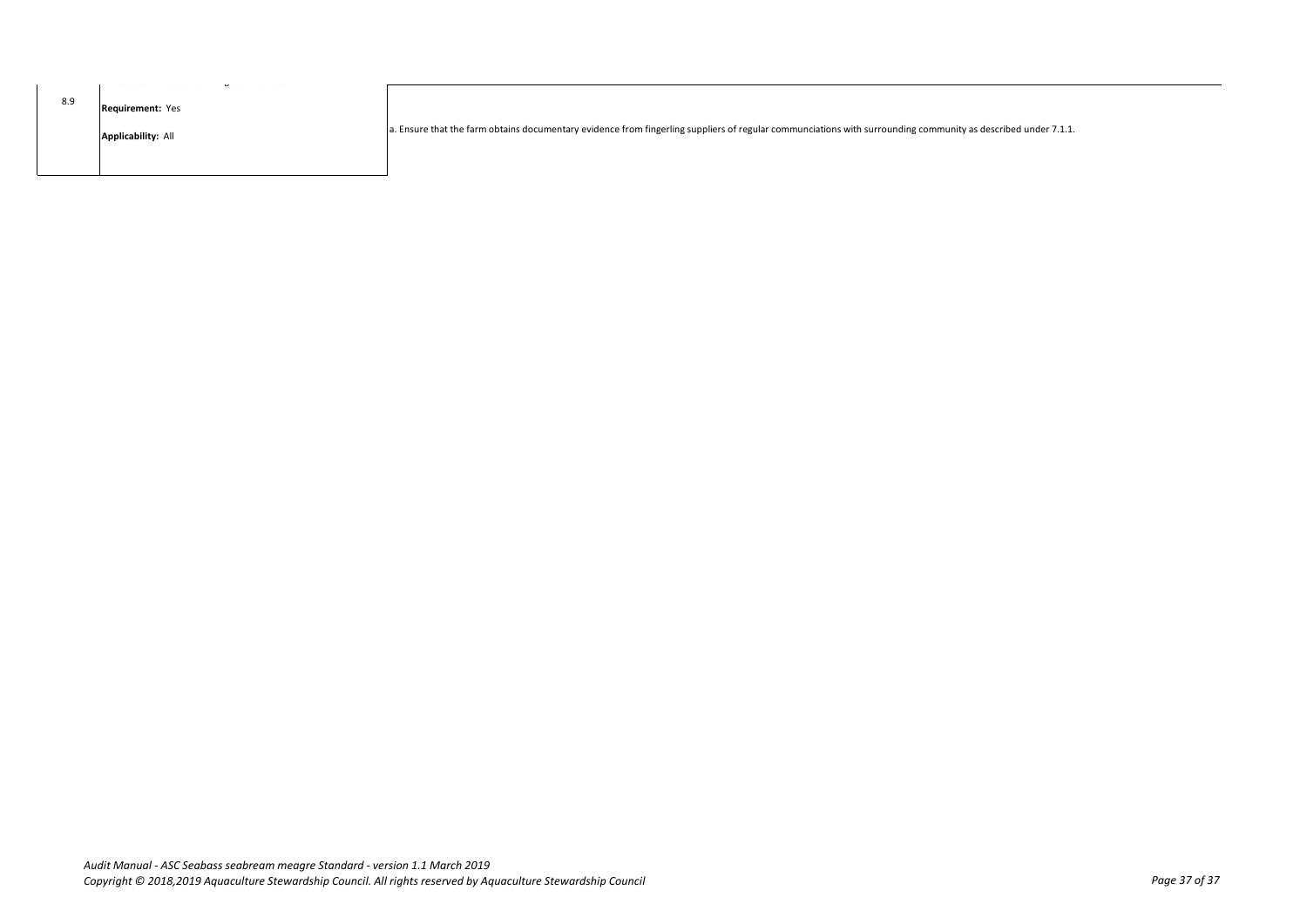| | | |
|---|---|---|
| 8.9 | **Requirement:** Yes<br><br>**Applicability:** All | a. Ensure that the farm obtains documentary evidence from fingerling suppliers of regular communciations with surrounding community as described under 7.1.1. |